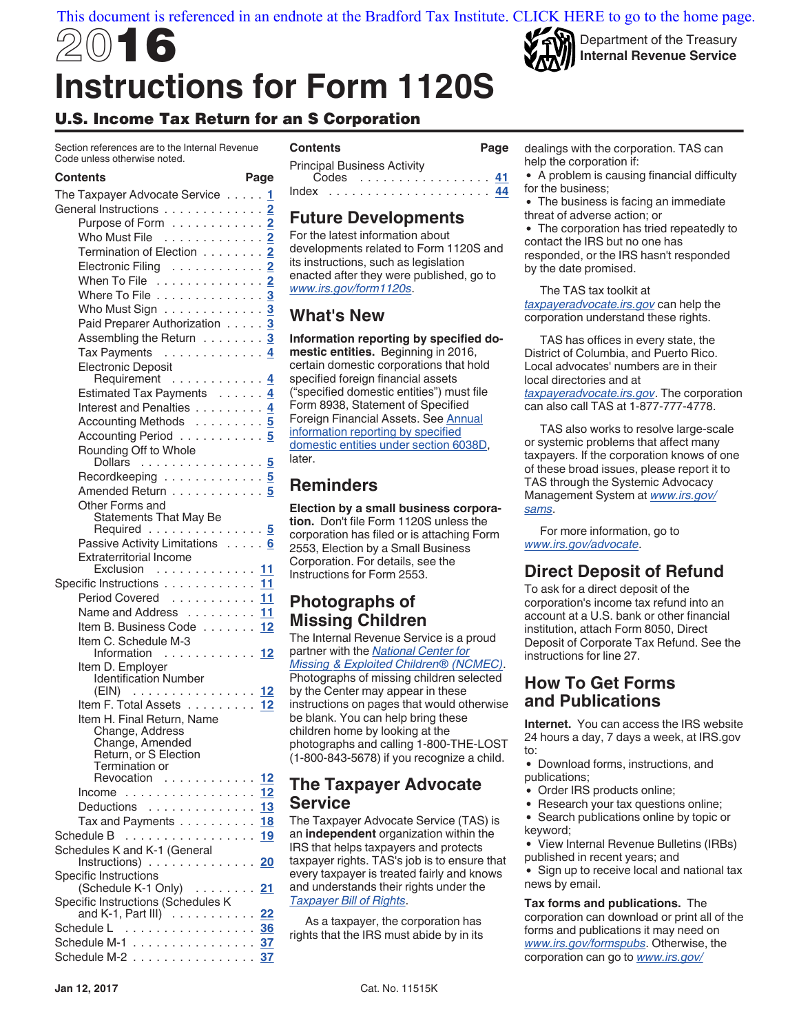This document is referenced in an endnote at the Bradford Tax Institute. CLICK HERE to go to the home page.

# 2016 Instructions for Form 1120S

Department of the Treasury
Internal Revenue Service

## U.S. Income Tax Return for an S Corporation

Section references are to the Internal Revenue Code unless otherwise noted.

| Contents | Page |
|---|---|
| The Taxpayer Advocate Service | 1 |
| General Instructions | 2 |
| Purpose of Form | 2 |
| Who Must File | 2 |
| Termination of Election | 2 |
| Electronic Filing | 2 |
| When To File | 2 |
| Where To File | 3 |
| Who Must Sign | 3 |
| Paid Preparer Authorization | 3 |
| Assembling the Return | 3 |
| Tax Payments | 4 |
| Electronic Deposit Requirement | 4 |
| Estimated Tax Payments | 4 |
| Interest and Penalties | 4 |
| Accounting Methods | 5 |
| Accounting Period | 5 |
| Rounding Off to Whole Dollars | 5 |
| Recordkeeping | 5 |
| Amended Return | 5 |
| Other Forms and Statements That May Be Required | 5 |
| Passive Activity Limitations | 6 |
| Extraterritorial Income Exclusion | 11 |
| Specific Instructions | 11 |
| Period Covered | 11 |
| Name and Address | 11 |
| Item B. Business Code | 12 |
| Item C. Schedule M-3 Information | 12 |
| Item D. Employer Identification Number (EIN) | 12 |
| Item F. Total Assets | 12 |
| Item H. Final Return, Name Change, Address Change, Amended Return, or S Election Termination or Revocation | 12 |
| Income | 12 |
| Deductions | 13 |
| Tax and Payments | 18 |
| Schedule B | 19 |
| Schedules K and K-1 (General Instructions) | 20 |
| Specific Instructions (Schedule K-1 Only) | 21 |
| Specific Instructions (Schedules K and K-1, Part III) | 22 |
| Schedule L | 36 |
| Schedule M-1 | 37 |
| Schedule M-2 | 37 |
| Principal Business Activity Codes | 41 |
| Index | 44 |

## Future Developments

For the latest information about developments related to Form 1120S and its instructions, such as legislation enacted after they were published, go to *www.irs.gov/form1120s*.

## What's New

**Information reporting by specified domestic entities.** Beginning in 2016, certain domestic corporations that hold specified foreign financial assets ("specified domestic entities") must file Form 8938, Statement of Specified Foreign Financial Assets. See Annual information reporting by specified domestic entities under section 6038D, later.

## Reminders

**Election by a small business corporation.** Don't file Form 1120S unless the corporation has filed or is attaching Form 2553, Election by a Small Business Corporation. For details, see the Instructions for Form 2553.

## Photographs of Missing Children

The Internal Revenue Service is a proud partner with the *National Center for Missing & Exploited Children® (NCMEC)*. Photographs of missing children selected by the Center may appear in these instructions on pages that would otherwise be blank. You can help bring these children home by looking at the photographs and calling 1-800-THE-LOST (1-800-843-5678) if you recognize a child.

## The Taxpayer Advocate Service

The Taxpayer Advocate Service (TAS) is an **independent** organization within the IRS that helps taxpayers and protects taxpayer rights. TAS's job is to ensure that every taxpayer is treated fairly and knows and understands their rights under the *Taxpayer Bill of Rights*.

As a taxpayer, the corporation has rights that the IRS must abide by in its dealings with the corporation. TAS can help the corporation if:

- A problem is causing financial difficulty for the business;
- The business is facing an immediate threat of adverse action; or
- The corporation has tried repeatedly to contact the IRS but no one has responded, or the IRS hasn't responded by the date promised.

The TAS tax toolkit at *taxpayeradvocate.irs.gov* can help the corporation understand these rights.

TAS has offices in every state, the District of Columbia, and Puerto Rico. Local advocates' numbers are in their local directories and at *taxpayeradvocate.irs.gov*. The corporation can also call TAS at 1-877-777-4778.

TAS also works to resolve large-scale or systemic problems that affect many taxpayers. If the corporation knows of one of these broad issues, please report it to TAS through the Systemic Advocacy Management System at *www.irs.gov/sams*.

For more information, go to *www.irs.gov/advocate*.

## Direct Deposit of Refund

To ask for a direct deposit of the corporation's income tax refund into an account at a U.S. bank or other financial institution, attach Form 8050, Direct Deposit of Corporate Tax Refund. See the instructions for line 27.

## How To Get Forms and Publications

**Internet.** You can access the IRS website 24 hours a day, 7 days a week, at IRS.gov to:

- Download forms, instructions, and publications;
- Order IRS products online;
- Research your tax questions online;
- Search publications online by topic or keyword;
- View Internal Revenue Bulletins (IRBs) published in recent years; and
- Sign up to receive local and national tax news by email.

**Tax forms and publications.** The corporation can download or print all of the forms and publications it may need on *www.irs.gov/formspubs*. Otherwise, the corporation can go to *www.irs.gov/*

Jan 12, 2017 Cat. No. 11515K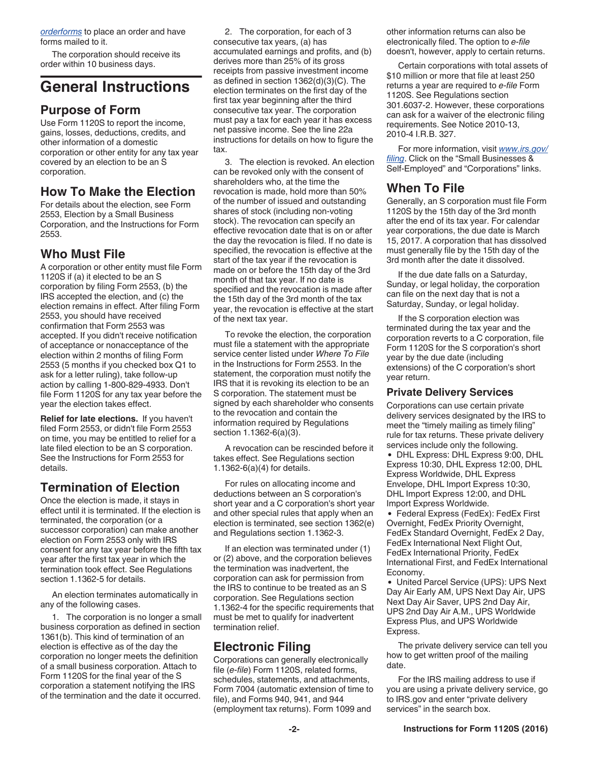*orderforms* to place an order and have forms mailed to it.

The corporation should receive its order within 10 business days.

# General Instructions

## Purpose of Form

Use Form 1120S to report the income, gains, losses, deductions, credits, and other information of a domestic corporation or other entity for any tax year covered by an election to be an S corporation.

## How To Make the Election

For details about the election, see Form 2553, Election by a Small Business Corporation, and the Instructions for Form 2553.

## Who Must File

A corporation or other entity must file Form 1120S if (a) it elected to be an S corporation by filing Form 2553, (b) the IRS accepted the election, and (c) the election remains in effect. After filing Form 2553, you should have received confirmation that Form 2553 was accepted. If you didn't receive notification of acceptance or nonacceptance of the election within 2 months of filing Form 2553 (5 months if you checked box Q1 to ask for a letter ruling), take follow-up action by calling 1-800-829-4933. Don't file Form 1120S for any tax year before the year the election takes effect.

**Relief for late elections.** If you haven't filed Form 2553, or didn't file Form 2553 on time, you may be entitled to relief for a late filed election to be an S corporation. See the Instructions for Form 2553 for details.

## Termination of Election

Once the election is made, it stays in effect until it is terminated. If the election is terminated, the corporation (or a successor corporation) can make another election on Form 2553 only with IRS consent for any tax year before the fifth tax year after the first tax year in which the termination took effect. See Regulations section 1.1362-5 for details.

An election terminates automatically in any of the following cases.

1. The corporation is no longer a small business corporation as defined in section 1361(b). This kind of termination of an election is effective as of the day the corporation no longer meets the definition of a small business corporation. Attach to Form 1120S for the final year of the S corporation a statement notifying the IRS of the termination and the date it occurred.

2. The corporation, for each of 3 consecutive tax years, (a) has accumulated earnings and profits, and (b) derives more than 25% of its gross receipts from passive investment income as defined in section 1362(d)(3)(C). The election terminates on the first day of the first tax year beginning after the third consecutive tax year. The corporation must pay a tax for each year it has excess net passive income. See the line 22a instructions for details on how to figure the tax.

3. The election is revoked. An election can be revoked only with the consent of shareholders who, at the time the revocation is made, hold more than 50% of the number of issued and outstanding shares of stock (including non-voting stock). The revocation can specify an effective revocation date that is on or after the day the revocation is filed. If no date is specified, the revocation is effective at the start of the tax year if the revocation is made on or before the 15th day of the 3rd month of that tax year. If no date is specified and the revocation is made after the 15th day of the 3rd month of the tax year, the revocation is effective at the start of the next tax year.

To revoke the election, the corporation must file a statement with the appropriate service center listed under *Where To File* in the Instructions for Form 2553. In the statement, the corporation must notify the IRS that it is revoking its election to be an S corporation. The statement must be signed by each shareholder who consents to the revocation and contain the information required by Regulations section 1.1362-6(a)(3).

A revocation can be rescinded before it takes effect. See Regulations section 1.1362-6(a)(4) for details.

For rules on allocating income and deductions between an S corporation's short year and a C corporation's short year and other special rules that apply when an election is terminated, see section 1362(e) and Regulations section 1.1362-3.

If an election was terminated under (1) or (2) above, and the corporation believes the termination was inadvertent, the corporation can ask for permission from the IRS to continue to be treated as an S corporation. See Regulations section 1.1362-4 for the specific requirements that must be met to qualify for inadvertent termination relief.

## Electronic Filing

Corporations can generally electronically file (*e-file*) Form 1120S, related forms, schedules, statements, and attachments, Form 7004 (automatic extension of time to file), and Forms 940, 941, and 944 (employment tax returns). Form 1099 and other information returns can also be electronically filed. The option to *e-file* doesn't, however, apply to certain returns.

Certain corporations with total assets of $10 million or more that file at least 250 returns a year are required to *e-file* Form 1120S. See Regulations section 301.6037-2. However, these corporations can ask for a waiver of the electronic filing requirements. See Notice 2010-13, 2010-4 I.R.B. 327.

For more information, visit *www.irs.gov/filing*. Click on the “Small Businesses & Self-Employed” and “Corporations” links.

## When To File

Generally, an S corporation must file Form 1120S by the 15th day of the 3rd month after the end of its tax year. For calendar year corporations, the due date is March 15, 2017. A corporation that has dissolved must generally file by the 15th day of the 3rd month after the date it dissolved.

If the due date falls on a Saturday, Sunday, or legal holiday, the corporation can file on the next day that is not a Saturday, Sunday, or legal holiday.

If the S corporation election was terminated during the tax year and the corporation reverts to a C corporation, file Form 1120S for the S corporation's short year by the due date (including extensions) of the C corporation's short year return.

### Private Delivery Services

Corporations can use certain private delivery services designated by the IRS to meet the “timely mailing as timely filing” rule for tax returns. These private delivery services include only the following.

- DHL Express: DHL Express 9:00, DHL Express 10:30, DHL Express 12:00, DHL Express Worldwide, DHL Express Envelope, DHL Import Express 10:30, DHL Import Express 12:00, and DHL Import Express Worldwide.
- Federal Express (FedEx): FedEx First Overnight, FedEx Priority Overnight, FedEx Standard Overnight, FedEx 2 Day, FedEx International Next Flight Out, FedEx International Priority, FedEx International First, and FedEx International Economy.
- United Parcel Service (UPS): UPS Next Day Air Early AM, UPS Next Day Air, UPS Next Day Air Saver, UPS 2nd Day Air, UPS 2nd Day Air A.M., UPS Worldwide Express Plus, and UPS Worldwide Express.

The private delivery service can tell you how to get written proof of the mailing date.

For the IRS mailing address to use if you are using a private delivery service, go to IRS.gov and enter “private delivery services” in the search box.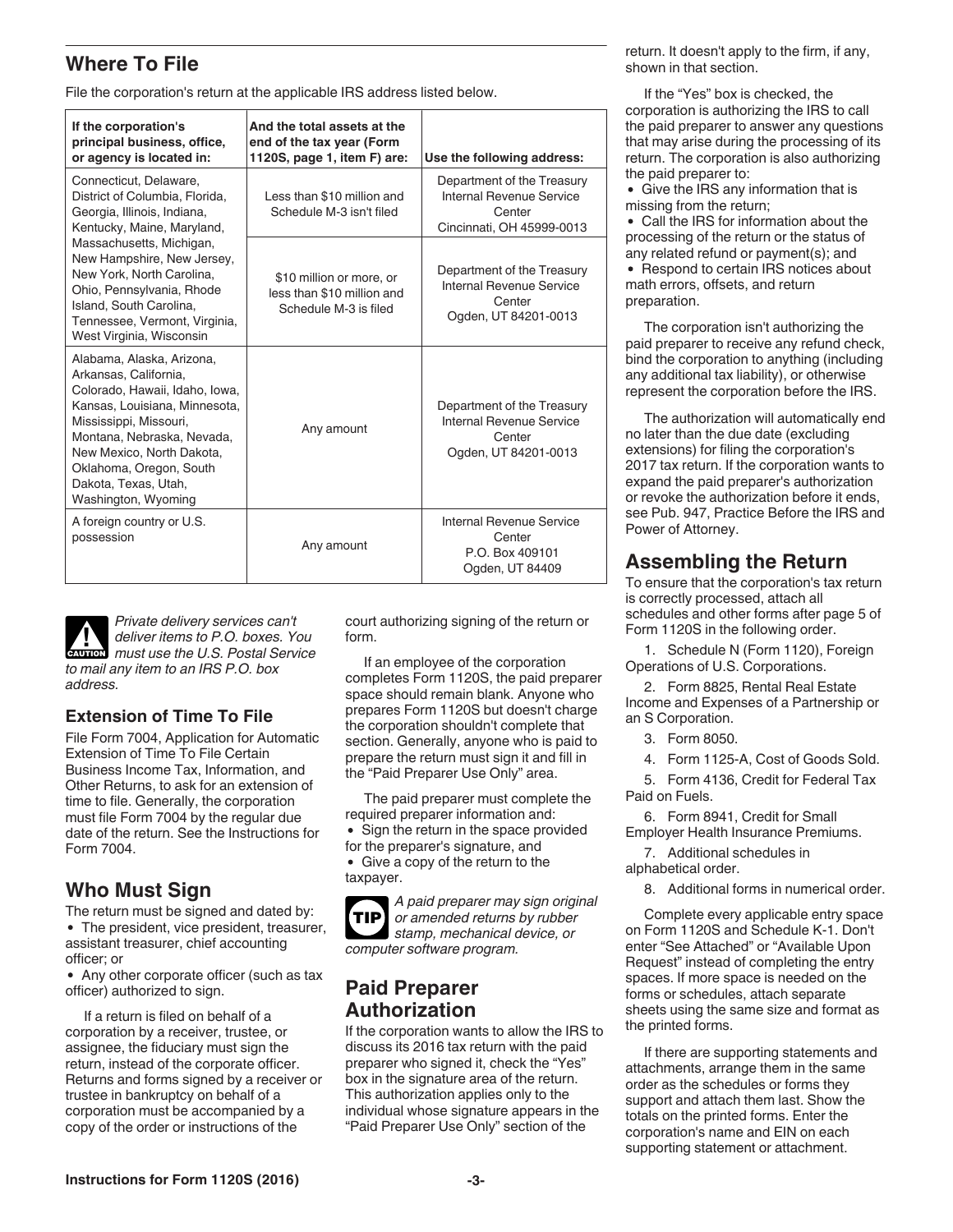## Where To File

File the corporation's return at the applicable IRS address listed below.

| If the corporation's principal business, office, or agency is located in: | And the total assets at the end of the tax year (Form 1120S, page 1, item F) are: | Use the following address: |
|---|---|---|
| Connecticut, Delaware, District of Columbia, Florida, Georgia, Illinois, Indiana, Kentucky, Maine, Maryland, Massachusetts, Michigan, New Hampshire, New Jersey, New York, North Carolina, Ohio, Pennsylvania, Rhode Island, South Carolina, Tennessee, Vermont, Virginia, West Virginia, Wisconsin | Less than $10 million and Schedule M-3 isn't filed | Department of the Treasury Internal Revenue Service Center Cincinnati, OH 45999-0013 |
| | $10 million or more, or less than $10 million and Schedule M-3 is filed | Department of the Treasury Internal Revenue Service Center Ogden, UT 84201-0013 |
| Alabama, Alaska, Arizona, Arkansas, California, Colorado, Hawaii, Idaho, Iowa, Kansas, Louisiana, Minnesota, Mississippi, Missouri, Montana, Nebraska, Nevada, New Mexico, North Dakota, Oklahoma, Oregon, South Dakota, Texas, Utah, Washington, Wyoming | Any amount | Department of the Treasury Internal Revenue Service Center Ogden, UT 84201-0013 |
| A foreign country or U.S. possession | Any amount | Internal Revenue Service Center P.O. Box 409101 Ogden, UT 84409 |

**CAUTION** *Private delivery services can't deliver items to P.O. boxes. You must use the U.S. Postal Service to mail any item to an IRS P.O. box address.*

### Extension of Time To File

File Form 7004, Application for Automatic Extension of Time To File Certain Business Income Tax, Information, and Other Returns, to ask for an extension of time to file. Generally, the corporation must file Form 7004 by the regular due date of the return. See the Instructions for Form 7004.

## Who Must Sign

The return must be signed and dated by:

- The president, vice president, treasurer, assistant treasurer, chief accounting officer; or
- Any other corporate officer (such as tax officer) authorized to sign.

If a return is filed on behalf of a corporation by a receiver, trustee, or assignee, the fiduciary must sign the return, instead of the corporate officer. Returns and forms signed by a receiver or trustee in bankruptcy on behalf of a corporation must be accompanied by a copy of the order or instructions of the court authorizing signing of the return or form.

If an employee of the corporation completes Form 1120S, the paid preparer space should remain blank. Anyone who prepares Form 1120S but doesn't charge the corporation shouldn't complete that section. Generally, anyone who is paid to prepare the return must sign it and fill in the "Paid Preparer Use Only" area.

The paid preparer must complete the required preparer information and:

- Sign the return in the space provided for the preparer's signature, and
- Give a copy of the return to the taxpayer.

**TIP** *A paid preparer may sign original or amended returns by rubber stamp, mechanical device, or computer software program.*

## Paid Preparer Authorization

If the corporation wants to allow the IRS to discuss its 2016 tax return with the paid preparer who signed it, check the "Yes" box in the signature area of the return. This authorization applies only to the individual whose signature appears in the "Paid Preparer Use Only" section of the return. It doesn't apply to the firm, if any, shown in that section.

If the "Yes" box is checked, the corporation is authorizing the IRS to call the paid preparer to answer any questions that may arise during the processing of its return. The corporation is also authorizing the paid preparer to:

- Give the IRS any information that is missing from the return;
- Call the IRS for information about the processing of the return or the status of any related refund or payment(s); and
- Respond to certain IRS notices about math errors, offsets, and return preparation.

The corporation isn't authorizing the paid preparer to receive any refund check, bind the corporation to anything (including any additional tax liability), or otherwise represent the corporation before the IRS.

The authorization will automatically end no later than the due date (excluding extensions) for filing the corporation's 2017 tax return. If the corporation wants to expand the paid preparer's authorization or revoke the authorization before it ends, see Pub. 947, Practice Before the IRS and Power of Attorney.

## Assembling the Return

To ensure that the corporation's tax return is correctly processed, attach all schedules and other forms after page 5 of Form 1120S in the following order.

1. Schedule N (Form 1120), Foreign Operations of U.S. Corporations.
2. Form 8825, Rental Real Estate Income and Expenses of a Partnership or an S Corporation.
3. Form 8050.
4. Form 1125-A, Cost of Goods Sold.
5. Form 4136, Credit for Federal Tax Paid on Fuels.
6. Form 8941, Credit for Small Employer Health Insurance Premiums.
7. Additional schedules in alphabetical order.
8. Additional forms in numerical order.

Complete every applicable entry space on Form 1120S and Schedule K-1. Don't enter "See Attached" or "Available Upon Request" instead of completing the entry spaces. If more space is needed on the forms or schedules, attach separate sheets using the same size and format as the printed forms.

If there are supporting statements and attachments, arrange them in the same order as the schedules or forms they support and attach them last. Show the totals on the printed forms. Enter the corporation's name and EIN on each supporting statement or attachment.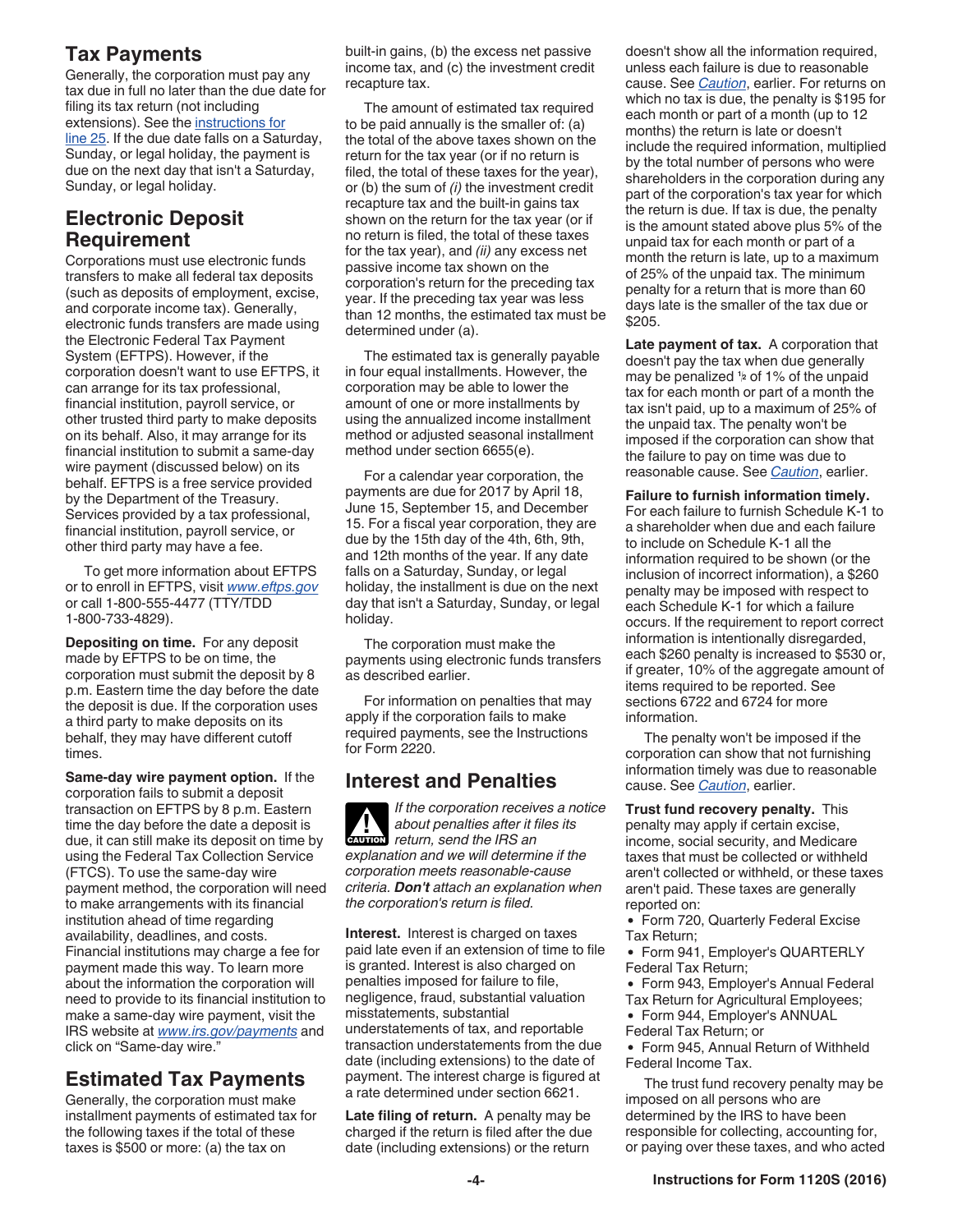## Tax Payments

Generally, the corporation must pay any tax due in full no later than the due date for filing its tax return (not including extensions). See the instructions for line 25. If the due date falls on a Saturday, Sunday, or legal holiday, the payment is due on the next day that isn't a Saturday, Sunday, or legal holiday.

## Electronic Deposit Requirement

Corporations must use electronic funds transfers to make all federal tax deposits (such as deposits of employment, excise, and corporate income tax). Generally, electronic funds transfers are made using the Electronic Federal Tax Payment System (EFTPS). However, if the corporation doesn't want to use EFTPS, it can arrange for its tax professional, financial institution, payroll service, or other trusted third party to make deposits on its behalf. Also, it may arrange for its financial institution to submit a same-day wire payment (discussed below) on its behalf. EFTPS is a free service provided by the Department of the Treasury. Services provided by a tax professional, financial institution, payroll service, or other third party may have a fee.

To get more information about EFTPS or to enroll in EFTPS, visit *www.eftps.gov* or call 1-800-555-4477 (TTY/TDD 1-800-733-4829).

**Depositing on time.** For any deposit made by EFTPS to be on time, the corporation must submit the deposit by 8 p.m. Eastern time the day before the date the deposit is due. If the corporation uses a third party to make deposits on its behalf, they may have different cutoff times.

**Same-day wire payment option.** If the corporation fails to submit a deposit transaction on EFTPS by 8 p.m. Eastern time the day before the date a deposit is due, it can still make its deposit on time by using the Federal Tax Collection Service (FTCS). To use the same-day wire payment method, the corporation will need to make arrangements with its financial institution ahead of time regarding availability, deadlines, and costs. Financial institutions may charge a fee for payment made this way. To learn more about the information the corporation will need to provide to its financial institution to make a same-day wire payment, visit the IRS website at *www.irs.gov/payments* and click on "Same-day wire."

## Estimated Tax Payments

Generally, the corporation must make installment payments of estimated tax for the following taxes if the total of these taxes is $500 or more: (a) the tax on built-in gains, (b) the excess net passive income tax, and (c) the investment credit recapture tax.

The amount of estimated tax required to be paid annually is the smaller of: (a) the total of the above taxes shown on the return for the tax year (or if no return is filed, the total of these taxes for the year), or (b) the sum of *(i)* the investment credit recapture tax and the built-in gains tax shown on the return for the tax year (or if no return is filed, the total of these taxes for the tax year), and *(ii)* any excess net passive income tax shown on the corporation's return for the preceding tax year. If the preceding tax year was less than 12 months, the estimated tax must be determined under (a).

The estimated tax is generally payable in four equal installments. However, the corporation may be able to lower the amount of one or more installments by using the annualized income installment method or adjusted seasonal installment method under section 6655(e).

For a calendar year corporation, the payments are due for 2017 by April 18, June 15, September 15, and December 15. For a fiscal year corporation, they are due by the 15th day of the 4th, 6th, 9th, and 12th months of the year. If any date falls on a Saturday, Sunday, or legal holiday, the installment is due on the next day that isn't a Saturday, Sunday, or legal holiday.

The corporation must make the payments using electronic funds transfers as described earlier.

For information on penalties that may apply if the corporation fails to make required payments, see the Instructions for Form 2220.

## Interest and Penalties

CAUTION: *If the corporation receives a notice about penalties after it files its return, send the IRS an explanation and we will determine if the corporation meets reasonable-cause criteria.* ***Don't*** *attach an explanation when the corporation's return is filed.*

**Interest.** Interest is charged on taxes paid late even if an extension of time to file is granted. Interest is also charged on penalties imposed for failure to file, negligence, fraud, substantial valuation misstatements, substantial understatements of tax, and reportable transaction understatements from the due date (including extensions) to the date of payment. The interest charge is figured at a rate determined under section 6621.

**Late filing of return.** A penalty may be charged if the return is filed after the due date (including extensions) or the return doesn't show all the information required, unless each failure is due to reasonable cause. See *Caution*, earlier. For returns on which no tax is due, the penalty is $195 for each month or part of a month (up to 12 months) the return is late or doesn't include the required information, multiplied by the total number of persons who were shareholders in the corporation during any part of the corporation's tax year for which the return is due. If tax is due, the penalty is the amount stated above plus 5% of the unpaid tax for each month or part of a month the return is late, up to a maximum of 25% of the unpaid tax. The minimum penalty for a return that is more than 60 days late is the smaller of the tax due or $205.

**Late payment of tax.** A corporation that doesn't pay the tax when due generally may be penalized ½ of 1% of the unpaid tax for each month or part of a month the tax isn't paid, up to a maximum of 25% of the unpaid tax. The penalty won't be imposed if the corporation can show that the failure to pay on time was due to reasonable cause. See *Caution*, earlier.

**Failure to furnish information timely.** For each failure to furnish Schedule K-1 to a shareholder when due and each failure to include on Schedule K-1 all the information required to be shown (or the inclusion of incorrect information), a $260 penalty may be imposed with respect to each Schedule K-1 for which a failure occurs. If the requirement to report correct information is intentionally disregarded, each $260 penalty is increased to $530 or, if greater, 10% of the aggregate amount of items required to be reported. See sections 6722 and 6724 for more information.

The penalty won't be imposed if the corporation can show that not furnishing information timely was due to reasonable cause. See *Caution*, earlier.

**Trust fund recovery penalty.** This penalty may apply if certain excise, income, social security, and Medicare taxes that must be collected or withheld aren't collected or withheld, or these taxes aren't paid. These taxes are generally reported on:

- Form 720, Quarterly Federal Excise Tax Return;
- Form 941, Employer's QUARTERLY Federal Tax Return;
- Form 943, Employer's Annual Federal Tax Return for Agricultural Employees;
- Form 944, Employer's ANNUAL Federal Tax Return; or
- Form 945, Annual Return of Withheld Federal Income Tax.

The trust fund recovery penalty may be imposed on all persons who are determined by the IRS to have been responsible for collecting, accounting for, or paying over these taxes, and who acted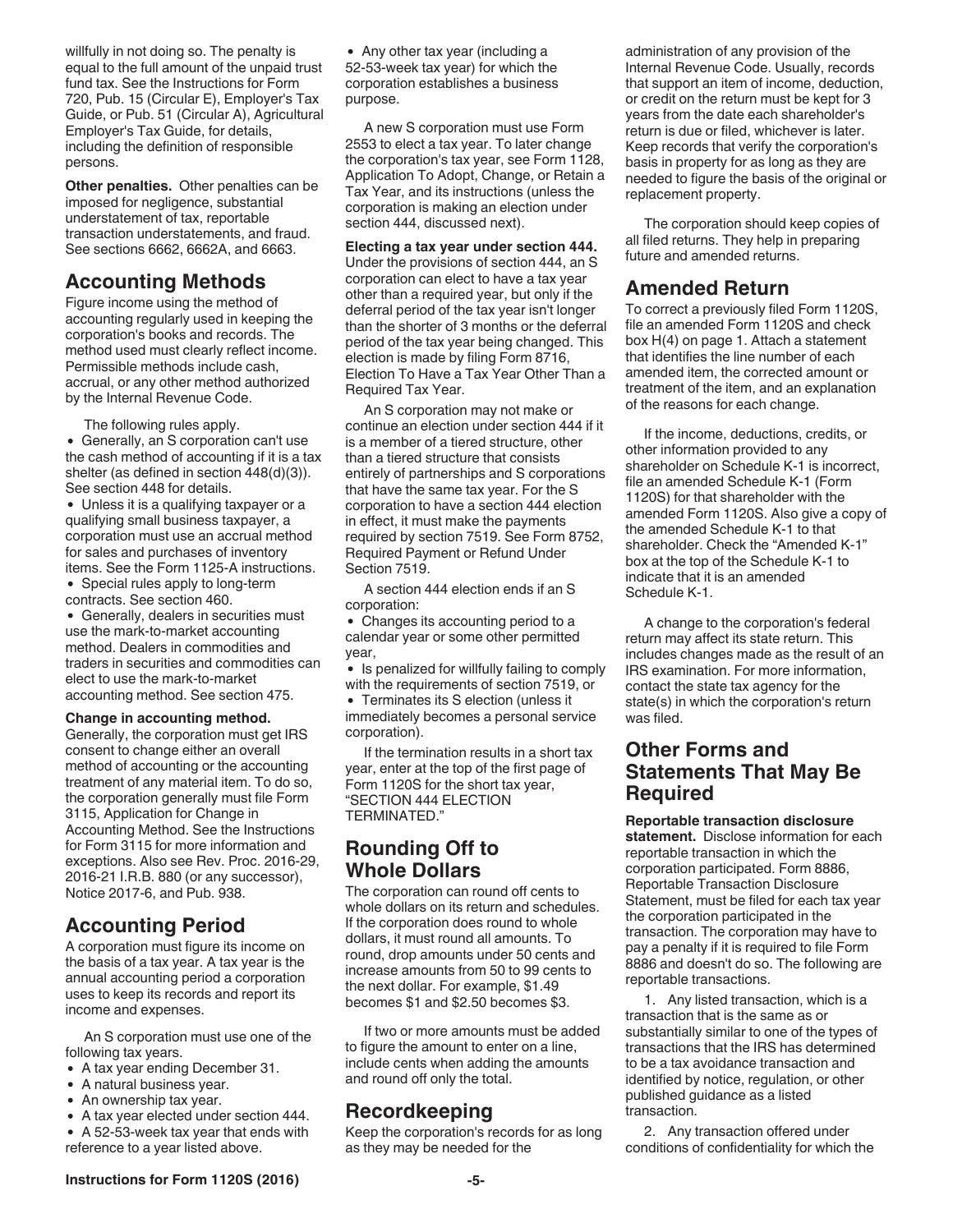willfully in not doing so. The penalty is equal to the full amount of the unpaid trust fund tax. See the Instructions for Form 720, Pub. 15 (Circular E), Employer's Tax Guide, or Pub. 51 (Circular A), Agricultural Employer's Tax Guide, for details, including the definition of responsible persons.

**Other penalties.** Other penalties can be imposed for negligence, substantial understatement of tax, reportable transaction understatements, and fraud. See sections 6662, 6662A, and 6663.

## Accounting Methods

Figure income using the method of accounting regularly used in keeping the corporation's books and records. The method used must clearly reflect income. Permissible methods include cash, accrual, or any other method authorized by the Internal Revenue Code.

The following rules apply.

- Generally, an S corporation can't use the cash method of accounting if it is a tax shelter (as defined in section 448(d)(3)). See section 448 for details.
- Unless it is a qualifying taxpayer or a qualifying small business taxpayer, a corporation must use an accrual method for sales and purchases of inventory items. See the Form 1125-A instructions.
- Special rules apply to long-term contracts. See section 460.
- Generally, dealers in securities must use the mark-to-market accounting method. Dealers in commodities and traders in securities and commodities can elect to use the mark-to-market accounting method. See section 475.

**Change in accounting method.** Generally, the corporation must get IRS consent to change either an overall method of accounting or the accounting treatment of any material item. To do so, the corporation generally must file Form 3115, Application for Change in Accounting Method. See the Instructions for Form 3115 for more information and exceptions. Also see Rev. Proc. 2016-29, 2016-21 I.R.B. 880 (or any successor), Notice 2017-6, and Pub. 938.

## Accounting Period

A corporation must figure its income on the basis of a tax year. A tax year is the annual accounting period a corporation uses to keep its records and report its income and expenses.

An S corporation must use one of the following tax years.

- A tax year ending December 31.
- A natural business year.
- An ownership tax year.
- A tax year elected under section 444.
- A 52-53-week tax year that ends with reference to a year listed above.
- Any other tax year (including a 52-53-week tax year) for which the corporation establishes a business purpose.

A new S corporation must use Form 2553 to elect a tax year. To later change the corporation's tax year, see Form 1128, Application To Adopt, Change, or Retain a Tax Year, and its instructions (unless the corporation is making an election under section 444, discussed next).

**Electing a tax year under section 444.** Under the provisions of section 444, an S corporation can elect to have a tax year other than a required year, but only if the deferral period of the tax year isn't longer than the shorter of 3 months or the deferral period of the tax year being changed. This election is made by filing Form 8716, Election To Have a Tax Year Other Than a Required Tax Year.

An S corporation may not make or continue an election under section 444 if it is a member of a tiered structure, other than a tiered structure that consists entirely of partnerships and S corporations that have the same tax year. For the S corporation to have a section 444 election in effect, it must make the payments required by section 7519. See Form 8752, Required Payment or Refund Under Section 7519.

A section 444 election ends if an S corporation:

- Changes its accounting period to a calendar year or some other permitted year,
- Is penalized for willfully failing to comply with the requirements of section 7519, or
- Terminates its S election (unless it immediately becomes a personal service corporation).

If the termination results in a short tax year, enter at the top of the first page of Form 1120S for the short tax year, "SECTION 444 ELECTION TERMINATED."

## Rounding Off to Whole Dollars

The corporation can round off cents to whole dollars on its return and schedules. If the corporation does round to whole dollars, it must round all amounts. To round, drop amounts under 50 cents and increase amounts from 50 to 99 cents to the next dollar. For example, $1.49 becomes $1 and $2.50 becomes $3.

If two or more amounts must be added to figure the amount to enter on a line, include cents when adding the amounts and round off only the total.

## Recordkeeping

Keep the corporation's records for as long as they may be needed for the administration of any provision of the Internal Revenue Code. Usually, records that support an item of income, deduction, or credit on the return must be kept for 3 years from the date each shareholder's return is due or filed, whichever is later. Keep records that verify the corporation's basis in property for as long as they are needed to figure the basis of the original or replacement property.

The corporation should keep copies of all filed returns. They help in preparing future and amended returns.

## Amended Return

To correct a previously filed Form 1120S, file an amended Form 1120S and check box H(4) on page 1. Attach a statement that identifies the line number of each amended item, the corrected amount or treatment of the item, and an explanation of the reasons for each change.

If the income, deductions, credits, or other information provided to any shareholder on Schedule K-1 is incorrect, file an amended Schedule K-1 (Form 1120S) for that shareholder with the amended Form 1120S. Also give a copy of the amended Schedule K-1 to that shareholder. Check the "Amended K-1" box at the top of the Schedule K-1 to indicate that it is an amended Schedule K-1.

A change to the corporation's federal return may affect its state return. This includes changes made as the result of an IRS examination. For more information, contact the state tax agency for the state(s) in which the corporation's return was filed.

## Other Forms and Statements That May Be Required

**Reportable transaction disclosure statement.** Disclose information for each reportable transaction in which the corporation participated. Form 8886, Reportable Transaction Disclosure Statement, must be filed for each tax year the corporation participated in the transaction. The corporation may have to pay a penalty if it is required to file Form 8886 and doesn't do so. The following are reportable transactions.

1. Any listed transaction, which is a transaction that is the same as or substantially similar to one of the types of transactions that the IRS has determined to be a tax avoidance transaction and identified by notice, regulation, or other published guidance as a listed transaction.

2. Any transaction offered under conditions of confidentiality for which the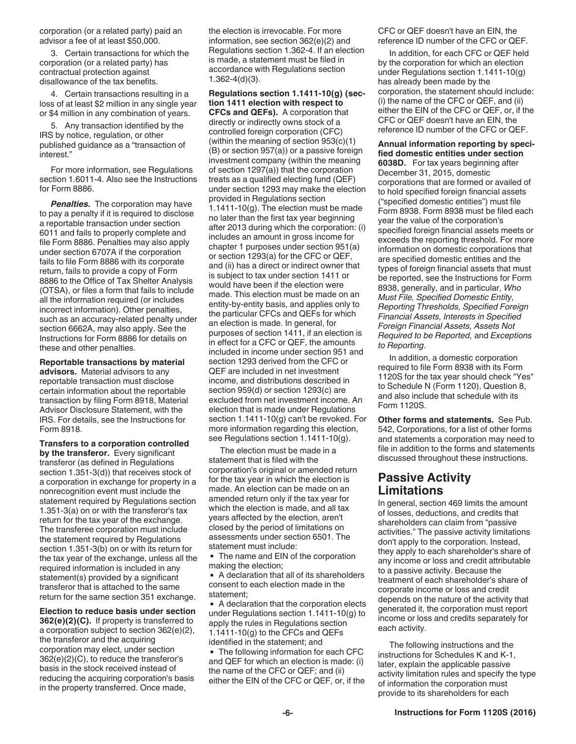corporation (or a related party) paid an advisor a fee of at least $50,000.

3. Certain transactions for which the corporation (or a related party) has contractual protection against disallowance of the tax benefits.

4. Certain transactions resulting in a loss of at least $2 million in any single year or $4 million in any combination of years.

5. Any transaction identified by the IRS by notice, regulation, or other published guidance as a "transaction of interest."

For more information, see Regulations section 1.6011-4. Also see the Instructions for Form 8886.

***Penalties.*** The corporation may have to pay a penalty if it is required to disclose a reportable transaction under section 6011 and fails to properly complete and file Form 8886. Penalties may also apply under section 6707A if the corporation fails to file Form 8886 with its corporate return, fails to provide a copy of Form 8886 to the Office of Tax Shelter Analysis (OTSA), or files a form that fails to include all the information required (or includes incorrect information). Other penalties, such as an accuracy-related penalty under section 6662A, may also apply. See the Instructions for Form 8886 for details on these and other penalties.

**Reportable transactions by material advisors.** Material advisors to any reportable transaction must disclose certain information about the reportable transaction by filing Form 8918, Material Advisor Disclosure Statement, with the IRS. For details, see the Instructions for Form 8918.

**Transfers to a corporation controlled by the transferor.** Every significant transferor (as defined in Regulations section 1.351-3(d)) that receives stock of a corporation in exchange for property in a nonrecognition event must include the statement required by Regulations section 1.351-3(a) on or with the transferor's tax return for the tax year of the exchange. The transferee corporation must include the statement required by Regulations section 1.351-3(b) on or with its return for the tax year of the exchange, unless all the required information is included in any statement(s) provided by a significant transferor that is attached to the same return for the same section 351 exchange.

**Election to reduce basis under section 362(e)(2)(C).** If property is transferred to a corporation subject to section 362(e)(2), the transferor and the acquiring corporation may elect, under section 362(e)(2)(C), to reduce the transferor's basis in the stock received instead of reducing the acquiring corporation's basis in the property transferred. Once made, the election is irrevocable. For more information, see section 362(e)(2) and Regulations section 1.362-4. If an election is made, a statement must be filed in accordance with Regulations section 1.362-4(d)(3).

**Regulations section 1.1411-10(g) (section 1411 election with respect to CFCs and QEFs).** A corporation that directly or indirectly owns stock of a controlled foreign corporation (CFC) (within the meaning of section 953(c)(1)(B) or section 957(a)) or a passive foreign investment company (within the meaning of section 1297(a)) that the corporation treats as a qualified electing fund (QEF) under section 1293 may make the election provided in Regulations section 1.1411-10(g). The election must be made no later than the first tax year beginning after 2013 during which the corporation: (i) includes an amount in gross income for chapter 1 purposes under section 951(a) or section 1293(a) for the CFC or QEF, and (ii) has a direct or indirect owner that is subject to tax under section 1411 or would have been if the election were made. This election must be made on an entity-by-entity basis, and applies only to the particular CFCs and QEFs for which an election is made. In general, for purposes of section 1411, if an election is in effect for a CFC or QEF, the amounts included in income under section 951 and section 1293 derived from the CFC or QEF are included in net investment income, and distributions described in section 959(d) or section 1293(c) are excluded from net investment income. An election that is made under Regulations section 1.1411-10(g) can't be revoked. For more information regarding this election, see Regulations section 1.1411-10(g).

The election must be made in a statement that is filed with the corporation's original or amended return for the tax year in which the election is made. An election can be made on an amended return only if the tax year for which the election is made, and all tax years affected by the election, aren't closed by the period of limitations on assessments under section 6501. The statement must include:

- The name and EIN of the corporation making the election;
- A declaration that all of its shareholders consent to each election made in the statement;
- A declaration that the corporation elects under Regulations section 1.1411-10(g) to apply the rules in Regulations section 1.1411-10(g) to the CFCs and QEFs identified in the statement; and
- The following information for each CFC and QEF for which an election is made: (i) the name of the CFC or QEF; and (ii) either the EIN of the CFC or QEF, or, if the CFC or QEF doesn't have an EIN, the reference ID number of the CFC or QEF.

In addition, for each CFC or QEF held by the corporation for which an election under Regulations section 1.1411-10(g) has already been made by the corporation, the statement should include: (i) the name of the CFC or QEF, and (ii) either the EIN of the CFC or QEF, or, if the CFC or QEF doesn't have an EIN, the reference ID number of the CFC or QEF.

**Annual information reporting by specified domestic entities under section 6038D.** For tax years beginning after December 31, 2015, domestic corporations that are formed or availed of to hold specified foreign financial assets ("specified domestic entities") must file Form 8938. Form 8938 must be filed each year the value of the corporation's specified foreign financial assets meets or exceeds the reporting threshold. For more information on domestic corporations that are specified domestic entities and the types of foreign financial assets that must be reported, see the Instructions for Form 8938, generally, and in particular, *Who Must File, Specified Domestic Entity, Reporting Thresholds, Specified Foreign Financial Assets, Interests in Specified Foreign Financial Assets, Assets Not Required to be Reported,* and *Exceptions to Reporting*.

In addition, a domestic corporation required to file Form 8938 with its Form 1120S for the tax year should check "Yes" to Schedule N (Form 1120), Question 8, and also include that schedule with its Form 1120S.

**Other forms and statements.** See Pub. 542, Corporations, for a list of other forms and statements a corporation may need to file in addition to the forms and statements discussed throughout these instructions.

## Passive Activity Limitations

In general, section 469 limits the amount of losses, deductions, and credits that shareholders can claim from "passive activities." The passive activity limitations don't apply to the corporation. Instead, they apply to each shareholder's share of any income or loss and credit attributable to a passive activity. Because the treatment of each shareholder's share of corporate income or loss and credit depends on the nature of the activity that generated it, the corporation must report income or loss and credits separately for each activity.

The following instructions and the instructions for Schedules K and K-1, later, explain the applicable passive activity limitation rules and specify the type of information the corporation must provide to its shareholders for each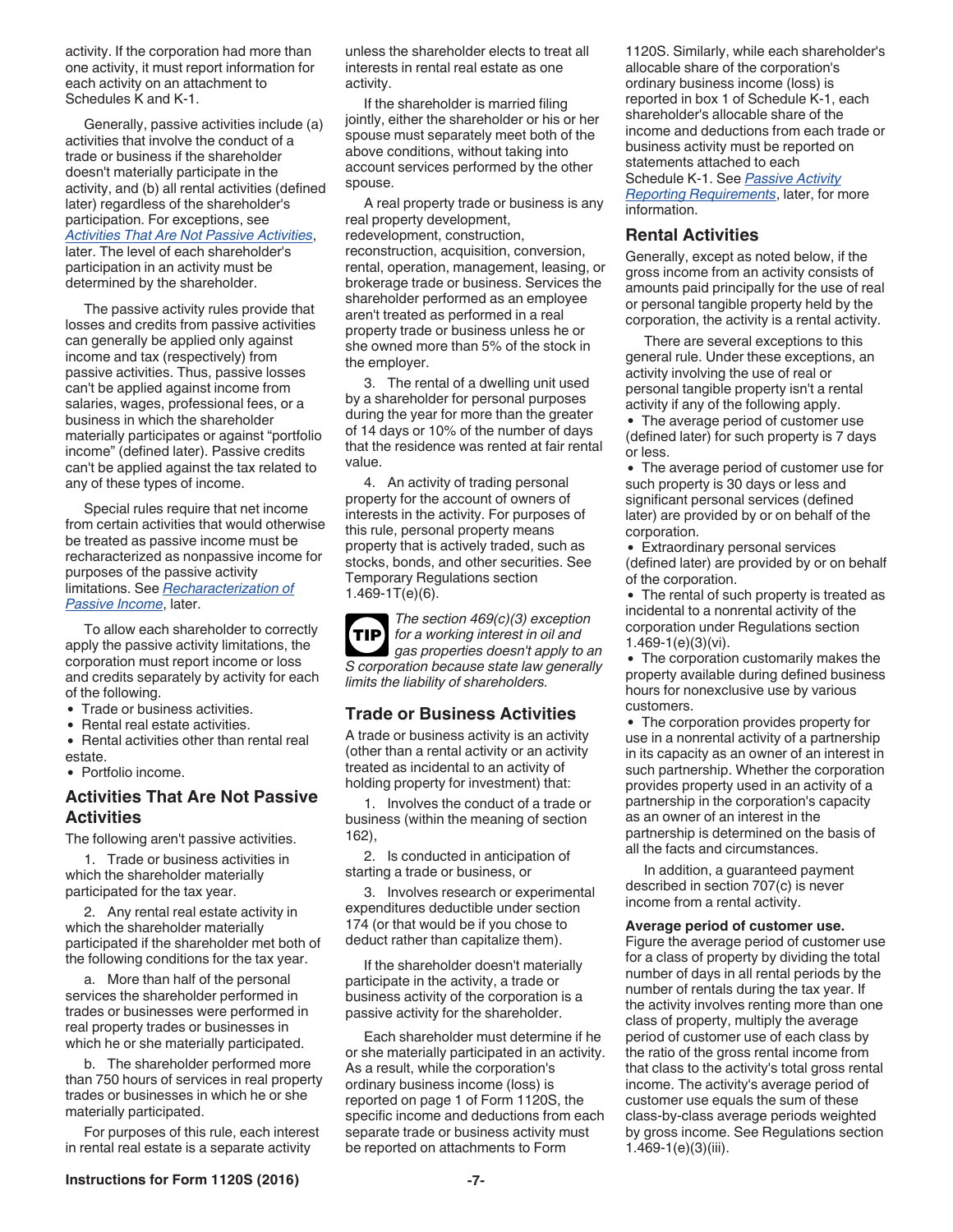activity. If the corporation had more than one activity, it must report information for each activity on an attachment to Schedules K and K-1.

Generally, passive activities include (a) activities that involve the conduct of a trade or business if the shareholder doesn't materially participate in the activity, and (b) all rental activities (defined later) regardless of the shareholder's participation. For exceptions, see *Activities That Are Not Passive Activities*, later. The level of each shareholder's participation in an activity must be determined by the shareholder.

The passive activity rules provide that losses and credits from passive activities can generally be applied only against income and tax (respectively) from passive activities. Thus, passive losses can't be applied against income from salaries, wages, professional fees, or a business in which the shareholder materially participates or against "portfolio income" (defined later). Passive credits can't be applied against the tax related to any of these types of income.

Special rules require that net income from certain activities that would otherwise be treated as passive income must be recharacterized as nonpassive income for purposes of the passive activity limitations. See *Recharacterization of Passive Income*, later.

To allow each shareholder to correctly apply the passive activity limitations, the corporation must report income or loss and credits separately by activity for each of the following.

- Trade or business activities.
- Rental real estate activities.
- Rental activities other than rental real estate.
- Portfolio income.

## Activities That Are Not Passive Activities

The following aren't passive activities.

1. Trade or business activities in which the shareholder materially participated for the tax year.

2. Any rental real estate activity in which the shareholder materially participated if the shareholder met both of the following conditions for the tax year.

a. More than half of the personal services the shareholder performed in trades or businesses were performed in real property trades or businesses in which he or she materially participated.

b. The shareholder performed more than 750 hours of services in real property trades or businesses in which he or she materially participated.

For purposes of this rule, each interest in rental real estate is a separate activity unless the shareholder elects to treat all interests in rental real estate as one activity.

If the shareholder is married filing jointly, either the shareholder or his or her spouse must separately meet both of the above conditions, without taking into account services performed by the other spouse.

A real property trade or business is any real property development, redevelopment, construction, reconstruction, acquisition, conversion, rental, operation, management, leasing, or brokerage trade or business. Services the shareholder performed as an employee aren't treated as performed in a real property trade or business unless he or she owned more than 5% of the stock in the employer.

3. The rental of a dwelling unit used by a shareholder for personal purposes during the year for more than the greater of 14 days or 10% of the number of days that the residence was rented at fair rental value.

4. An activity of trading personal property for the account of owners of interests in the activity. For purposes of this rule, personal property means property that is actively traded, such as stocks, bonds, and other securities. See Temporary Regulations section 1.469-1T(e)(6).

**TIP** *The section 469(c)(3) exception for a working interest in oil and gas properties doesn't apply to an S corporation because state law generally limits the liability of shareholders.*

## Trade or Business Activities

A trade or business activity is an activity (other than a rental activity or an activity treated as incidental to an activity of holding property for investment) that:

1. Involves the conduct of a trade or business (within the meaning of section 162),

2. Is conducted in anticipation of starting a trade or business, or

3. Involves research or experimental expenditures deductible under section 174 (or that would be if you chose to deduct rather than capitalize them).

If the shareholder doesn't materially participate in the activity, a trade or business activity of the corporation is a passive activity for the shareholder.

Each shareholder must determine if he or she materially participated in an activity. As a result, while the corporation's ordinary business income (loss) is reported on page 1 of Form 1120S, the specific income and deductions from each separate trade or business activity must be reported on attachments to Form 1120S. Similarly, while each shareholder's allocable share of the corporation's ordinary business income (loss) is reported in box 1 of Schedule K-1, each shareholder's allocable share of the income and deductions from each trade or business activity must be reported on statements attached to each Schedule K-1. See *Passive Activity Reporting Requirements*, later, for more information.

## Rental Activities

Generally, except as noted below, if the gross income from an activity consists of amounts paid principally for the use of real or personal tangible property held by the corporation, the activity is a rental activity.

There are several exceptions to this general rule. Under these exceptions, an activity involving the use of real or personal tangible property isn't a rental activity if any of the following apply.

- The average period of customer use (defined later) for such property is 7 days or less.
- The average period of customer use for such property is 30 days or less and significant personal services (defined later) are provided by or on behalf of the corporation.
- Extraordinary personal services (defined later) are provided by or on behalf of the corporation.
- The rental of such property is treated as incidental to a nonrental activity of the corporation under Regulations section 1.469-1(e)(3)(vi).
- The corporation customarily makes the property available during defined business hours for nonexclusive use by various customers.
- The corporation provides property for use in a nonrental activity of a partnership in its capacity as an owner of an interest in such partnership. Whether the corporation provides property used in an activity of a partnership in the corporation's capacity as an owner of an interest in the partnership is determined on the basis of all the facts and circumstances.

In addition, a guaranteed payment described in section 707(c) is never income from a rental activity.

**Average period of customer use.** Figure the average period of customer use for a class of property by dividing the total number of days in all rental periods by the number of rentals during the tax year. If the activity involves renting more than one class of property, multiply the average period of customer use of each class by the ratio of the gross rental income from that class to the activity's total gross rental income. The activity's average period of customer use equals the sum of these class-by-class average periods weighted by gross income. See Regulations section 1.469-1(e)(3)(iii).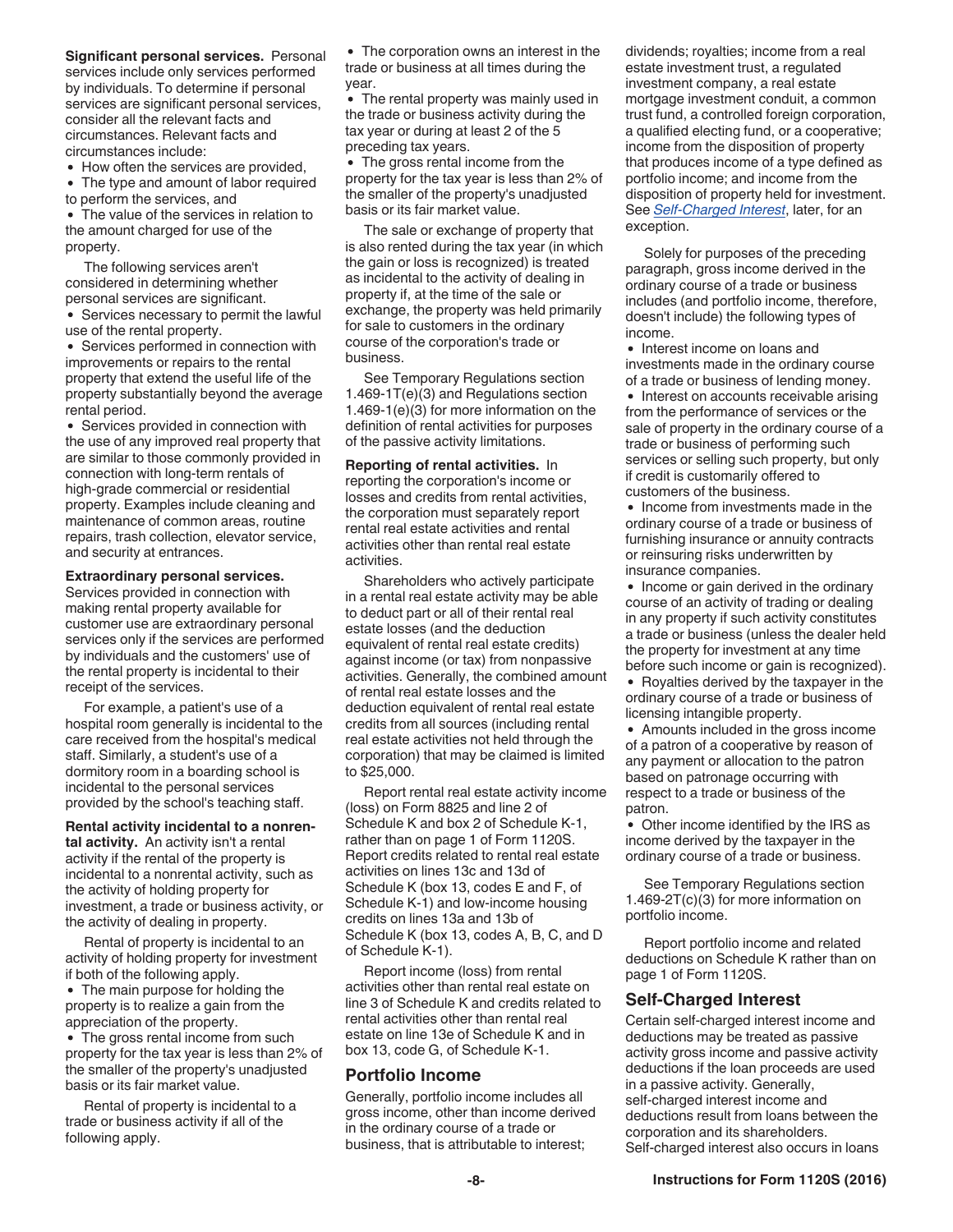**Significant personal services.** Personal services include only services performed by individuals. To determine if personal services are significant personal services, consider all the relevant facts and circumstances. Relevant facts and circumstances include:

- How often the services are provided,
- The type and amount of labor required to perform the services, and
- The value of the services in relation to the amount charged for use of the property.

The following services aren't considered in determining whether personal services are significant.

- Services necessary to permit the lawful use of the rental property.
- Services performed in connection with improvements or repairs to the rental property that extend the useful life of the property substantially beyond the average rental period.
- Services provided in connection with the use of any improved real property that are similar to those commonly provided in connection with long-term rentals of high-grade commercial or residential property. Examples include cleaning and maintenance of common areas, routine repairs, trash collection, elevator service, and security at entrances.

**Extraordinary personal services.** Services provided in connection with making rental property available for customer use are extraordinary personal services only if the services are performed by individuals and the customers' use of the rental property is incidental to their receipt of the services.

For example, a patient's use of a hospital room generally is incidental to the care received from the hospital's medical staff. Similarly, a student's use of a dormitory room in a boarding school is incidental to the personal services provided by the school's teaching staff.

**Rental activity incidental to a nonrental activity.** An activity isn't a rental activity if the rental of the property is incidental to a nonrental activity, such as the activity of holding property for investment, a trade or business activity, or the activity of dealing in property.

Rental of property is incidental to an activity of holding property for investment if both of the following apply.

- The main purpose for holding the property is to realize a gain from the appreciation of the property.
- The gross rental income from such property for the tax year is less than 2% of the smaller of the property's unadjusted basis or its fair market value.

Rental of property is incidental to a trade or business activity if all of the following apply.

- The corporation owns an interest in the trade or business at all times during the year.
- The rental property was mainly used in the trade or business activity during the tax year or during at least 2 of the 5 preceding tax years.
- The gross rental income from the property for the tax year is less than 2% of the smaller of the property's unadjusted basis or its fair market value.

The sale or exchange of property that is also rented during the tax year (in which the gain or loss is recognized) is treated as incidental to the activity of dealing in property if, at the time of the sale or exchange, the property was held primarily for sale to customers in the ordinary course of the corporation's trade or business.

See Temporary Regulations section 1.469-1T(e)(3) and Regulations section 1.469-1(e)(3) for more information on the definition of rental activities for purposes of the passive activity limitations.

**Reporting of rental activities.** In reporting the corporation's income or losses and credits from rental activities, the corporation must separately report rental real estate activities and rental activities other than rental real estate activities.

Shareholders who actively participate in a rental real estate activity may be able to deduct part or all of their rental real estate losses (and the deduction equivalent of rental real estate credits) against income (or tax) from nonpassive activities. Generally, the combined amount of rental real estate losses and the deduction equivalent of rental real estate credits from all sources (including rental real estate activities not held through the corporation) that may be claimed is limited to $25,000.

Report rental real estate activity income (loss) on Form 8825 and line 2 of Schedule K and box 2 of Schedule K-1, rather than on page 1 of Form 1120S. Report credits related to rental real estate activities on lines 13c and 13d of Schedule K (box 13, codes E and F, of Schedule K-1) and low-income housing credits on lines 13a and 13b of Schedule K (box 13, codes A, B, C, and D of Schedule K-1).

Report income (loss) from rental activities other than rental real estate on line 3 of Schedule K and credits related to rental activities other than rental real estate on line 13e of Schedule K and in box 13, code G, of Schedule K-1.

## Portfolio Income

Generally, portfolio income includes all gross income, other than income derived in the ordinary course of a trade or business, that is attributable to interest; dividends; royalties; income from a real estate investment trust, a regulated investment company, a real estate mortgage investment conduit, a common trust fund, a controlled foreign corporation, a qualified electing fund, or a cooperative; income from the disposition of property that produces income of a type defined as portfolio income; and income from the disposition of property held for investment. See *Self-Charged Interest*, later, for an exception.

Solely for purposes of the preceding paragraph, gross income derived in the ordinary course of a trade or business includes (and portfolio income, therefore, doesn't include) the following types of income.

- Interest income on loans and investments made in the ordinary course of a trade or business of lending money.
- Interest on accounts receivable arising from the performance of services or the sale of property in the ordinary course of a trade or business of performing such services or selling such property, but only if credit is customarily offered to customers of the business.
- Income from investments made in the ordinary course of a trade or business of furnishing insurance or annuity contracts or reinsuring risks underwritten by insurance companies.
- Income or gain derived in the ordinary course of an activity of trading or dealing in any property if such activity constitutes a trade or business (unless the dealer held the property for investment at any time before such income or gain is recognized).
- Royalties derived by the taxpayer in the ordinary course of a trade or business of licensing intangible property.
- Amounts included in the gross income of a patron of a cooperative by reason of any payment or allocation to the patron based on patronage occurring with respect to a trade or business of the patron.
- Other income identified by the IRS as income derived by the taxpayer in the ordinary course of a trade or business.

See Temporary Regulations section 1.469-2T(c)(3) for more information on portfolio income.

Report portfolio income and related deductions on Schedule K rather than on page 1 of Form 1120S.

## Self-Charged Interest

Certain self-charged interest income and deductions may be treated as passive activity gross income and passive activity deductions if the loan proceeds are used in a passive activity. Generally, self-charged interest income and deductions result from loans between the corporation and its shareholders. Self-charged interest also occurs in loans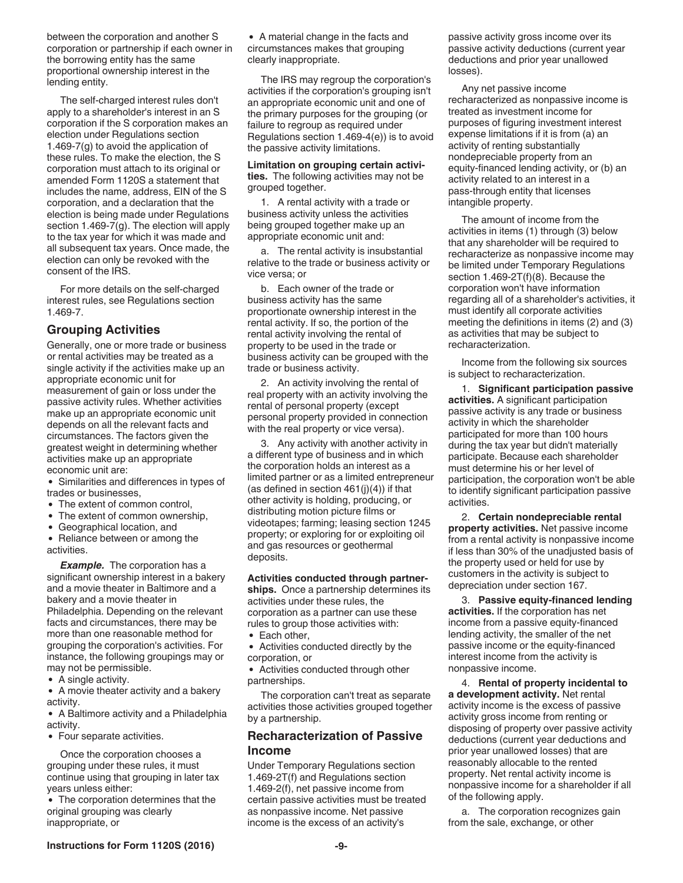between the corporation and another S corporation or partnership if each owner in the borrowing entity has the same proportional ownership interest in the lending entity.

The self-charged interest rules don't apply to a shareholder's interest in an S corporation if the S corporation makes an election under Regulations section 1.469-7(g) to avoid the application of these rules. To make the election, the S corporation must attach to its original or amended Form 1120S a statement that includes the name, address, EIN of the S corporation, and a declaration that the election is being made under Regulations section 1.469-7(g). The election will apply to the tax year for which it was made and all subsequent tax years. Once made, the election can only be revoked with the consent of the IRS.

For more details on the self-charged interest rules, see Regulations section 1.469-7.

## Grouping Activities

Generally, one or more trade or business or rental activities may be treated as a single activity if the activities make up an appropriate economic unit for measurement of gain or loss under the passive activity rules. Whether activities make up an appropriate economic unit depends on all the relevant facts and circumstances. The factors given the greatest weight in determining whether activities make up an appropriate economic unit are:

- Similarities and differences in types of trades or businesses,
- The extent of common control,
- The extent of common ownership,
- Geographical location, and
- Reliance between or among the activities.

***Example.*** The corporation has a significant ownership interest in a bakery and a movie theater in Baltimore and a bakery and a movie theater in Philadelphia. Depending on the relevant facts and circumstances, there may be more than one reasonable method for grouping the corporation's activities. For instance, the following groupings may or may not be permissible.

- A single activity.
- A movie theater activity and a bakery activity.
- A Baltimore activity and a Philadelphia activity.
- Four separate activities.

Once the corporation chooses a grouping under these rules, it must continue using that grouping in later tax years unless either:

- The corporation determines that the original grouping was clearly inappropriate, or
- A material change in the facts and circumstances makes that grouping clearly inappropriate.

The IRS may regroup the corporation's activities if the corporation's grouping isn't an appropriate economic unit and one of the primary purposes for the grouping (or failure to regroup as required under Regulations section 1.469-4(e)) is to avoid the passive activity limitations.

**Limitation on grouping certain activities.** The following activities may not be grouped together.

1. A rental activity with a trade or business activity unless the activities being grouped together make up an appropriate economic unit and:

a. The rental activity is insubstantial relative to the trade or business activity or vice versa; or

b. Each owner of the trade or business activity has the same proportionate ownership interest in the rental activity. If so, the portion of the rental activity involving the rental of property to be used in the trade or business activity can be grouped with the trade or business activity.

2. An activity involving the rental of real property with an activity involving the rental of personal property (except personal property provided in connection with the real property or vice versa).

3. Any activity with another activity in a different type of business and in which the corporation holds an interest as a limited partner or as a limited entrepreneur (as defined in section 461(j)(4)) if that other activity is holding, producing, or distributing motion picture films or videotapes; farming; leasing section 1245 property; or exploring for or exploiting oil and gas resources or geothermal deposits.

**Activities conducted through partnerships.** Once a partnership determines its activities under these rules, the corporation as a partner can use these rules to group those activities with:

- Each other,
- Activities conducted directly by the corporation, or
- Activities conducted through other partnerships.

The corporation can't treat as separate activities those activities grouped together by a partnership.

## Recharacterization of Passive Income

Under Temporary Regulations section 1.469-2T(f) and Regulations section 1.469-2(f), net passive income from certain passive activities must be treated as nonpassive income. Net passive income is the excess of an activity's passive activity gross income over its passive activity deductions (current year deductions and prior year unallowed losses).

Any net passive income recharacterized as nonpassive income is treated as investment income for purposes of figuring investment interest expense limitations if it is from (a) an activity of renting substantially nondepreciable property from an equity-financed lending activity, or (b) an activity related to an interest in a pass-through entity that licenses intangible property.

The amount of income from the activities in items (1) through (3) below that any shareholder will be required to recharacterize as nonpassive income may be limited under Temporary Regulations section 1.469-2T(f)(8). Because the corporation won't have information regarding all of a shareholder's activities, it must identify all corporate activities meeting the definitions in items (2) and (3) as activities that may be subject to recharacterization.

Income from the following six sources is subject to recharacterization.

1. **Significant participation passive activities.** A significant participation passive activity is any trade or business activity in which the shareholder participated for more than 100 hours during the tax year but didn't materially participate. Because each shareholder must determine his or her level of participation, the corporation won't be able to identify significant participation passive activities.

2. **Certain nondepreciable rental property activities.** Net passive income from a rental activity is nonpassive income if less than 30% of the unadjusted basis of the property used or held for use by customers in the activity is subject to depreciation under section 167.

3. **Passive equity-financed lending activities.** If the corporation has net income from a passive equity-financed lending activity, the smaller of the net passive income or the equity-financed interest income from the activity is nonpassive income.

4. **Rental of property incidental to a development activity.** Net rental activity income is the excess of passive activity gross income from renting or disposing of property over passive activity deductions (current year deductions and prior year unallowed losses) that are reasonably allocable to the rented property. Net rental activity income is nonpassive income for a shareholder if all of the following apply.

a. The corporation recognizes gain from the sale, exchange, or other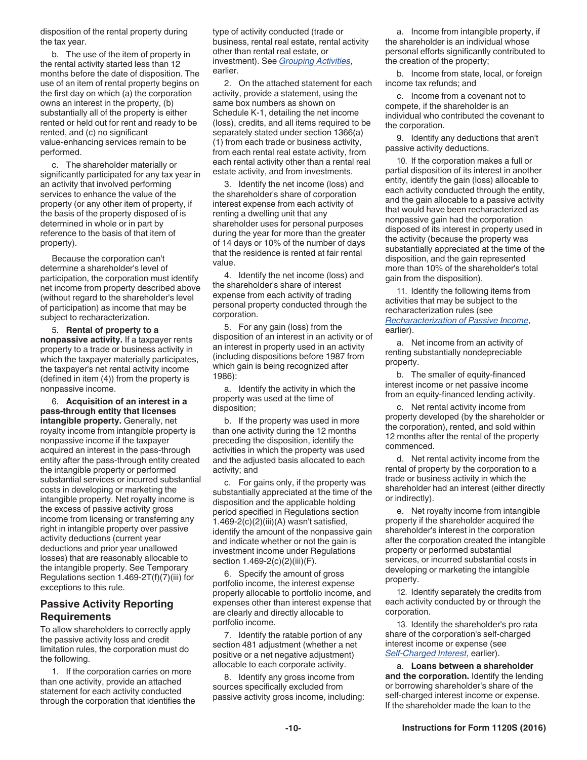disposition of the rental property during the tax year.

b. The use of the item of property in the rental activity started less than 12 months before the date of disposition. The use of an item of rental property begins on the first day on which (a) the corporation owns an interest in the property, (b) substantially all of the property is either rented or held out for rent and ready to be rented, and (c) no significant value-enhancing services remain to be performed.

c. The shareholder materially or significantly participated for any tax year in an activity that involved performing services to enhance the value of the property (or any other item of property, if the basis of the property disposed of is determined in whole or in part by reference to the basis of that item of property).

Because the corporation can't determine a shareholder's level of participation, the corporation must identify net income from property described above (without regard to the shareholder's level of participation) as income that may be subject to recharacterization.

5. **Rental of property to a nonpassive activity.** If a taxpayer rents property to a trade or business activity in which the taxpayer materially participates, the taxpayer's net rental activity income (defined in item (4)) from the property is nonpassive income.

6. **Acquisition of an interest in a pass-through entity that licenses intangible property.** Generally, net royalty income from intangible property is nonpassive income if the taxpayer acquired an interest in the pass-through entity after the pass-through entity created the intangible property or performed substantial services or incurred substantial costs in developing or marketing the intangible property. Net royalty income is the excess of passive activity gross income from licensing or transferring any right in intangible property over passive activity deductions (current year deductions and prior year unallowed losses) that are reasonably allocable to the intangible property. See Temporary Regulations section 1.469-2T(f)(7)(iii) for exceptions to this rule.

## Passive Activity Reporting Requirements

To allow shareholders to correctly apply the passive activity loss and credit limitation rules, the corporation must do the following.

1. If the corporation carries on more than one activity, provide an attached statement for each activity conducted through the corporation that identifies the type of activity conducted (trade or business, rental real estate, rental activity other than rental real estate, or investment). See *Grouping Activities*, earlier.

2. On the attached statement for each activity, provide a statement, using the same box numbers as shown on Schedule K-1, detailing the net income (loss), credits, and all items required to be separately stated under section 1366(a)(1) from each trade or business activity, from each rental real estate activity, from each rental activity other than a rental real estate activity, and from investments.

3. Identify the net income (loss) and the shareholder's share of corporation interest expense from each activity of renting a dwelling unit that any shareholder uses for personal purposes during the year for more than the greater of 14 days or 10% of the number of days that the residence is rented at fair rental value.

4. Identify the net income (loss) and the shareholder's share of interest expense from each activity of trading personal property conducted through the corporation.

5. For any gain (loss) from the disposition of an interest in an activity or of an interest in property used in an activity (including dispositions before 1987 from which gain is being recognized after 1986):

a. Identify the activity in which the property was used at the time of disposition;

b. If the property was used in more than one activity during the 12 months preceding the disposition, identify the activities in which the property was used and the adjusted basis allocated to each activity; and

c. For gains only, if the property was substantially appreciated at the time of the disposition and the applicable holding period specified in Regulations section 1.469-2(c)(2)(iii)(A) wasn't satisfied, identify the amount of the nonpassive gain and indicate whether or not the gain is investment income under Regulations section 1.469-2(c)(2)(iii)(F).

6. Specify the amount of gross portfolio income, the interest expense properly allocable to portfolio income, and expenses other than interest expense that are clearly and directly allocable to portfolio income.

7. Identify the ratable portion of any section 481 adjustment (whether a net positive or a net negative adjustment) allocable to each corporate activity.

8. Identify any gross income from sources specifically excluded from passive activity gross income, including:

a. Income from intangible property, if the shareholder is an individual whose personal efforts significantly contributed to the creation of the property;

b. Income from state, local, or foreign income tax refunds; and

c. Income from a covenant not to compete, if the shareholder is an individual who contributed the covenant to the corporation.

9. Identify any deductions that aren't passive activity deductions.

10. If the corporation makes a full or partial disposition of its interest in another entity, identify the gain (loss) allocable to each activity conducted through the entity, and the gain allocable to a passive activity that would have been recharacterized as nonpassive gain had the corporation disposed of its interest in property used in the activity (because the property was substantially appreciated at the time of the disposition, and the gain represented more than 10% of the shareholder's total gain from the disposition).

11. Identify the following items from activities that may be subject to the recharacterization rules (see *Recharacterization of Passive Income*, earlier).

a. Net income from an activity of renting substantially nondepreciable property.

b. The smaller of equity-financed interest income or net passive income from an equity-financed lending activity.

c. Net rental activity income from property developed (by the shareholder or the corporation), rented, and sold within 12 months after the rental of the property commenced.

d. Net rental activity income from the rental of property by the corporation to a trade or business activity in which the shareholder had an interest (either directly or indirectly).

e. Net royalty income from intangible property if the shareholder acquired the shareholder's interest in the corporation after the corporation created the intangible property or performed substantial services, or incurred substantial costs in developing or marketing the intangible property.

12. Identify separately the credits from each activity conducted by or through the corporation.

13. Identify the shareholder's pro rata share of the corporation's self-charged interest income or expense (see *Self-Charged Interest*, earlier).

a. **Loans between a shareholder and the corporation.** Identify the lending or borrowing shareholder's share of the self-charged interest income or expense. If the shareholder made the loan to the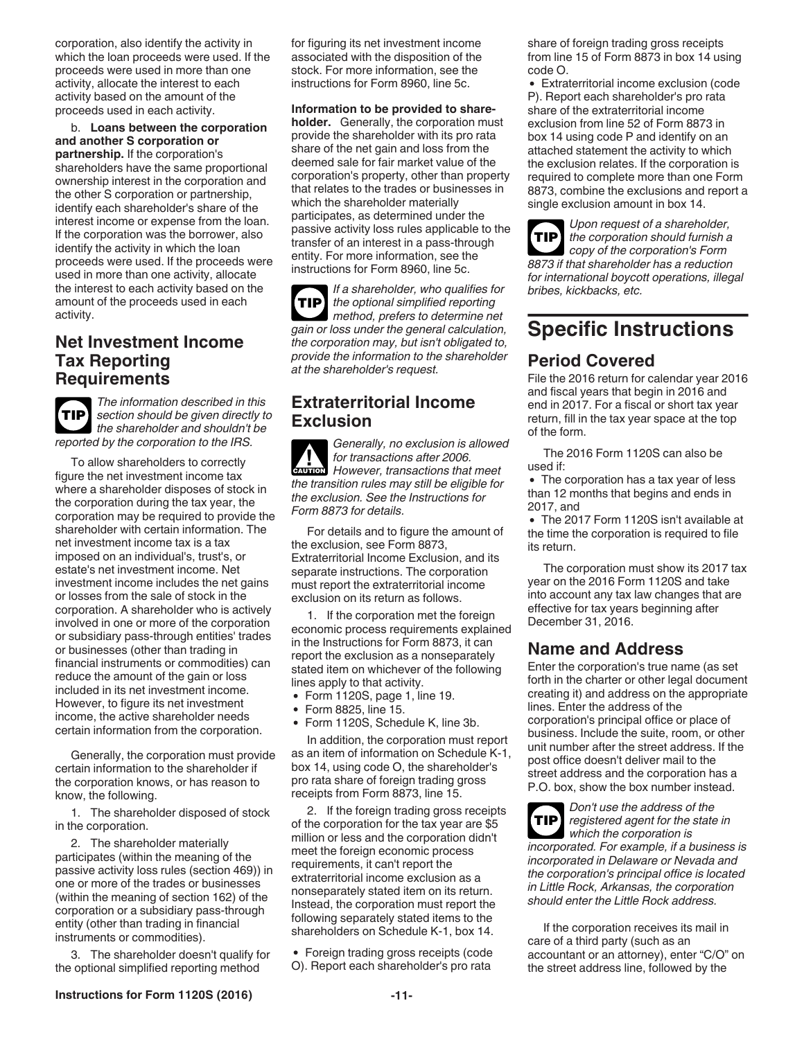corporation, also identify the activity in which the loan proceeds were used. If the proceeds were used in more than one activity, allocate the interest to each activity based on the amount of the proceeds used in each activity.

b. **Loans between the corporation and another S corporation or partnership.** If the corporation's shareholders have the same proportional ownership interest in the corporation and the other S corporation or partnership, identify each shareholder's share of the interest income or expense from the loan. If the corporation was the borrower, also identify the activity in which the loan proceeds were used. If the proceeds were used in more than one activity, allocate the interest to each activity based on the amount of the proceeds used in each activity.

## Net Investment Income Tax Reporting Requirements

**TIP** *The information described in this section should be given directly to the shareholder and shouldn't be reported by the corporation to the IRS.*

To allow shareholders to correctly figure the net investment income tax where a shareholder disposes of stock in the corporation during the tax year, the corporation may be required to provide the shareholder with certain information. The net investment income tax is a tax imposed on an individual's, trust's, or estate's net investment income. Net investment income includes the net gains or losses from the sale of stock in the corporation. A shareholder who is actively involved in one or more of the corporation or subsidiary pass-through entities' trades or businesses (other than trading in financial instruments or commodities) can reduce the amount of the gain or loss included in its net investment income. However, to figure its net investment income, the active shareholder needs certain information from the corporation.

Generally, the corporation must provide certain information to the shareholder if the corporation knows, or has reason to know, the following.

1. The shareholder disposed of stock in the corporation.

2. The shareholder materially participates (within the meaning of the passive activity loss rules (section 469)) in one or more of the trades or businesses (within the meaning of section 162) of the corporation or a subsidiary pass-through entity (other than trading in financial instruments or commodities).

3. The shareholder doesn't qualify for the optional simplified reporting method for figuring its net investment income associated with the disposition of the stock. For more information, see the instructions for Form 8960, line 5c.

**Information to be provided to shareholder.** Generally, the corporation must provide the shareholder with its pro rata share of the net gain and loss from the deemed sale for fair market value of the corporation's property, other than property that relates to the trades or businesses in which the shareholder materially participates, as determined under the passive activity loss rules applicable to the transfer of an interest in a pass-through entity. For more information, see the instructions for Form 8960, line 5c.

**TIP** *If a shareholder, who qualifies for the optional simplified reporting method, prefers to determine net gain or loss under the general calculation, the corporation may, but isn't obligated to, provide the information to the shareholder at the shareholder's request.*

## Extraterritorial Income Exclusion

**CAUTION** *Generally, no exclusion is allowed for transactions after 2006. However, transactions that meet the transition rules may still be eligible for the exclusion. See the Instructions for Form 8873 for details.*

For details and to figure the amount of the exclusion, see Form 8873, Extraterritorial Income Exclusion, and its separate instructions. The corporation must report the extraterritorial income exclusion on its return as follows.

1. If the corporation met the foreign economic process requirements explained in the Instructions for Form 8873, it can report the exclusion as a nonseparately stated item on whichever of the following lines apply to that activity.
   - Form 1120S, page 1, line 19.
   - Form 8825, line 15.
   - Form 1120S, Schedule K, line 3b.

   In addition, the corporation must report as an item of information on Schedule K-1, box 14, using code O, the shareholder's pro rata share of foreign trading gross receipts from Form 8873, line 15.

2. If the foreign trading gross receipts of the corporation for the tax year are $5 million or less and the corporation didn't meet the foreign economic process requirements, it can't report the extraterritorial income exclusion as a nonseparately stated item on its return. Instead, the corporation must report the following separately stated items to the shareholders on Schedule K-1, box 14.
   - Foreign trading gross receipts (code O). Report each shareholder's pro rata share of foreign trading gross receipts from line 15 of Form 8873 in box 14 using code O.
   - Extraterritorial income exclusion (code P). Report each shareholder's pro rata share of the extraterritorial income exclusion from line 52 of Form 8873 in box 14 using code P and identify on an attached statement the activity to which the exclusion relates. If the corporation is required to complete more than one Form 8873, combine the exclusions and report a single exclusion amount in box 14.

**TIP** *Upon request of a shareholder, the corporation should furnish a copy of the corporation's Form 8873 if that shareholder has a reduction for international boycott operations, illegal bribes, kickbacks, etc.*

# Specific Instructions

## Period Covered

File the 2016 return for calendar year 2016 and fiscal years that begin in 2016 and end in 2017. For a fiscal or short tax year return, fill in the tax year space at the top of the form.

The 2016 Form 1120S can also be used if:

- The corporation has a tax year of less than 12 months that begins and ends in 2017, and
- The 2017 Form 1120S isn't available at the time the corporation is required to file its return.

The corporation must show its 2017 tax year on the 2016 Form 1120S and take into account any tax law changes that are effective for tax years beginning after December 31, 2016.

## Name and Address

Enter the corporation's true name (as set forth in the charter or other legal document creating it) and address on the appropriate lines. Enter the address of the corporation's principal office or place of business. Include the suite, room, or other unit number after the street address. If the post office doesn't deliver mail to the street address and the corporation has a P.O. box, show the box number instead.

**TIP** *Don't use the address of the registered agent for the state in which the corporation is incorporated. For example, if a business is incorporated in Delaware or Nevada and the corporation's principal office is located in Little Rock, Arkansas, the corporation should enter the Little Rock address.*

If the corporation receives its mail in care of a third party (such as an accountant or an attorney), enter "C/O" on the street address line, followed by the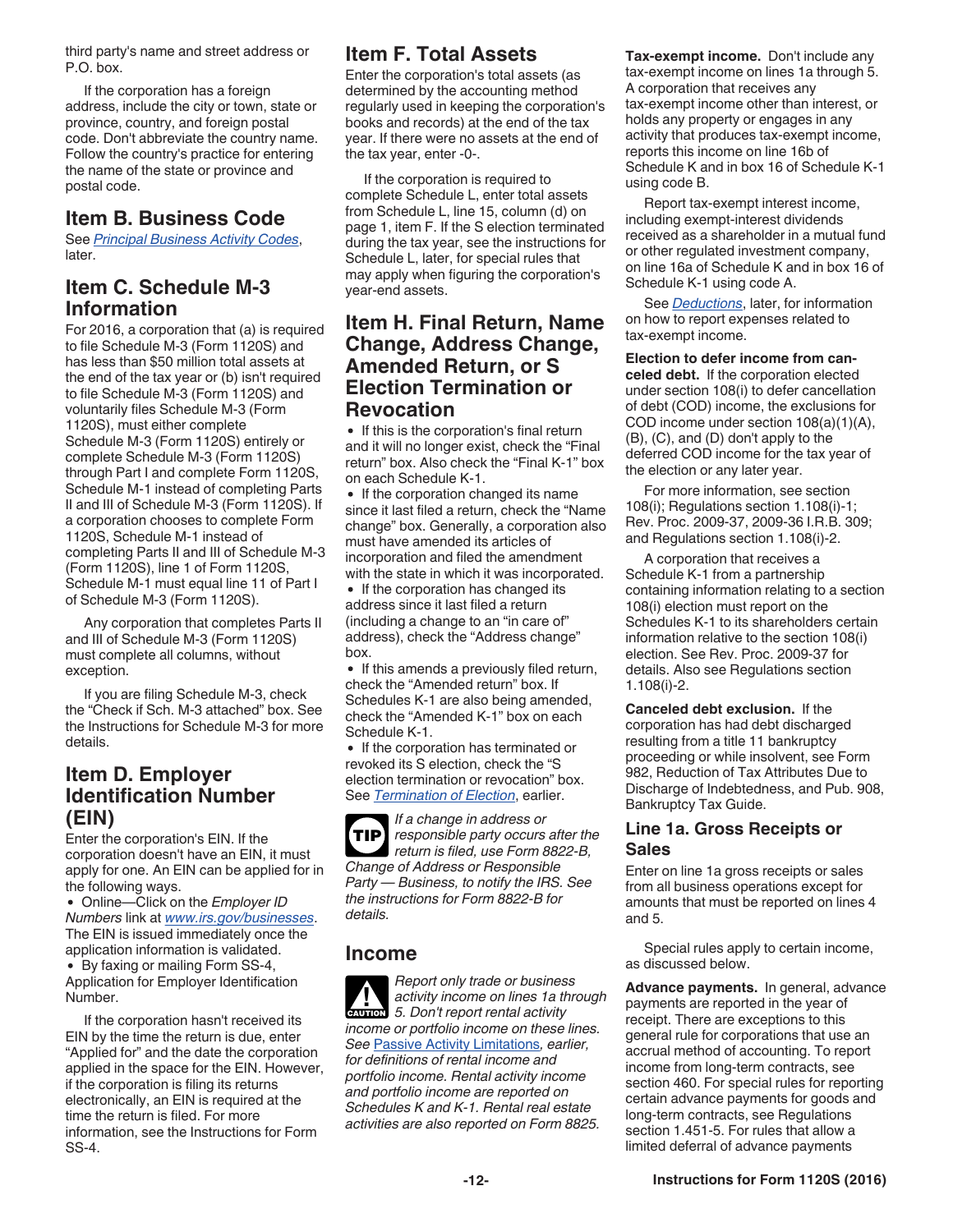third party's name and street address or P.O. box.

If the corporation has a foreign address, include the city or town, state or province, country, and foreign postal code. Don't abbreviate the country name. Follow the country's practice for entering the name of the state or province and postal code.

## Item B. Business Code

See *Principal Business Activity Codes*, later.

## Item C. Schedule M-3 Information

For 2016, a corporation that (a) is required to file Schedule M-3 (Form 1120S) and has less than $50 million total assets at the end of the tax year or (b) isn't required to file Schedule M-3 (Form 1120S) and voluntarily files Schedule M-3 (Form 1120S), must either complete Schedule M-3 (Form 1120S) entirely or complete Schedule M-3 (Form 1120S) through Part I and complete Form 1120S, Schedule M-1 instead of completing Parts II and III of Schedule M-3 (Form 1120S). If a corporation chooses to complete Form 1120S, Schedule M-1 instead of completing Parts II and III of Schedule M-3 (Form 1120S), line 1 of Form 1120S, Schedule M-1 must equal line 11 of Part I of Schedule M-3 (Form 1120S).

Any corporation that completes Parts II and III of Schedule M-3 (Form 1120S) must complete all columns, without exception.

If you are filing Schedule M-3, check the "Check if Sch. M-3 attached" box. See the Instructions for Schedule M-3 for more details.

## Item D. Employer Identification Number (EIN)

Enter the corporation's EIN. If the corporation doesn't have an EIN, it must apply for one. An EIN can be applied for in the following ways.

- Online—Click on the *Employer ID Numbers* link at *www.irs.gov/businesses*. The EIN is issued immediately once the application information is validated.
- By faxing or mailing Form SS-4, Application for Employer Identification Number.

If the corporation hasn't received its EIN by the time the return is due, enter "Applied for" and the date the corporation applied in the space for the EIN. However, if the corporation is filing its returns electronically, an EIN is required at the time the return is filed. For more information, see the Instructions for Form SS-4.

## Item F. Total Assets

Enter the corporation's total assets (as determined by the accounting method regularly used in keeping the corporation's books and records) at the end of the tax year. If there were no assets at the end of the tax year, enter -0-.

If the corporation is required to complete Schedule L, enter total assets from Schedule L, line 15, column (d) on page 1, item F. If the S election terminated during the tax year, see the instructions for Schedule L, later, for special rules that may apply when figuring the corporation's year-end assets.

## Item H. Final Return, Name Change, Address Change, Amended Return, or S Election Termination or Revocation

- If this is the corporation's final return and it will no longer exist, check the "Final return" box. Also check the "Final K-1" box on each Schedule K-1.
- If the corporation changed its name since it last filed a return, check the "Name change" box. Generally, a corporation also must have amended its articles of incorporation and filed the amendment with the state in which it was incorporated.
- If the corporation has changed its address since it last filed a return (including a change to an "in care of" address), check the "Address change" box.
- If this amends a previously filed return, check the "Amended return" box. If Schedules K-1 are also being amended, check the "Amended K-1" box on each Schedule K-1.
- If the corporation has terminated or revoked its S election, check the "S election termination or revocation" box. See *Termination of Election*, earlier.

**TIP** *If a change in address or responsible party occurs after the return is filed, use Form 8822-B, Change of Address or Responsible Party — Business, to notify the IRS. See the instructions for Form 8822-B for details.*

## Income

**CAUTION** *Report only trade or business activity income on lines 1a through 5. Don't report rental activity income or portfolio income on these lines. See Passive Activity Limitations, earlier, for definitions of rental income and portfolio income. Rental activity income and portfolio income are reported on Schedules K and K-1. Rental real estate activities are also reported on Form 8825.*

**Tax-exempt income.** Don't include any tax-exempt income on lines 1a through 5. A corporation that receives any tax-exempt income other than interest, or holds any property or engages in any activity that produces tax-exempt income, reports this income on line 16b of Schedule K and in box 16 of Schedule K-1 using code B.

Report tax-exempt interest income, including exempt-interest dividends received as a shareholder in a mutual fund or other regulated investment company, on line 16a of Schedule K and in box 16 of Schedule K-1 using code A.

See *Deductions*, later, for information on how to report expenses related to tax-exempt income.

**Election to defer income from canceled debt.** If the corporation elected under section 108(i) to defer cancellation of debt (COD) income, the exclusions for COD income under section 108(a)(1)(A), (B), (C), and (D) don't apply to the deferred COD income for the tax year of the election or any later year.

For more information, see section 108(i); Regulations section 1.108(i)-1; Rev. Proc. 2009-37, 2009-36 I.R.B. 309; and Regulations section 1.108(i)-2.

A corporation that receives a Schedule K-1 from a partnership containing information relating to a section 108(i) election must report on the Schedules K-1 to its shareholders certain information relative to the section 108(i) election. See Rev. Proc. 2009-37 for details. Also see Regulations section 1.108(i)-2.

**Canceled debt exclusion.** If the corporation has had debt discharged resulting from a title 11 bankruptcy proceeding or while insolvent, see Form 982, Reduction of Tax Attributes Due to Discharge of Indebtedness, and Pub. 908, Bankruptcy Tax Guide.

### Line 1a. Gross Receipts or Sales

Enter on line 1a gross receipts or sales from all business operations except for amounts that must be reported on lines 4 and 5.

Special rules apply to certain income, as discussed below.

**Advance payments.** In general, advance payments are reported in the year of receipt. There are exceptions to this general rule for corporations that use an accrual method of accounting. To report income from long-term contracts, see section 460. For special rules for reporting certain advance payments for goods and long-term contracts, see Regulations section 1.451-5. For rules that allow a limited deferral of advance payments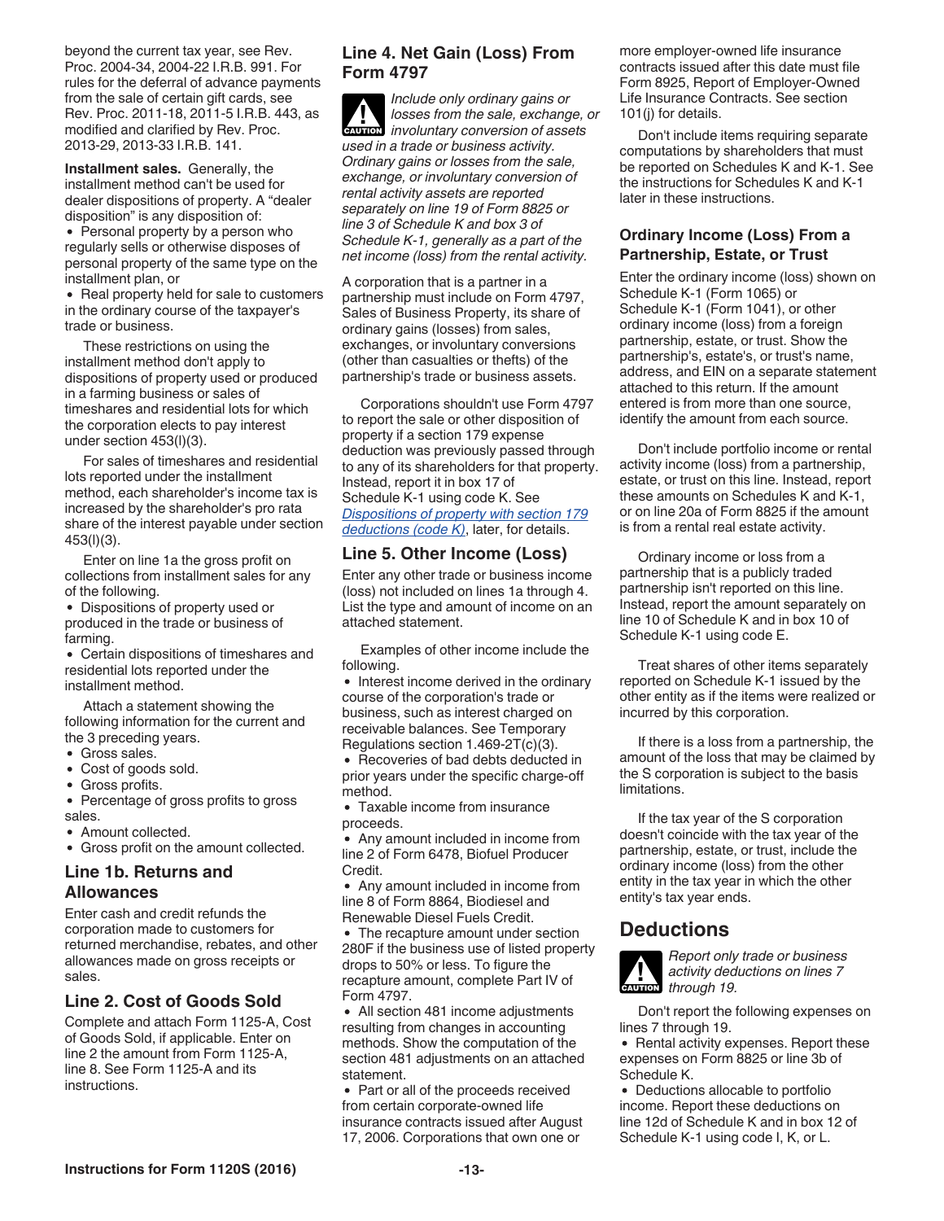beyond the current tax year, see Rev. Proc. 2004-34, 2004-22 I.R.B. 991. For rules for the deferral of advance payments from the sale of certain gift cards, see Rev. Proc. 2011-18, 2011-5 I.R.B. 443, as modified and clarified by Rev. Proc. 2013-29, 2013-33 I.R.B. 141.

**Installment sales.** Generally, the installment method can't be used for dealer dispositions of property. A "dealer disposition" is any disposition of:

- Personal property by a person who regularly sells or otherwise disposes of personal property of the same type on the installment plan, or
- Real property held for sale to customers in the ordinary course of the taxpayer's trade or business.

These restrictions on using the installment method don't apply to dispositions of property used or produced in a farming business or sales of timeshares and residential lots for which the corporation elects to pay interest under section 453(l)(3).

For sales of timeshares and residential lots reported under the installment method, each shareholder's income tax is increased by the shareholder's pro rata share of the interest payable under section 453(l)(3).

Enter on line 1a the gross profit on collections from installment sales for any of the following.

- Dispositions of property used or produced in the trade or business of farming.
- Certain dispositions of timeshares and residential lots reported under the installment method.

Attach a statement showing the following information for the current and the 3 preceding years.

- Gross sales.
- Cost of goods sold.
- Gross profits.
- Percentage of gross profits to gross sales.
- Amount collected.
- Gross profit on the amount collected.

## Line 1b. Returns and Allowances

Enter cash and credit refunds the corporation made to customers for returned merchandise, rebates, and other allowances made on gross receipts or sales.

## Line 2. Cost of Goods Sold

Complete and attach Form 1125-A, Cost of Goods Sold, if applicable. Enter on line 2 the amount from Form 1125-A, line 8. See Form 1125-A and its instructions.

## Line 4. Net Gain (Loss) From Form 4797

**CAUTION:** *Include only ordinary gains or losses from the sale, exchange, or involuntary conversion of assets used in a trade or business activity. Ordinary gains or losses from the sale, exchange, or involuntary conversion of rental activity assets are reported separately on line 19 of Form 8825 or line 3 of Schedule K and box 3 of Schedule K-1, generally as a part of the net income (loss) from the rental activity.*

A corporation that is a partner in a partnership must include on Form 4797, Sales of Business Property, its share of ordinary gains (losses) from sales, exchanges, or involuntary conversions (other than casualties or thefts) of the partnership's trade or business assets.

Corporations shouldn't use Form 4797 to report the sale or other disposition of property if a section 179 expense deduction was previously passed through to any of its shareholders for that property. Instead, report it in box 17 of Schedule K-1 using code K. See *Dispositions of property with section 179 deductions (code K)*, later, for details.

## Line 5. Other Income (Loss)

Enter any other trade or business income (loss) not included on lines 1a through 4. List the type and amount of income on an attached statement.

Examples of other income include the following.

- Interest income derived in the ordinary course of the corporation's trade or business, such as interest charged on receivable balances. See Temporary Regulations section 1.469-2T(c)(3).
- Recoveries of bad debts deducted in prior years under the specific charge-off method.
- Taxable income from insurance proceeds.
- Any amount included in income from line 2 of Form 6478, Biofuel Producer Credit.
- Any amount included in income from line 8 of Form 8864, Biodiesel and Renewable Diesel Fuels Credit.
- The recapture amount under section 280F if the business use of listed property drops to 50% or less. To figure the recapture amount, complete Part IV of Form 4797.
- All section 481 income adjustments resulting from changes in accounting methods. Show the computation of the section 481 adjustments on an attached statement.
- Part or all of the proceeds received from certain corporate-owned life insurance contracts issued after August 17, 2006. Corporations that own one or more employer-owned life insurance contracts issued after this date must file Form 8925, Report of Employer-Owned Life Insurance Contracts. See section 101(j) for details.

Don't include items requiring separate computations by shareholders that must be reported on Schedules K and K-1. See the instructions for Schedules K and K-1 later in these instructions.

### Ordinary Income (Loss) From a Partnership, Estate, or Trust

Enter the ordinary income (loss) shown on Schedule K-1 (Form 1065) or Schedule K-1 (Form 1041), or other ordinary income (loss) from a foreign partnership, estate, or trust. Show the partnership's, estate's, or trust's name, address, and EIN on a separate statement attached to this return. If the amount entered is from more than one source, identify the amount from each source.

Don't include portfolio income or rental activity income (loss) from a partnership, estate, or trust on this line. Instead, report these amounts on Schedules K and K-1, or on line 20a of Form 8825 if the amount is from a rental real estate activity.

Ordinary income or loss from a partnership that is a publicly traded partnership isn't reported on this line. Instead, report the amount separately on line 10 of Schedule K and in box 10 of Schedule K-1 using code E.

Treat shares of other items separately reported on Schedule K-1 issued by the other entity as if the items were realized or incurred by this corporation.

If there is a loss from a partnership, the amount of the loss that may be claimed by the S corporation is subject to the basis limitations.

If the tax year of the S corporation doesn't coincide with the tax year of the partnership, estate, or trust, include the ordinary income (loss) from the other entity in the tax year in which the other entity's tax year ends.

# Deductions

**CAUTION:** *Report only trade or business activity deductions on lines 7 through 19.*

Don't report the following expenses on lines 7 through 19.

- Rental activity expenses. Report these expenses on Form 8825 or line 3b of Schedule K.
- Deductions allocable to portfolio income. Report these deductions on line 12d of Schedule K and in box 12 of Schedule K-1 using code I, K, or L.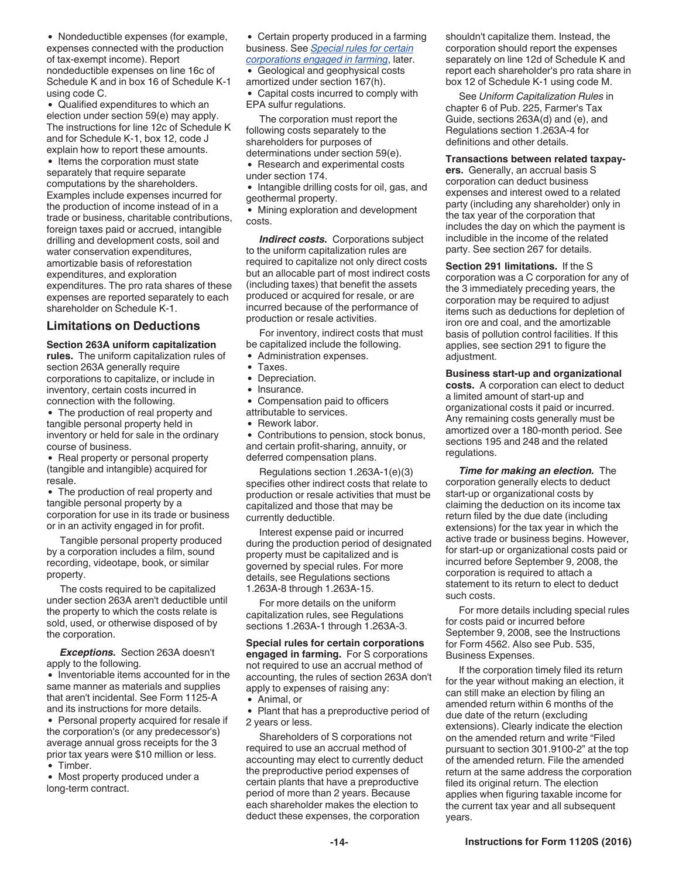- Nondeductible expenses (for example, expenses connected with the production of tax-exempt income). Report nondeductible expenses on line 16c of Schedule K and in box 16 of Schedule K-1 using code C.
- Qualified expenditures to which an election under section 59(e) may apply. The instructions for line 12c of Schedule K and for Schedule K-1, box 12, code J explain how to report these amounts.
- Items the corporation must state separately that require separate computations by the shareholders. Examples include expenses incurred for the production of income instead of in a trade or business, charitable contributions, foreign taxes paid or accrued, intangible drilling and development costs, soil and water conservation expenditures, amortizable basis of reforestation expenditures, and exploration expenditures. The pro rata shares of these expenses are reported separately to each shareholder on Schedule K-1.

## Limitations on Deductions

**Section 263A uniform capitalization rules.** The uniform capitalization rules of section 263A generally require corporations to capitalize, or include in inventory, certain costs incurred in connection with the following.

- The production of real property and tangible personal property held in inventory or held for sale in the ordinary course of business.
- Real property or personal property (tangible and intangible) acquired for resale.
- The production of real property and tangible personal property by a corporation for use in its trade or business or in an activity engaged in for profit.

Tangible personal property produced by a corporation includes a film, sound recording, videotape, book, or similar property.

The costs required to be capitalized under section 263A aren't deductible until the property to which the costs relate is sold, used, or otherwise disposed of by the corporation.

***Exceptions.*** Section 263A doesn't apply to the following.

- Inventoriable items accounted for in the same manner as materials and supplies that aren't incidental. See Form 1125-A and its instructions for more details.
- Personal property acquired for resale if the corporation's (or any predecessor's) average annual gross receipts for the 3 prior tax years were $10 million or less.
- Timber.
- Most property produced under a long-term contract.
- Certain property produced in a farming business. See *Special rules for certain corporations engaged in farming*, later.
- Geological and geophysical costs amortized under section 167(h).
- Capital costs incurred to comply with EPA sulfur regulations.

The corporation must report the following costs separately to the shareholders for purposes of determinations under section 59(e).

- Research and experimental costs under section 174.
- Intangible drilling costs for oil, gas, and geothermal property.
- Mining exploration and development costs.

***Indirect costs.*** Corporations subject to the uniform capitalization rules are required to capitalize not only direct costs but an allocable part of most indirect costs (including taxes) that benefit the assets produced or acquired for resale, or are incurred because of the performance of production or resale activities.

For inventory, indirect costs that must be capitalized include the following.

- Administration expenses.
- Taxes.
- Depreciation.
- Insurance.
- Compensation paid to officers attributable to services.
- Rework labor.
- Contributions to pension, stock bonus, and certain profit-sharing, annuity, or deferred compensation plans.

Regulations section 1.263A-1(e)(3) specifies other indirect costs that relate to production or resale activities that must be capitalized and those that may be currently deductible.

Interest expense paid or incurred during the production period of designated property must be capitalized and is governed by special rules. For more details, see Regulations sections 1.263A-8 through 1.263A-15.

For more details on the uniform capitalization rules, see Regulations sections 1.263A-1 through 1.263A-3.

**Special rules for certain corporations engaged in farming.** For S corporations not required to use an accrual method of accounting, the rules of section 263A don't apply to expenses of raising any:

- Animal, or
- Plant that has a preproductive period of 2 years or less.

Shareholders of S corporations not required to use an accrual method of accounting may elect to currently deduct the preproductive period expenses of certain plants that have a preproductive period of more than 2 years. Because each shareholder makes the election to deduct these expenses, the corporation shouldn't capitalize them. Instead, the corporation should report the expenses separately on line 12d of Schedule K and report each shareholder's pro rata share in box 12 of Schedule K-1 using code M.

See *Uniform Capitalization Rules* in chapter 6 of Pub. 225, Farmer's Tax Guide, sections 263A(d) and (e), and Regulations section 1.263A-4 for definitions and other details.

**Transactions between related taxpayers.** Generally, an accrual basis S corporation can deduct business expenses and interest owed to a related party (including any shareholder) only in the tax year of the corporation that includes the day on which the payment is includible in the income of the related party. See section 267 for details.

**Section 291 limitations.** If the S corporation was a C corporation for any of the 3 immediately preceding years, the corporation may be required to adjust items such as deductions for depletion of iron ore and coal, and the amortizable basis of pollution control facilities. If this applies, see section 291 to figure the adjustment.

**Business start-up and organizational costs.** A corporation can elect to deduct a limited amount of start-up and organizational costs it paid or incurred. Any remaining costs generally must be amortized over a 180-month period. See sections 195 and 248 and the related regulations.

***Time for making an election.*** The corporation generally elects to deduct start-up or organizational costs by claiming the deduction on its income tax return filed by the due date (including extensions) for the tax year in which the active trade or business begins. However, for start-up or organizational costs paid or incurred before September 9, 2008, the corporation is required to attach a statement to its return to elect to deduct such costs.

For more details including special rules for costs paid or incurred before September 9, 2008, see the Instructions for Form 4562. Also see Pub. 535, Business Expenses.

If the corporation timely filed its return for the year without making an election, it can still make an election by filing an amended return within 6 months of the due date of the return (excluding extensions). Clearly indicate the election on the amended return and write "Filed pursuant to section 301.9100-2" at the top of the amended return. File the amended return at the same address the corporation filed its original return. The election applies when figuring taxable income for the current tax year and all subsequent years.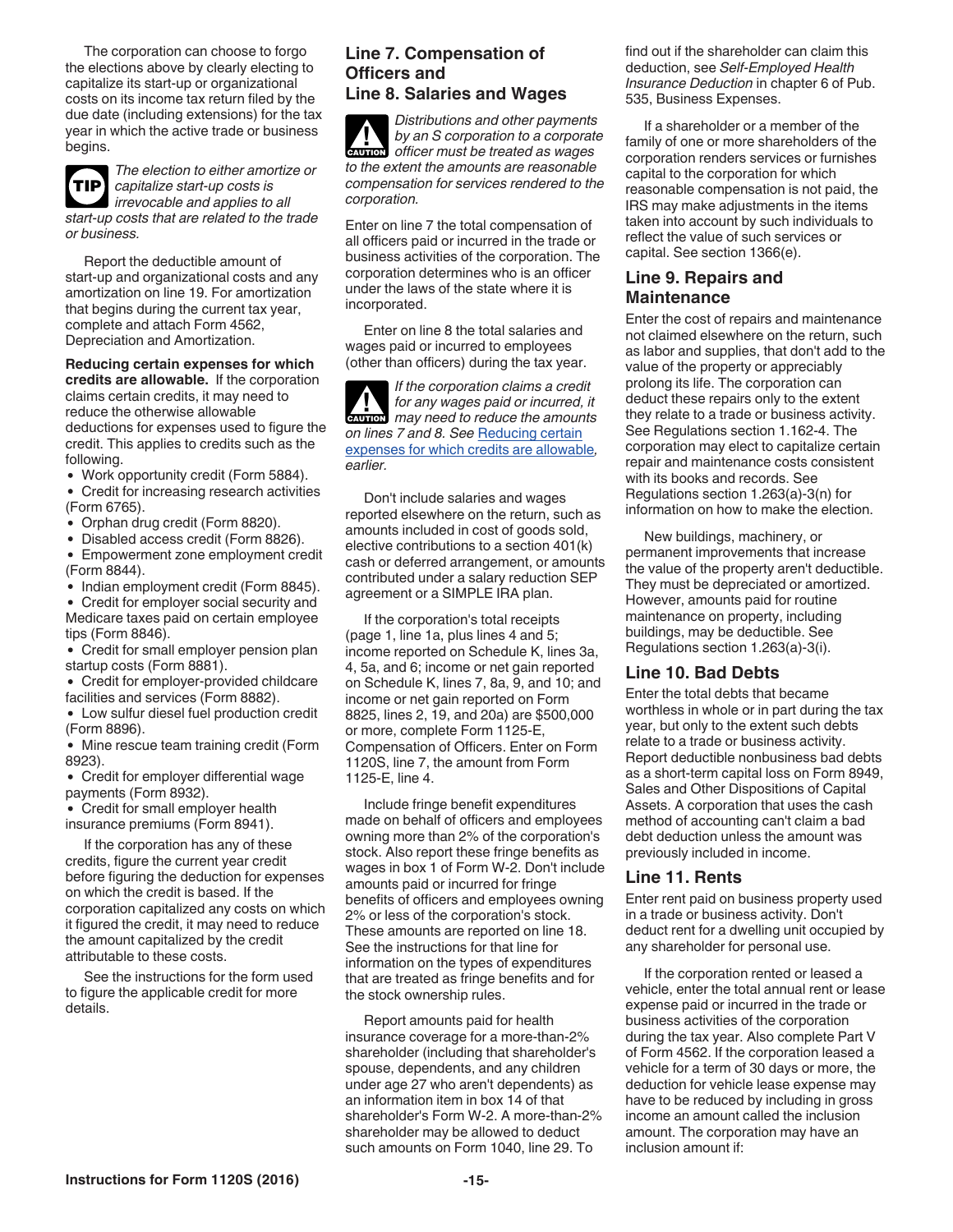The corporation can choose to forgo the elections above by clearly electing to capitalize its start-up or organizational costs on its income tax return filed by the due date (including extensions) for the tax year in which the active trade or business begins.

**TIP** *The election to either amortize or capitalize start-up costs is irrevocable and applies to all start-up costs that are related to the trade or business.*

Report the deductible amount of start-up and organizational costs and any amortization on line 19. For amortization that begins during the current tax year, complete and attach Form 4562, Depreciation and Amortization.

**Reducing certain expenses for which credits are allowable.** If the corporation claims certain credits, it may need to reduce the otherwise allowable deductions for expenses used to figure the credit. This applies to credits such as the following.

- Work opportunity credit (Form 5884).
- Credit for increasing research activities (Form 6765).
- Orphan drug credit (Form 8820).
- Disabled access credit (Form 8826).
- Empowerment zone employment credit (Form 8844).
- Indian employment credit (Form 8845).
- Credit for employer social security and Medicare taxes paid on certain employee tips (Form 8846).
- Credit for small employer pension plan startup costs (Form 8881).
- Credit for employer-provided childcare facilities and services (Form 8882).
- Low sulfur diesel fuel production credit (Form 8896).
- Mine rescue team training credit (Form 8923).
- Credit for employer differential wage payments (Form 8932).
- Credit for small employer health insurance premiums (Form 8941).

If the corporation has any of these credits, figure the current year credit before figuring the deduction for expenses on which the credit is based. If the corporation capitalized any costs on which it figured the credit, it may need to reduce the amount capitalized by the credit attributable to these costs.

See the instructions for the form used to figure the applicable credit for more details.

## Line 7. Compensation of Officers and Line 8. Salaries and Wages

**CAUTION** *Distributions and other payments by an S corporation to a corporate officer must be treated as wages to the extent the amounts are reasonable compensation for services rendered to the corporation.*

Enter on line 7 the total compensation of all officers paid or incurred in the trade or business activities of the corporation. The corporation determines who is an officer under the laws of the state where it is incorporated.

Enter on line 8 the total salaries and wages paid or incurred to employees (other than officers) during the tax year.

**CAUTION** *If the corporation claims a credit for any wages paid or incurred, it may need to reduce the amounts on lines 7 and 8. See Reducing certain expenses for which credits are allowable, earlier.*

Don't include salaries and wages reported elsewhere on the return, such as amounts included in cost of goods sold, elective contributions to a section 401(k) cash or deferred arrangement, or amounts contributed under a salary reduction SEP agreement or a SIMPLE IRA plan.

If the corporation's total receipts (page 1, line 1a, plus lines 4 and 5; income reported on Schedule K, lines 3a, 4, 5a, and 6; income or net gain reported on Schedule K, lines 7, 8a, 9, and 10; and income or net gain reported on Form 8825, lines 2, 19, and 20a) are $500,000 or more, complete Form 1125-E, Compensation of Officers. Enter on Form 1120S, line 7, the amount from Form 1125-E, line 4.

Include fringe benefit expenditures made on behalf of officers and employees owning more than 2% of the corporation's stock. Also report these fringe benefits as wages in box 1 of Form W-2. Don't include amounts paid or incurred for fringe benefits of officers and employees owning 2% or less of the corporation's stock. These amounts are reported on line 18. See the instructions for that line for information on the types of expenditures that are treated as fringe benefits and for the stock ownership rules.

Report amounts paid for health insurance coverage for a more-than-2% shareholder (including that shareholder's spouse, dependents, and any children under age 27 who aren't dependents) as an information item in box 14 of that shareholder's Form W-2. A more-than-2% shareholder may be allowed to deduct such amounts on Form 1040, line 29. To find out if the shareholder can claim this deduction, see *Self-Employed Health Insurance Deduction* in chapter 6 of Pub. 535, Business Expenses.

If a shareholder or a member of the family of one or more shareholders of the corporation renders services or furnishes capital to the corporation for which reasonable compensation is not paid, the IRS may make adjustments in the items taken into account by such individuals to reflect the value of such services or capital. See section 1366(e).

## Line 9. Repairs and Maintenance

Enter the cost of repairs and maintenance not claimed elsewhere on the return, such as labor and supplies, that don't add to the value of the property or appreciably prolong its life. The corporation can deduct these repairs only to the extent they relate to a trade or business activity. See Regulations section 1.162-4. The corporation may elect to capitalize certain repair and maintenance costs consistent with its books and records. See Regulations section 1.263(a)-3(n) for information on how to make the election.

New buildings, machinery, or permanent improvements that increase the value of the property aren't deductible. They must be depreciated or amortized. However, amounts paid for routine maintenance on property, including buildings, may be deductible. See Regulations section 1.263(a)-3(i).

## Line 10. Bad Debts

Enter the total debts that became worthless in whole or in part during the tax year, but only to the extent such debts relate to a trade or business activity. Report deductible nonbusiness bad debts as a short-term capital loss on Form 8949, Sales and Other Dispositions of Capital Assets. A corporation that uses the cash method of accounting can't claim a bad debt deduction unless the amount was previously included in income.

## Line 11. Rents

Enter rent paid on business property used in a trade or business activity. Don't deduct rent for a dwelling unit occupied by any shareholder for personal use.

If the corporation rented or leased a vehicle, enter the total annual rent or lease expense paid or incurred in the trade or business activities of the corporation during the tax year. Also complete Part V of Form 4562. If the corporation leased a vehicle for a term of 30 days or more, the deduction for vehicle lease expense may have to be reduced by including in gross income an amount called the inclusion amount. The corporation may have an inclusion amount if: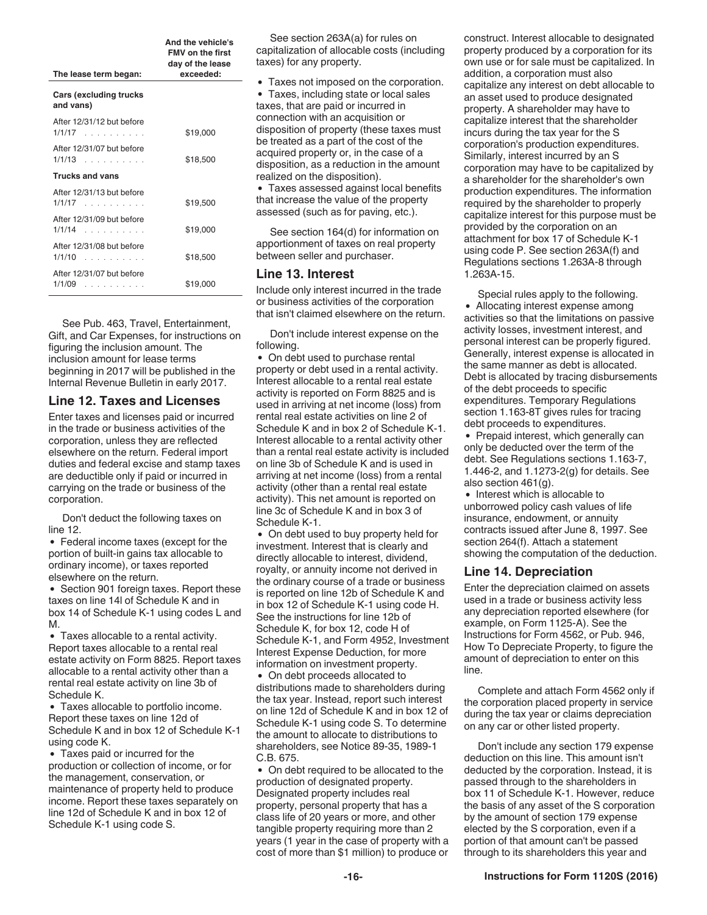| The lease term began: | And the vehicle's FMV on the first day of the lease exceeded: |
|---|---|
| **Cars (excluding trucks and vans)** | |
| After 12/31/12 but before 1/1/17 . . . . . . . . . . | $19,000 |
| After 12/31/07 but before 1/1/13 . . . . . . . . . . | $18,500 |
| **Trucks and vans** | |
| After 12/31/13 but before 1/1/17 . . . . . . . . . . | $19,500 |
| After 12/31/09 but before 1/1/14 . . . . . . . . . . | $19,000 |
| After 12/31/08 but before 1/1/10 . . . . . . . . . . | $18,500 |
| After 12/31/07 but before 1/1/09 . . . . . . . . . . | $19,000 |

See Pub. 463, Travel, Entertainment, Gift, and Car Expenses, for instructions on figuring the inclusion amount. The inclusion amount for lease terms beginning in 2017 will be published in the Internal Revenue Bulletin in early 2017.

## Line 12. Taxes and Licenses

Enter taxes and licenses paid or incurred in the trade or business activities of the corporation, unless they are reflected elsewhere on the return. Federal import duties and federal excise and stamp taxes are deductible only if paid or incurred in carrying on the trade or business of the corporation.

Don't deduct the following taxes on line 12.

- Federal income taxes (except for the portion of built-in gains tax allocable to ordinary income), or taxes reported elsewhere on the return.
- Section 901 foreign taxes. Report these taxes on line 14l of Schedule K and in box 14 of Schedule K-1 using codes L and M.
- Taxes allocable to a rental activity. Report taxes allocable to a rental real estate activity on Form 8825. Report taxes allocable to a rental activity other than a rental real estate activity on line 3b of Schedule K.
- Taxes allocable to portfolio income. Report these taxes on line 12d of Schedule K and in box 12 of Schedule K-1 using code K.
- Taxes paid or incurred for the production or collection of income, or for the management, conservation, or maintenance of property held to produce income. Report these taxes separately on line 12d of Schedule K and in box 12 of Schedule K-1 using code S.

See section 263A(a) for rules on capitalization of allocable costs (including taxes) for any property.

- Taxes not imposed on the corporation.
- Taxes, including state or local sales taxes, that are paid or incurred in connection with an acquisition or disposition of property (these taxes must be treated as a part of the cost of the acquired property or, in the case of a disposition, as a reduction in the amount realized on the disposition).
- Taxes assessed against local benefits that increase the value of the property assessed (such as for paving, etc.).

See section 164(d) for information on apportionment of taxes on real property between seller and purchaser.

## Line 13. Interest

Include only interest incurred in the trade or business activities of the corporation that isn't claimed elsewhere on the return.

Don't include interest expense on the following.

- On debt used to purchase rental property or debt used in a rental activity. Interest allocable to a rental real estate activity is reported on Form 8825 and is used in arriving at net income (loss) from rental real estate activities on line 2 of Schedule K and in box 2 of Schedule K-1. Interest allocable to a rental activity other than a rental real estate activity is included on line 3b of Schedule K and is used in arriving at net income (loss) from a rental activity (other than a rental real estate activity). This net amount is reported on line 3c of Schedule K and in box 3 of Schedule K-1.
- On debt used to buy property held for investment. Interest that is clearly and directly allocable to interest, dividend, royalty, or annuity income not derived in the ordinary course of a trade or business is reported on line 12b of Schedule K and in box 12 of Schedule K-1 using code H. See the instructions for line 12b of Schedule K, for box 12, code H of Schedule K-1, and Form 4952, Investment Interest Expense Deduction, for more information on investment property.
- On debt proceeds allocated to distributions made to shareholders during the tax year. Instead, report such interest on line 12d of Schedule K and in box 12 of Schedule K-1 using code S. To determine the amount to allocate to distributions to shareholders, see Notice 89-35, 1989-1 C.B. 675.
- On debt required to be allocated to the production of designated property. Designated property includes real property, personal property that has a class life of 20 years or more, and other tangible property requiring more than 2 years (1 year in the case of property with a cost of more than $1 million) to produce or construct. Interest allocable to designated property produced by a corporation for its own use or for sale must be capitalized. In addition, a corporation must also capitalize any interest on debt allocable to an asset used to produce designated property. A shareholder may have to capitalize interest that the shareholder incurs during the tax year for the S corporation's production expenditures. Similarly, interest incurred by an S corporation may have to be capitalized by a shareholder for the shareholder's own production expenditures. The information required by the shareholder to properly capitalize interest for this purpose must be provided by the corporation on an attachment for box 17 of Schedule K-1 using code P. See section 263A(f) and Regulations sections 1.263A-8 through 1.263A-15.

Special rules apply to the following.

- Allocating interest expense among activities so that the limitations on passive activity losses, investment interest, and personal interest can be properly figured. Generally, interest expense is allocated in the same manner as debt is allocated. Debt is allocated by tracing disbursements of the debt proceeds to specific expenditures. Temporary Regulations section 1.163-8T gives rules for tracing debt proceeds to expenditures.
- Prepaid interest, which generally can only be deducted over the term of the debt. See Regulations sections 1.163-7, 1.446-2, and 1.1273-2(g) for details. See also section 461(g).
- Interest which is allocable to unborrowed policy cash values of life insurance, endowment, or annuity contracts issued after June 8, 1997. See section 264(f). Attach a statement showing the computation of the deduction.

## Line 14. Depreciation

Enter the depreciation claimed on assets used in a trade or business activity less any depreciation reported elsewhere (for example, on Form 1125-A). See the Instructions for Form 4562, or Pub. 946, How To Depreciate Property, to figure the amount of depreciation to enter on this line.

Complete and attach Form 4562 only if the corporation placed property in service during the tax year or claims depreciation on any car or other listed property.

Don't include any section 179 expense deduction on this line. This amount isn't deducted by the corporation. Instead, it is passed through to the shareholders in box 11 of Schedule K-1. However, reduce the basis of any asset of the S corporation by the amount of section 179 expense elected by the S corporation, even if a portion of that amount can't be passed through to its shareholders this year and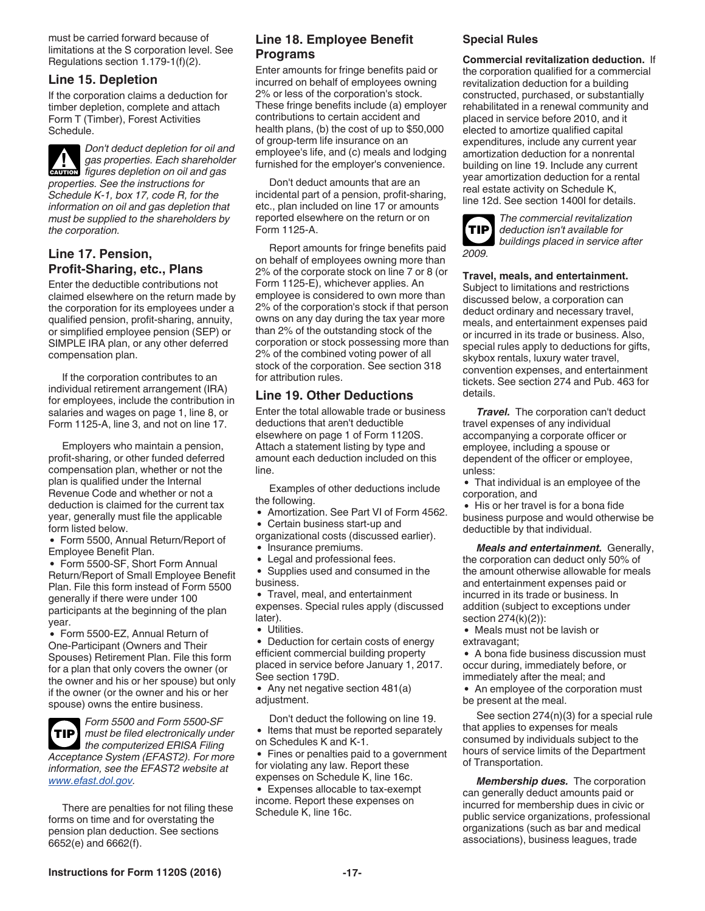must be carried forward because of limitations at the S corporation level. See Regulations section 1.179-1(f)(2).

## Line 15. Depletion

If the corporation claims a deduction for timber depletion, complete and attach Form T (Timber), Forest Activities Schedule.

**CAUTION** *Don't deduct depletion for oil and gas properties. Each shareholder figures depletion on oil and gas properties. See the instructions for Schedule K-1, box 17, code R, for the information on oil and gas depletion that must be supplied to the shareholders by the corporation.*

## Line 17. Pension, Profit-Sharing, etc., Plans

Enter the deductible contributions not claimed elsewhere on the return made by the corporation for its employees under a qualified pension, profit-sharing, annuity, or simplified employee pension (SEP) or SIMPLE IRA plan, or any other deferred compensation plan.

If the corporation contributes to an individual retirement arrangement (IRA) for employees, include the contribution in salaries and wages on page 1, line 8, or Form 1125-A, line 3, and not on line 17.

Employers who maintain a pension, profit-sharing, or other funded deferred compensation plan, whether or not the plan is qualified under the Internal Revenue Code and whether or not a deduction is claimed for the current tax year, generally must file the applicable form listed below.

- Form 5500, Annual Return/Report of Employee Benefit Plan.
- Form 5500-SF, Short Form Annual Return/Report of Small Employee Benefit Plan. File this form instead of Form 5500 generally if there were under 100 participants at the beginning of the plan year.
- Form 5500-EZ, Annual Return of One-Participant (Owners and Their Spouses) Retirement Plan. File this form for a plan that only covers the owner (or the owner and his or her spouse) but only if the owner (or the owner and his or her spouse) owns the entire business.

**TIP** *Form 5500 and Form 5500-SF must be filed electronically under the computerized ERISA Filing Acceptance System (EFAST2). For more information, see the EFAST2 website at www.efast.dol.gov.*

There are penalties for not filing these forms on time and for overstating the pension plan deduction. See sections 6652(e) and 6662(f).

## Line 18. Employee Benefit Programs

Enter amounts for fringe benefits paid or incurred on behalf of employees owning 2% or less of the corporation's stock. These fringe benefits include (a) employer contributions to certain accident and health plans, (b) the cost of up to $50,000 of group-term life insurance on an employee's life, and (c) meals and lodging furnished for the employer's convenience.

Don't deduct amounts that are an incidental part of a pension, profit-sharing, etc., plan included on line 17 or amounts reported elsewhere on the return or on Form 1125-A.

Report amounts for fringe benefits paid on behalf of employees owning more than 2% of the corporate stock on line 7 or 8 (or Form 1125-E), whichever applies. An employee is considered to own more than 2% of the corporation's stock if that person owns on any day during the tax year more than 2% of the outstanding stock of the corporation or stock possessing more than 2% of the combined voting power of all stock of the corporation. See section 318 for attribution rules.

## Line 19. Other Deductions

Enter the total allowable trade or business deductions that aren't deductible elsewhere on page 1 of Form 1120S. Attach a statement listing by type and amount each deduction included on this line.

Examples of other deductions include the following.

- Amortization. See Part VI of Form 4562.
- Certain business start-up and organizational costs (discussed earlier).
- Insurance premiums.
- Legal and professional fees.
- Supplies used and consumed in the business.
- Travel, meal, and entertainment expenses. Special rules apply (discussed later).
- Utilities.
- Deduction for certain costs of energy efficient commercial building property placed in service before January 1, 2017. See section 179D.
- Any net negative section 481(a) adjustment.

Don't deduct the following on line 19.

- Items that must be reported separately on Schedules K and K-1.
- Fines or penalties paid to a government for violating any law. Report these expenses on Schedule K, line 16c.
- Expenses allocable to tax-exempt income. Report these expenses on Schedule K, line 16c.

### Special Rules

**Commercial revitalization deduction.** If the corporation qualified for a commercial revitalization deduction for a building constructed, purchased, or substantially rehabilitated in a renewal community and placed in service before 2010, and it elected to amortize qualified capital expenditures, include any current year amortization deduction for a nonrental building on line 19. Include any current year amortization deduction for a rental real estate activity on Schedule K, line 12d. See section 1400I for details.

**TIP** *The commercial revitalization deduction isn't available for buildings placed in service after 2009.*

**Travel, meals, and entertainment.** Subject to limitations and restrictions discussed below, a corporation can deduct ordinary and necessary travel, meals, and entertainment expenses paid or incurred in its trade or business. Also, special rules apply to deductions for gifts, skybox rentals, luxury water travel, convention expenses, and entertainment tickets. See section 274 and Pub. 463 for details.

***Travel.*** The corporation can't deduct travel expenses of any individual accompanying a corporate officer or employee, including a spouse or dependent of the officer or employee, unless:

- That individual is an employee of the corporation, and
- His or her travel is for a bona fide business purpose and would otherwise be deductible by that individual.

***Meals and entertainment.*** Generally, the corporation can deduct only 50% of the amount otherwise allowable for meals and entertainment expenses paid or incurred in its trade or business. In addition (subject to exceptions under section 274(k)(2)):

- Meals must not be lavish or extravagant;
- A bona fide business discussion must occur during, immediately before, or immediately after the meal; and
- An employee of the corporation must be present at the meal.

See section 274(n)(3) for a special rule that applies to expenses for meals consumed by individuals subject to the hours of service limits of the Department of Transportation.

***Membership dues.*** The corporation can generally deduct amounts paid or incurred for membership dues in civic or public service organizations, professional organizations (such as bar and medical associations), business leagues, trade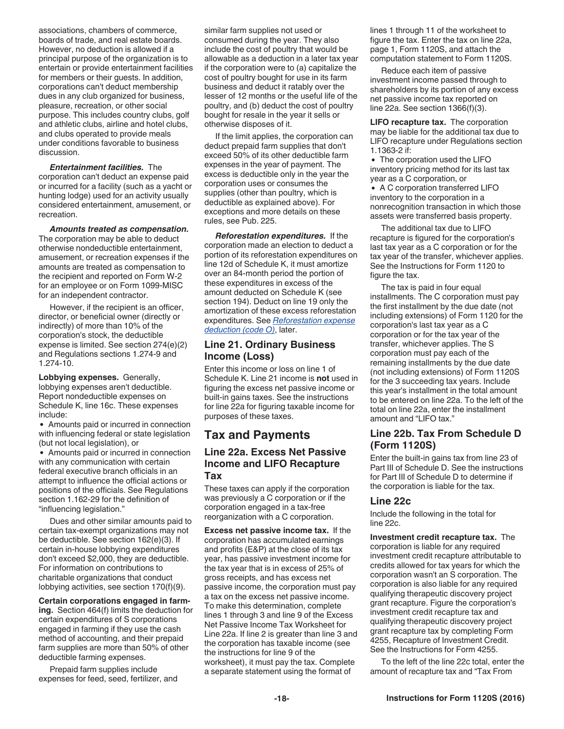associations, chambers of commerce, boards of trade, and real estate boards. However, no deduction is allowed if a principal purpose of the organization is to entertain or provide entertainment facilities for members or their guests. In addition, corporations can't deduct membership dues in any club organized for business, pleasure, recreation, or other social purpose. This includes country clubs, golf and athletic clubs, airline and hotel clubs, and clubs operated to provide meals under conditions favorable to business discussion.

***Entertainment facilities.*** The corporation can't deduct an expense paid or incurred for a facility (such as a yacht or hunting lodge) used for an activity usually considered entertainment, amusement, or recreation.

***Amounts treated as compensation.*** The corporation may be able to deduct otherwise nondeductible entertainment, amusement, or recreation expenses if the amounts are treated as compensation to the recipient and reported on Form W-2 for an employee or on Form 1099-MISC for an independent contractor.

However, if the recipient is an officer, director, or beneficial owner (directly or indirectly) of more than 10% of the corporation's stock, the deductible expense is limited. See section 274(e)(2) and Regulations sections 1.274-9 and 1.274-10.

**Lobbying expenses.** Generally, lobbying expenses aren't deductible. Report nondeductible expenses on Schedule K, line 16c. These expenses include:

- Amounts paid or incurred in connection with influencing federal or state legislation (but not local legislation), or
- Amounts paid or incurred in connection with any communication with certain federal executive branch officials in an attempt to influence the official actions or positions of the officials. See Regulations section 1.162-29 for the definition of "influencing legislation."

Dues and other similar amounts paid to certain tax-exempt organizations may not be deductible. See section 162(e)(3). If certain in-house lobbying expenditures don't exceed $2,000, they are deductible. For information on contributions to charitable organizations that conduct lobbying activities, see section 170(f)(9).

**Certain corporations engaged in farming.** Section 464(f) limits the deduction for certain expenditures of S corporations engaged in farming if they use the cash method of accounting, and their prepaid farm supplies are more than 50% of other deductible farming expenses.

Prepaid farm supplies include expenses for feed, seed, fertilizer, and similar farm supplies not used or consumed during the year. They also include the cost of poultry that would be allowable as a deduction in a later tax year if the corporation were to (a) capitalize the cost of poultry bought for use in its farm business and deduct it ratably over the lesser of 12 months or the useful life of the poultry, and (b) deduct the cost of poultry bought for resale in the year it sells or otherwise disposes of it.

If the limit applies, the corporation can deduct prepaid farm supplies that don't exceed 50% of its other deductible farm expenses in the year of payment. The excess is deductible only in the year the corporation uses or consumes the supplies (other than poultry, which is deductible as explained above). For exceptions and more details on these rules, see Pub. 225.

***Reforestation expenditures.*** If the corporation made an election to deduct a portion of its reforestation expenditures on line 12d of Schedule K, it must amortize over an 84-month period the portion of these expenditures in excess of the amount deducted on Schedule K (see section 194). Deduct on line 19 only the amortization of these excess reforestation expenditures. See *Reforestation expense deduction (code O)*, later.

## Line 21. Ordinary Business Income (Loss)

Enter this income or loss on line 1 of Schedule K. Line 21 income is **not** used in figuring the excess net passive income or built-in gains taxes. See the instructions for line 22a for figuring taxable income for purposes of these taxes.

# Tax and Payments

## Line 22a. Excess Net Passive Income and LIFO Recapture Tax

These taxes can apply if the corporation was previously a C corporation or if the corporation engaged in a tax-free reorganization with a C corporation.

**Excess net passive income tax.** If the corporation has accumulated earnings and profits (E&P) at the close of its tax year, has passive investment income for the tax year that is in excess of 25% of gross receipts, and has excess net passive income, the corporation must pay a tax on the excess net passive income. To make this determination, complete lines 1 through 3 and line 9 of the Excess Net Passive Income Tax Worksheet for Line 22a. If line 2 is greater than line 3 and the corporation has taxable income (see the instructions for line 9 of the worksheet), it must pay the tax. Complete a separate statement using the format of lines 1 through 11 of the worksheet to figure the tax. Enter the tax on line 22a, page 1, Form 1120S, and attach the computation statement to Form 1120S.

Reduce each item of passive investment income passed through to shareholders by its portion of any excess net passive income tax reported on line 22a. See section 1366(f)(3).

**LIFO recapture tax.** The corporation may be liable for the additional tax due to LIFO recapture under Regulations section 1.1363-2 if:

- The corporation used the LIFO inventory pricing method for its last tax year as a C corporation, or
- A C corporation transferred LIFO inventory to the corporation in a nonrecognition transaction in which those assets were transferred basis property.

The additional tax due to LIFO recapture is figured for the corporation's last tax year as a C corporation or for the tax year of the transfer, whichever applies. See the Instructions for Form 1120 to figure the tax.

The tax is paid in four equal installments. The C corporation must pay the first installment by the due date (not including extensions) of Form 1120 for the corporation's last tax year as a C corporation or for the tax year of the transfer, whichever applies. The S corporation must pay each of the remaining installments by the due date (not including extensions) of Form 1120S for the 3 succeeding tax years. Include this year's installment in the total amount to be entered on line 22a. To the left of the total on line 22a, enter the installment amount and "LIFO tax."

## Line 22b. Tax From Schedule D (Form 1120S)

Enter the built-in gains tax from line 23 of Part III of Schedule D. See the instructions for Part III of Schedule D to determine if the corporation is liable for the tax.

## Line 22c

Include the following in the total for line 22c.

**Investment credit recapture tax.** The corporation is liable for any required investment credit recapture attributable to credits allowed for tax years for which the corporation wasn't an S corporation. The corporation is also liable for any required qualifying therapeutic discovery project grant recapture. Figure the corporation's investment credit recapture tax and qualifying therapeutic discovery project grant recapture tax by completing Form 4255, Recapture of Investment Credit. See the Instructions for Form 4255.

To the left of the line 22c total, enter the amount of recapture tax and "Tax From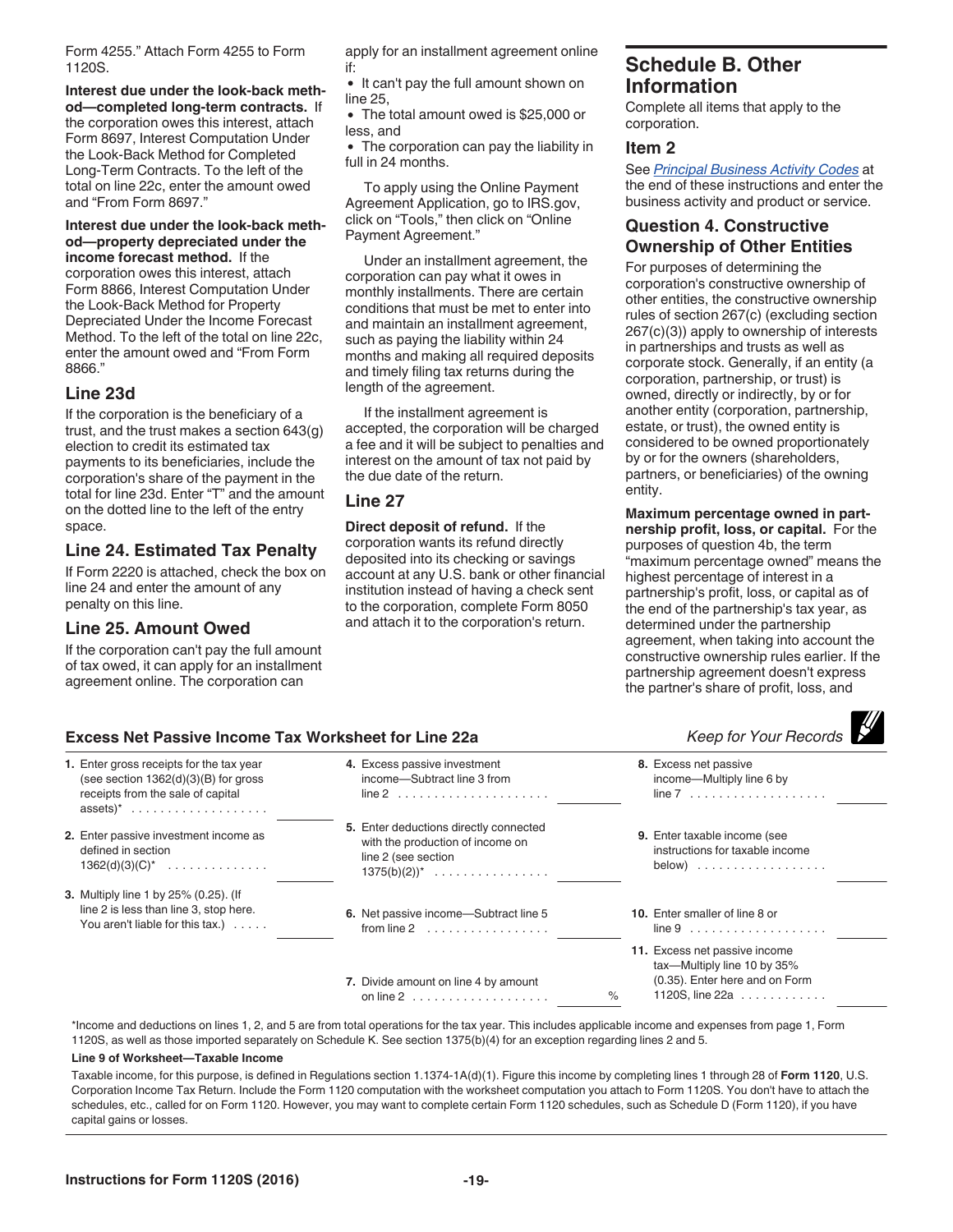Form 4255." Attach Form 4255 to Form 1120S.

**Interest due under the look-back method—completed long-term contracts.** If the corporation owes this interest, attach Form 8697, Interest Computation Under the Look-Back Method for Completed Long-Term Contracts. To the left of the total on line 22c, enter the amount owed and "From Form 8697."

**Interest due under the look-back method—property depreciated under the income forecast method.** If the corporation owes this interest, attach Form 8866, Interest Computation Under the Look-Back Method for Property Depreciated Under the Income Forecast Method. To the left of the total on line 22c, enter the amount owed and "From Form 8866."

### Line 23d

If the corporation is the beneficiary of a trust, and the trust makes a section 643(g) election to credit its estimated tax payments to its beneficiaries, include the corporation's share of the payment in the total for line 23d. Enter "T" and the amount on the dotted line to the left of the entry space.

### Line 24. Estimated Tax Penalty

If Form 2220 is attached, check the box on line 24 and enter the amount of any penalty on this line.

### Line 25. Amount Owed

If the corporation can't pay the full amount of tax owed, it can apply for an installment agreement online. The corporation can apply for an installment agreement online if:

- It can't pay the full amount shown on line 25,
- The total amount owed is $25,000 or less, and
- The corporation can pay the liability in full in 24 months.

To apply using the Online Payment Agreement Application, go to IRS.gov, click on "Tools," then click on "Online Payment Agreement."

Under an installment agreement, the corporation can pay what it owes in monthly installments. There are certain conditions that must be met to enter into and maintain an installment agreement, such as paying the liability within 24 months and making all required deposits and timely filing tax returns during the length of the agreement.

If the installment agreement is accepted, the corporation will be charged a fee and it will be subject to penalties and interest on the amount of tax not paid by the due date of the return.

### Line 27

**Direct deposit of refund.** If the corporation wants its refund directly deposited into its checking or savings account at any U.S. bank or other financial institution instead of having a check sent to the corporation, complete Form 8050 and attach it to the corporation's return.

## Schedule B. Other Information

Complete all items that apply to the corporation.

### Item 2

See *Principal Business Activity Codes* at the end of these instructions and enter the business activity and product or service.

### Question 4. Constructive Ownership of Other Entities

For purposes of determining the corporation's constructive ownership of other entities, the constructive ownership rules of section 267(c) (excluding section 267(c)(3)) apply to ownership of interests in partnerships and trusts as well as corporate stock. Generally, if an entity (a corporation, partnership, or trust) is owned, directly or indirectly, by or for another entity (corporation, partnership, estate, or trust), the owned entity is considered to be owned proportionately by or for the owners (shareholders, partners, or beneficiaries) of the owning entity.

**Maximum percentage owned in partnership profit, loss, or capital.** For the purposes of question 4b, the term "maximum percentage owned" means the highest percentage of interest in a partnership's profit, loss, or capital as of the end of the partnership's tax year, as determined under the partnership agreement, when taking into account the constructive ownership rules earlier. If the partnership agreement doesn't express the partner's share of profit, loss, and

### Excess Net Passive Income Tax Worksheet for Line 22a

*Keep for Your Records*

| | | |
|---|---|---|
| **1.** Enter gross receipts for the tax year (see section 1362(d)(3)(B) for gross receipts from the sale of capital assets)* . . . . . . . . . . | **4.** Excess passive investment income—Subtract line 3 from line 2 . . . . . . . . . . | **8.** Excess net passive income—Multiply line 6 by line 7 . . . . . . . . . . |
| **2.** Enter passive investment income as defined in section 1362(d)(3)(C)* . . . . . . | **5.** Enter deductions directly connected with the production of income on line 2 (see section 1375(b)(2))* . . . . . . . . | **9.** Enter taxable income (see instructions for taxable income below) . . . . . . . . . |
| **3.** Multiply line 1 by 25% (0.25). (If line 2 is less than line 3, stop here. You aren't liable for this tax.) . . . . . | **6.** Net passive income—Subtract line 5 from line 2 . . . . . . . . | **10.** Enter smaller of line 8 or line 9 . . . . . . . . . . |
| | **7.** Divide amount on line 4 by amount on line 2 . . . . . . . . . . % | **11.** Excess net passive income tax—Multiply line 10 by 35% (0.35). Enter here and on Form 1120S, line 22a . . . . . . |

*Income and deductions on lines 1, 2, and 5 are from total operations for the tax year. This includes applicable income and expenses from page 1, Form 1120S, as well as those imported separately on Schedule K. See section 1375(b)(4) for an exception regarding lines 2 and 5.

**Line 9 of Worksheet—Taxable Income**

Taxable income, for this purpose, is defined in Regulations section 1.1374-1A(d)(1). Figure this income by completing lines 1 through 28 of **Form 1120**, U.S. Corporation Income Tax Return. Include the Form 1120 computation with the worksheet computation you attach to Form 1120S. You don't have to attach the schedules, etc., called for on Form 1120. However, you may want to complete certain Form 1120 schedules, such as Schedule D (Form 1120), if you have capital gains or losses.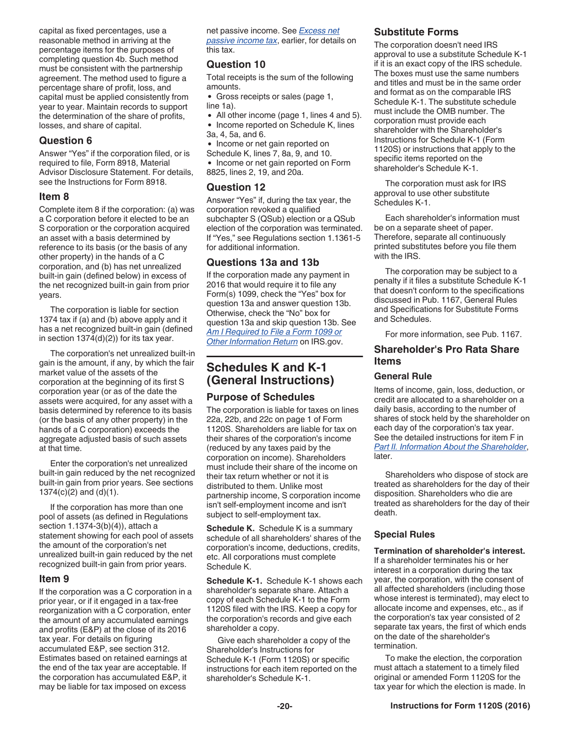capital as fixed percentages, use a reasonable method in arriving at the percentage items for the purposes of completing question 4b. Such method must be consistent with the partnership agreement. The method used to figure a percentage share of profit, loss, and capital must be applied consistently from year to year. Maintain records to support the determination of the share of profits, losses, and share of capital.

### Question 6

Answer “Yes” if the corporation filed, or is required to file, Form 8918, Material Advisor Disclosure Statement. For details, see the Instructions for Form 8918.

### Item 8

Complete item 8 if the corporation: (a) was a C corporation before it elected to be an S corporation or the corporation acquired an asset with a basis determined by reference to its basis (or the basis of any other property) in the hands of a C corporation, and (b) has net unrealized built-in gain (defined below) in excess of the net recognized built-in gain from prior years.

The corporation is liable for section 1374 tax if (a) and (b) above apply and it has a net recognized built-in gain (defined in section 1374(d)(2)) for its tax year.

The corporation's net unrealized built-in gain is the amount, if any, by which the fair market value of the assets of the corporation at the beginning of its first S corporation year (or as of the date the assets were acquired, for any asset with a basis determined by reference to its basis (or the basis of any other property) in the hands of a C corporation) exceeds the aggregate adjusted basis of such assets at that time.

Enter the corporation's net unrealized built-in gain reduced by the net recognized built-in gain from prior years. See sections 1374(c)(2) and (d)(1).

If the corporation has more than one pool of assets (as defined in Regulations section 1.1374-3(b)(4)), attach a statement showing for each pool of assets the amount of the corporation's net unrealized built-in gain reduced by the net recognized built-in gain from prior years.

### Item 9

If the corporation was a C corporation in a prior year, or if it engaged in a tax-free reorganization with a C corporation, enter the amount of any accumulated earnings and profits (E&P) at the close of its 2016 tax year. For details on figuring accumulated E&P, see section 312. Estimates based on retained earnings at the end of the tax year are acceptable. If the corporation has accumulated E&P, it may be liable for tax imposed on excess net passive income. See *Excess net passive income tax*, earlier, for details on this tax.

### Question 10

Total receipts is the sum of the following amounts.

- Gross receipts or sales (page 1, line 1a).
- All other income (page 1, lines 4 and 5).
- Income reported on Schedule K, lines 3a, 4, 5a, and 6.
- Income or net gain reported on Schedule K, lines 7, 8a, 9, and 10.
- Income or net gain reported on Form 8825, lines 2, 19, and 20a.

### Question 12

Answer “Yes” if, during the tax year, the corporation revoked a qualified subchapter S (QSub) election or a QSub election of the corporation was terminated. If “Yes,” see Regulations section 1.1361-5 for additional information.

### Questions 13a and 13b

If the corporation made any payment in 2016 that would require it to file any Form(s) 1099, check the “Yes” box for question 13a and answer question 13b. Otherwise, check the “No” box for question 13a and skip question 13b. See *Am I Required to File a Form 1099 or Other Information Return* on IRS.gov.

## Schedules K and K-1 (General Instructions)

### Purpose of Schedules

The corporation is liable for taxes on lines 22a, 22b, and 22c on page 1 of Form 1120S. Shareholders are liable for tax on their shares of the corporation's income (reduced by any taxes paid by the corporation on income). Shareholders must include their share of the income on their tax return whether or not it is distributed to them. Unlike most partnership income, S corporation income isn't self-employment income and isn't subject to self-employment tax.

**Schedule K.** Schedule K is a summary schedule of all shareholders' shares of the corporation's income, deductions, credits, etc. All corporations must complete Schedule K.

**Schedule K-1.** Schedule K-1 shows each shareholder's separate share. Attach a copy of each Schedule K-1 to the Form 1120S filed with the IRS. Keep a copy for the corporation's records and give each shareholder a copy.

Give each shareholder a copy of the Shareholder's Instructions for Schedule K-1 (Form 1120S) or specific instructions for each item reported on the shareholder's Schedule K-1.

### Substitute Forms

The corporation doesn't need IRS approval to use a substitute Schedule K-1 if it is an exact copy of the IRS schedule. The boxes must use the same numbers and titles and must be in the same order and format as on the comparable IRS Schedule K-1. The substitute schedule must include the OMB number. The corporation must provide each shareholder with the Shareholder's Instructions for Schedule K-1 (Form 1120S) or instructions that apply to the specific items reported on the shareholder's Schedule K-1.

The corporation must ask for IRS approval to use other substitute Schedules K-1.

Each shareholder's information must be on a separate sheet of paper. Therefore, separate all continuously printed substitutes before you file them with the IRS.

The corporation may be subject to a penalty if it files a substitute Schedule K-1 that doesn't conform to the specifications discussed in Pub. 1167, General Rules and Specifications for Substitute Forms and Schedules.

For more information, see Pub. 1167.

### Shareholder's Pro Rata Share Items

#### General Rule

Items of income, gain, loss, deduction, or credit are allocated to a shareholder on a daily basis, according to the number of shares of stock held by the shareholder on each day of the corporation's tax year. See the detailed instructions for item F in *Part II. Information About the Shareholder*, later.

Shareholders who dispose of stock are treated as shareholders for the day of their disposition. Shareholders who die are treated as shareholders for the day of their death.

#### Special Rules

**Termination of shareholder's interest.** If a shareholder terminates his or her interest in a corporation during the tax year, the corporation, with the consent of all affected shareholders (including those whose interest is terminated), may elect to allocate income and expenses, etc., as if the corporation's tax year consisted of 2 separate tax years, the first of which ends on the date of the shareholder's termination.

To make the election, the corporation must attach a statement to a timely filed original or amended Form 1120S for the tax year for which the election is made. In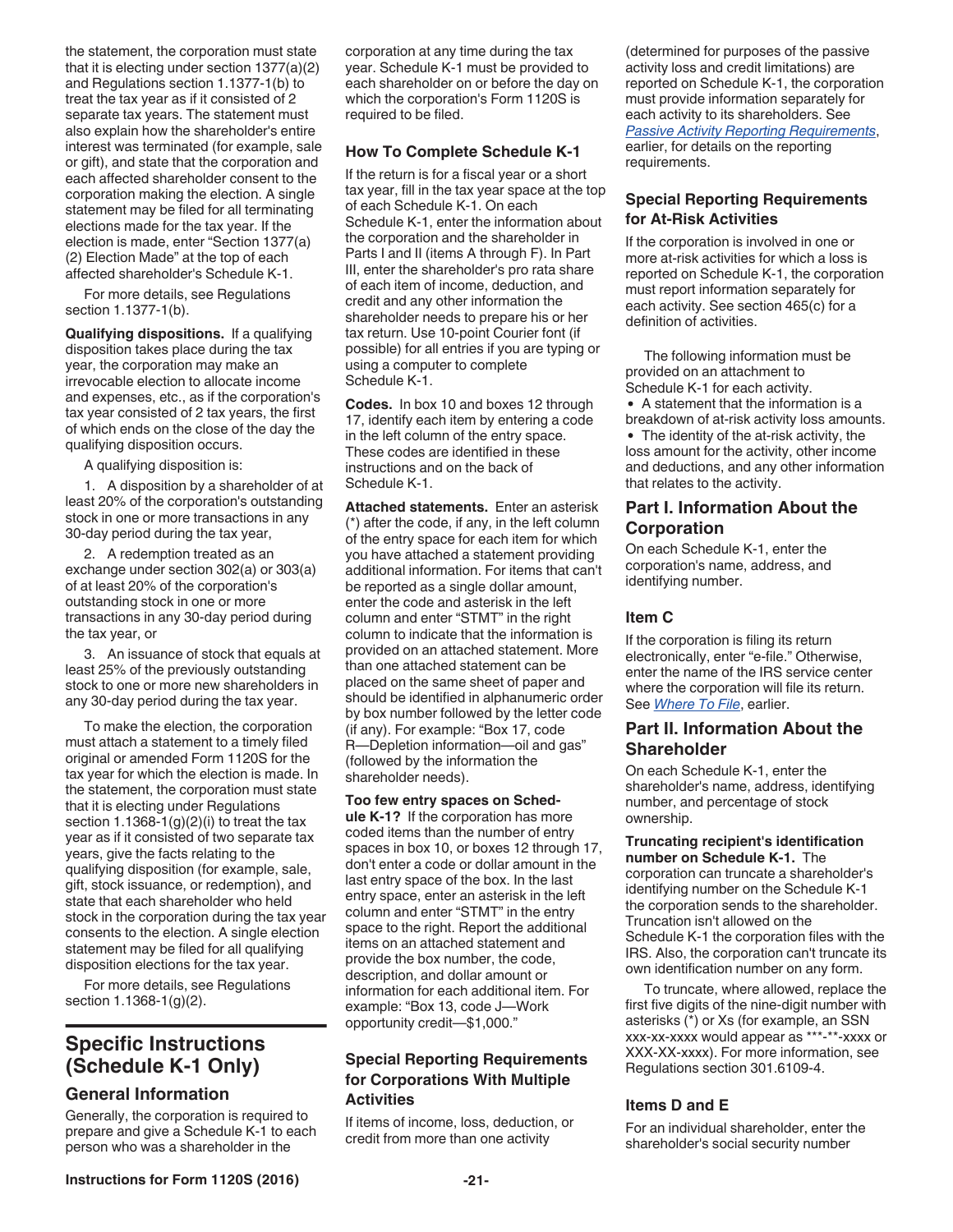the statement, the corporation must state that it is electing under section 1377(a)(2) and Regulations section 1.1377-1(b) to treat the tax year as if it consisted of 2 separate tax years. The statement must also explain how the shareholder's entire interest was terminated (for example, sale or gift), and state that the corporation and each affected shareholder consent to the corporation making the election. A single statement may be filed for all terminating elections made for the tax year. If the election is made, enter "Section 1377(a)(2) Election Made" at the top of each affected shareholder's Schedule K-1.

For more details, see Regulations section 1.1377-1(b).

**Qualifying dispositions.** If a qualifying disposition takes place during the tax year, the corporation may make an irrevocable election to allocate income and expenses, etc., as if the corporation's tax year consisted of 2 tax years, the first of which ends on the close of the day the qualifying disposition occurs.

A qualifying disposition is:

1. A disposition by a shareholder of at least 20% of the corporation's outstanding stock in one or more transactions in any 30-day period during the tax year,
2. A redemption treated as an exchange under section 302(a) or 303(a) of at least 20% of the corporation's outstanding stock in one or more transactions in any 30-day period during the tax year, or
3. An issuance of stock that equals at least 25% of the previously outstanding stock to one or more new shareholders in any 30-day period during the tax year.

To make the election, the corporation must attach a statement to a timely filed original or amended Form 1120S for the tax year for which the election is made. In the statement, the corporation must state that it is electing under Regulations section 1.1368-1(g)(2)(i) to treat the tax year as if it consisted of two separate tax years, give the facts relating to the qualifying disposition (for example, sale, gift, stock issuance, or redemption), and state that each shareholder who held stock in the corporation during the tax year consents to the election. A single election statement may be filed for all qualifying disposition elections for the tax year.

For more details, see Regulations section 1.1368-1(g)(2).

# Specific Instructions (Schedule K-1 Only)

## General Information

Generally, the corporation is required to prepare and give a Schedule K-1 to each person who was a shareholder in the corporation at any time during the tax year. Schedule K-1 must be provided to each shareholder on or before the day on which the corporation's Form 1120S is required to be filed.

### How To Complete Schedule K-1

If the return is for a fiscal year or a short tax year, fill in the tax year space at the top of each Schedule K-1. On each Schedule K-1, enter the information about the corporation and the shareholder in Parts I and II (items A through F). In Part III, enter the shareholder's pro rata share of each item of income, deduction, and credit and any other information the shareholder needs to prepare his or her tax return. Use 10-point Courier font (if possible) for all entries if you are typing or using a computer to complete Schedule K-1.

**Codes.** In box 10 and boxes 12 through 17, identify each item by entering a code in the left column of the entry space. These codes are identified in these instructions and on the back of Schedule K-1.

**Attached statements.** Enter an asterisk (*) after the code, if any, in the left column of the entry space for each item for which you have attached a statement providing additional information. For items that can't be reported as a single dollar amount, enter the code and asterisk in the left column and enter "STMT" in the right column to indicate that the information is provided on an attached statement. More than one attached statement can be placed on the same sheet of paper and should be identified in alphanumeric order by box number followed by the letter code (if any). For example: "Box 17, code R—Depletion information—oil and gas" (followed by the information the shareholder needs).

**Too few entry spaces on Schedule K-1?** If the corporation has more coded items than the number of entry spaces in box 10, or boxes 12 through 17, don't enter a code or dollar amount in the last entry space of the box. In the last entry space, enter an asterisk in the left column and enter "STMT" in the entry space to the right. Report the additional items on an attached statement and provide the box number, the code, description, and dollar amount or information for each additional item. For example: "Box 13, code J—Work opportunity credit—$1,000."

### Special Reporting Requirements for Corporations With Multiple Activities

If items of income, loss, deduction, or credit from more than one activity (determined for purposes of the passive activity loss and credit limitations) are reported on Schedule K-1, the corporation must provide information separately for each activity to its shareholders. See *Passive Activity Reporting Requirements*, earlier, for details on the reporting requirements.

### Special Reporting Requirements for At-Risk Activities

If the corporation is involved in one or more at-risk activities for which a loss is reported on Schedule K-1, the corporation must report information separately for each activity. See section 465(c) for a definition of activities.

The following information must be provided on an attachment to Schedule K-1 for each activity.

- A statement that the information is a breakdown of at-risk activity loss amounts.
- The identity of the at-risk activity, the loss amount for the activity, other income and deductions, and any other information that relates to the activity.

## Part I. Information About the Corporation

On each Schedule K-1, enter the corporation's name, address, and identifying number.

### Item C

If the corporation is filing its return electronically, enter "e-file." Otherwise, enter the name of the IRS service center where the corporation will file its return. See *Where To File*, earlier.

## Part II. Information About the Shareholder

On each Schedule K-1, enter the shareholder's name, address, identifying number, and percentage of stock ownership.

**Truncating recipient's identification number on Schedule K-1.** The corporation can truncate a shareholder's identifying number on the Schedule K-1 the corporation sends to the shareholder. Truncation isn't allowed on the Schedule K-1 the corporation files with the IRS. Also, the corporation can't truncate its own identification number on any form.

To truncate, where allowed, replace the first five digits of the nine-digit number with asterisks (*) or Xs (for example, an SSN xxx-xx-xxxx would appear as ***-**-xxxx or XXX-XX-xxxx). For more information, see Regulations section 301.6109-4.

### Items D and E

For an individual shareholder, enter the shareholder's social security number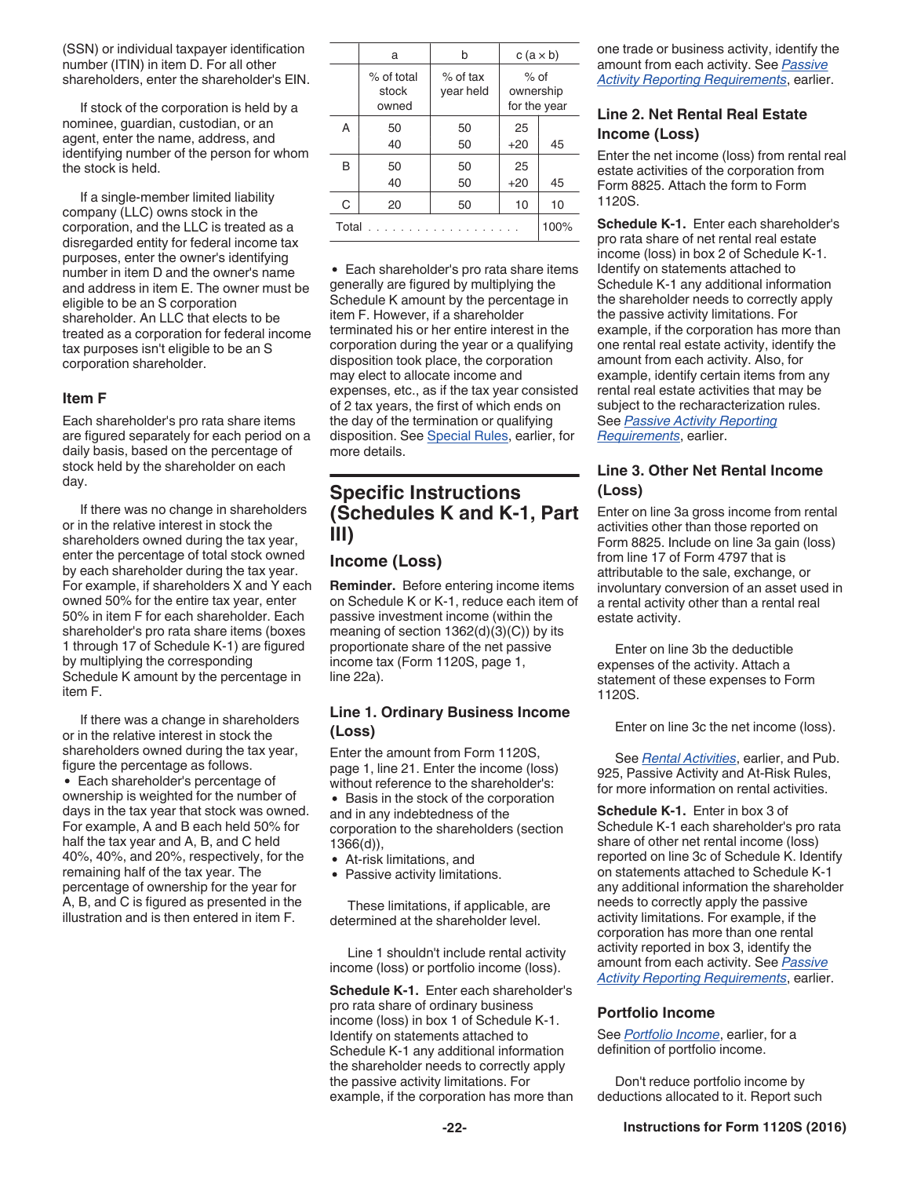(SSN) or individual taxpayer identification number (ITIN) in item D. For all other shareholders, enter the shareholder's EIN.

If stock of the corporation is held by a nominee, guardian, custodian, or an agent, enter the name, address, and identifying number of the person for whom the stock is held.

If a single-member limited liability company (LLC) owns stock in the corporation, and the LLC is treated as a disregarded entity for federal income tax purposes, enter the owner's identifying number in item D and the owner's name and address in item E. The owner must be eligible to be an S corporation shareholder. An LLC that elects to be treated as a corporation for federal income tax purposes isn't eligible to be an S corporation shareholder.

### Item F

Each shareholder's pro rata share items are figured separately for each period on a daily basis, based on the percentage of stock held by the shareholder on each day.

If there was no change in shareholders or in the relative interest in stock the shareholders owned during the tax year, enter the percentage of total stock owned by each shareholder during the tax year. For example, if shareholders X and Y each owned 50% for the entire tax year, enter 50% in item F for each shareholder. Each shareholder's pro rata share items (boxes 1 through 17 of Schedule K-1) are figured by multiplying the corresponding Schedule K amount by the percentage in item F.

If there was a change in shareholders or in the relative interest in stock the shareholders owned during the tax year, figure the percentage as follows.

- Each shareholder's percentage of ownership is weighted for the number of days in the tax year that stock was owned. For example, A and B each held 50% for half the tax year and A, B, and C held 40%, 40%, and 20%, respectively, for the remaining half of the tax year. The percentage of ownership for the year for A, B, and C is figured as presented in the illustration and is then entered in item F.

| | a | b | c (a × b) | |
|---|---|---|---|---|
| | % of total stock owned | % of tax year held | % of ownership for the year | |
| A | 50 | 50 | 25 | |
| | 40 | 50 | +20 | 45 |
| B | 50 | 50 | 25 | |
| | 40 | 50 | +20 | 45 |
| C | 20 | 50 | 10 | 10 |
| Total . . . . . . . . . . . . . . . . . . . | | | | 100% |

- Each shareholder's pro rata share items generally are figured by multiplying the Schedule K amount by the percentage in item F. However, if a shareholder terminated his or her entire interest in the corporation during the year or a qualifying disposition took place, the corporation may elect to allocate income and expenses, etc., as if the tax year consisted of 2 tax years, the first of which ends on the day of the termination or qualifying disposition. See Special Rules, earlier, for more details.

## Specific Instructions (Schedules K and K-1, Part III)

### Income (Loss)

**Reminder.** Before entering income items on Schedule K or K-1, reduce each item of passive investment income (within the meaning of section 1362(d)(3)(C)) by its proportionate share of the net passive income tax (Form 1120S, page 1, line 22a).

### Line 1. Ordinary Business Income (Loss)

Enter the amount from Form 1120S, page 1, line 21. Enter the income (loss) without reference to the shareholder's:

- Basis in the stock of the corporation and in any indebtedness of the corporation to the shareholders (section 1366(d)),
- At-risk limitations, and
- Passive activity limitations.

These limitations, if applicable, are determined at the shareholder level.

Line 1 shouldn't include rental activity income (loss) or portfolio income (loss).

**Schedule K-1.** Enter each shareholder's pro rata share of ordinary business income (loss) in box 1 of Schedule K-1. Identify on statements attached to Schedule K-1 any additional information the shareholder needs to correctly apply the passive activity limitations. For example, if the corporation has more than one trade or business activity, identify the amount from each activity. See *Passive Activity Reporting Requirements*, earlier.

### Line 2. Net Rental Real Estate Income (Loss)

Enter the net income (loss) from rental real estate activities of the corporation from Form 8825. Attach the form to Form 1120S.

**Schedule K-1.** Enter each shareholder's pro rata share of net rental real estate income (loss) in box 2 of Schedule K-1. Identify on statements attached to Schedule K-1 any additional information the shareholder needs to correctly apply the passive activity limitations. For example, if the corporation has more than one rental real estate activity, identify the amount from each activity. Also, for example, identify certain items from any rental real estate activities that may be subject to the recharacterization rules. See *Passive Activity Reporting Requirements*, earlier.

### Line 3. Other Net Rental Income (Loss)

Enter on line 3a gross income from rental activities other than those reported on Form 8825. Include on line 3a gain (loss) from line 17 of Form 4797 that is attributable to the sale, exchange, or involuntary conversion of an asset used in a rental activity other than a rental real estate activity.

Enter on line 3b the deductible expenses of the activity. Attach a statement of these expenses to Form 1120S.

Enter on line 3c the net income (loss).

See *Rental Activities*, earlier, and Pub. 925, Passive Activity and At-Risk Rules, for more information on rental activities.

**Schedule K-1.** Enter in box 3 of Schedule K-1 each shareholder's pro rata share of other net rental income (loss) reported on line 3c of Schedule K. Identify on statements attached to Schedule K-1 any additional information the shareholder needs to correctly apply the passive activity limitations. For example, if the corporation has more than one rental activity reported in box 3, identify the amount from each activity. See *Passive Activity Reporting Requirements*, earlier.

### Portfolio Income

See *Portfolio Income*, earlier, for a definition of portfolio income.

Don't reduce portfolio income by deductions allocated to it. Report such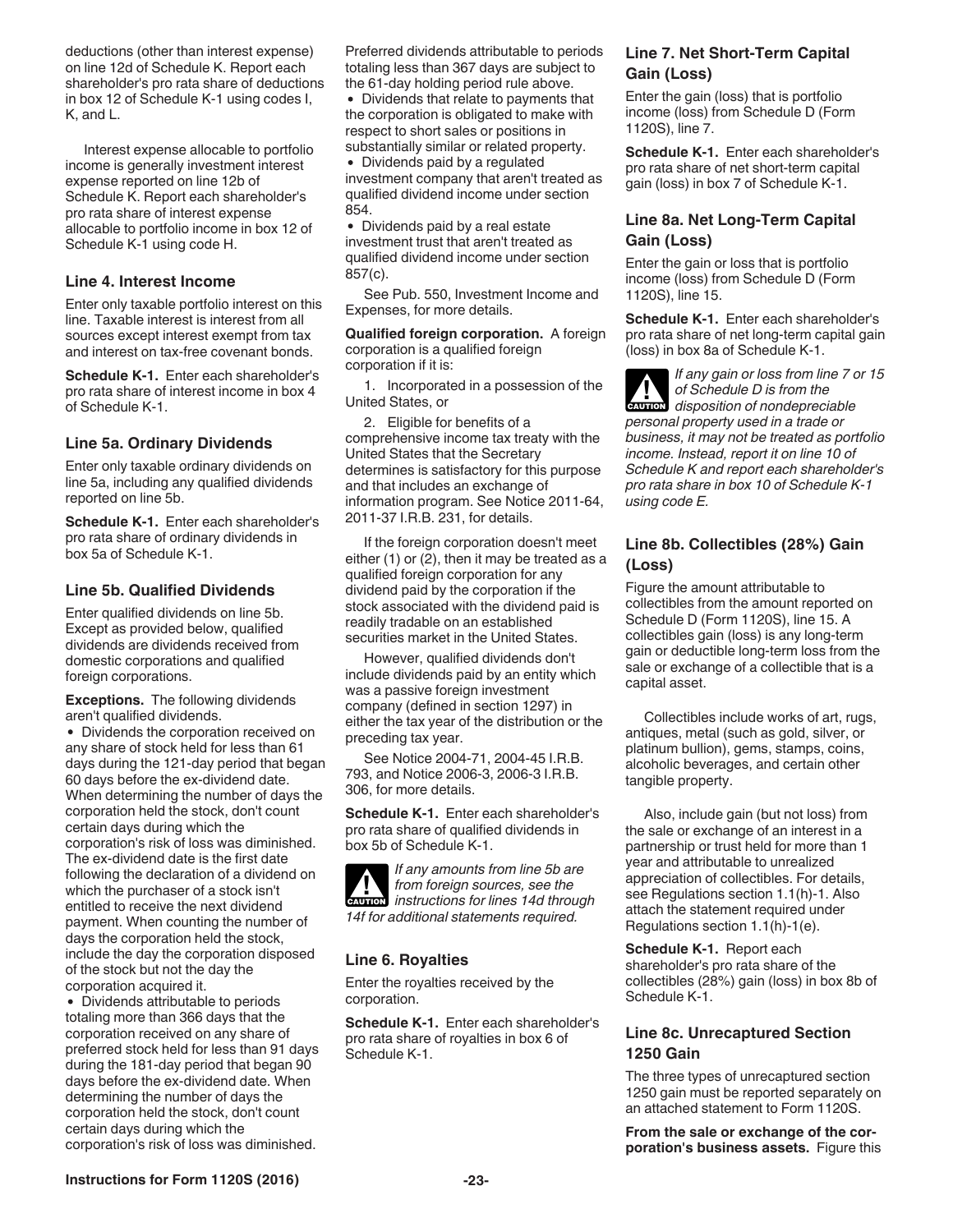deductions (other than interest expense) on line 12d of Schedule K. Report each shareholder's pro rata share of deductions in box 12 of Schedule K-1 using codes I, K, and L.

Interest expense allocable to portfolio income is generally investment interest expense reported on line 12b of Schedule K. Report each shareholder's pro rata share of interest expense allocable to portfolio income in box 12 of Schedule K-1 using code H.

### Line 4. Interest Income

Enter only taxable portfolio interest on this line. Taxable interest is interest from all sources except interest exempt from tax and interest on tax-free covenant bonds.

**Schedule K-1.** Enter each shareholder's pro rata share of interest income in box 4 of Schedule K-1.

### Line 5a. Ordinary Dividends

Enter only taxable ordinary dividends on line 5a, including any qualified dividends reported on line 5b.

**Schedule K-1.** Enter each shareholder's pro rata share of ordinary dividends in box 5a of Schedule K-1.

### Line 5b. Qualified Dividends

Enter qualified dividends on line 5b. Except as provided below, qualified dividends are dividends received from domestic corporations and qualified foreign corporations.

**Exceptions.** The following dividends aren't qualified dividends.

- Dividends the corporation received on any share of stock held for less than 61 days during the 121-day period that began 60 days before the ex-dividend date. When determining the number of days the corporation held the stock, don't count certain days during which the corporation's risk of loss was diminished. The ex-dividend date is the first date following the declaration of a dividend on which the purchaser of a stock isn't entitled to receive the next dividend payment. When counting the number of days the corporation held the stock, include the day the corporation disposed of the stock but not the day the corporation acquired it.
- Dividends attributable to periods totaling more than 366 days that the corporation received on any share of preferred stock held for less than 91 days during the 181-day period that began 90 days before the ex-dividend date. When determining the number of days the corporation held the stock, don't count certain days during which the corporation's risk of loss was diminished. Preferred dividends attributable to periods totaling less than 367 days are subject to the 61-day holding period rule above.
- Dividends that relate to payments that the corporation is obligated to make with respect to short sales or positions in substantially similar or related property.
- Dividends paid by a regulated investment company that aren't treated as qualified dividend income under section 854.
- Dividends paid by a real estate investment trust that aren't treated as qualified dividend income under section 857(c).

See Pub. 550, Investment Income and Expenses, for more details.

**Qualified foreign corporation.** A foreign corporation is a qualified foreign corporation if it is:

1. Incorporated in a possession of the United States, or
2. Eligible for benefits of a comprehensive income tax treaty with the United States that the Secretary determines is satisfactory for this purpose and that includes an exchange of information program. See Notice 2011-64, 2011-37 I.R.B. 231, for details.

If the foreign corporation doesn't meet either (1) or (2), then it may be treated as a qualified foreign corporation for any dividend paid by the corporation if the stock associated with the dividend paid is readily tradable on an established securities market in the United States.

However, qualified dividends don't include dividends paid by an entity which was a passive foreign investment company (defined in section 1297) in either the tax year of the distribution or the preceding tax year.

See Notice 2004-71, 2004-45 I.R.B. 793, and Notice 2006-3, 2006-3 I.R.B. 306, for more details.

**Schedule K-1.** Enter each shareholder's pro rata share of qualified dividends in box 5b of Schedule K-1.

CAUTION: *If any amounts from line 5b are from foreign sources, see the instructions for lines 14d through 14f for additional statements required.*

### Line 6. Royalties

Enter the royalties received by the corporation.

**Schedule K-1.** Enter each shareholder's pro rata share of royalties in box 6 of Schedule K-1.

### Line 7. Net Short-Term Capital Gain (Loss)

Enter the gain (loss) that is portfolio income (loss) from Schedule D (Form 1120S), line 7.

**Schedule K-1.** Enter each shareholder's pro rata share of net short-term capital gain (loss) in box 7 of Schedule K-1.

### Line 8a. Net Long-Term Capital Gain (Loss)

Enter the gain or loss that is portfolio income (loss) from Schedule D (Form 1120S), line 15.

**Schedule K-1.** Enter each shareholder's pro rata share of net long-term capital gain (loss) in box 8a of Schedule K-1.

CAUTION: *If any gain or loss from line 7 or 15 of Schedule D is from the disposition of nondepreciable personal property used in a trade or business, it may not be treated as portfolio income. Instead, report it on line 10 of Schedule K and report each shareholder's pro rata share in box 10 of Schedule K-1 using code E.*

### Line 8b. Collectibles (28%) Gain (Loss)

Figure the amount attributable to collectibles from the amount reported on Schedule D (Form 1120S), line 15. A collectibles gain (loss) is any long-term gain or deductible long-term loss from the sale or exchange of a collectible that is a capital asset.

Collectibles include works of art, rugs, antiques, metal (such as gold, silver, or platinum bullion), gems, stamps, coins, alcoholic beverages, and certain other tangible property.

Also, include gain (but not loss) from the sale or exchange of an interest in a partnership or trust held for more than 1 year and attributable to unrealized appreciation of collectibles. For details, see Regulations section 1.1(h)-1. Also attach the statement required under Regulations section 1.1(h)-1(e).

**Schedule K-1.** Report each shareholder's pro rata share of the collectibles (28%) gain (loss) in box 8b of Schedule K-1.

### Line 8c. Unrecaptured Section 1250 Gain

The three types of unrecaptured section 1250 gain must be reported separately on an attached statement to Form 1120S.

**From the sale or exchange of the corporation's business assets.** Figure this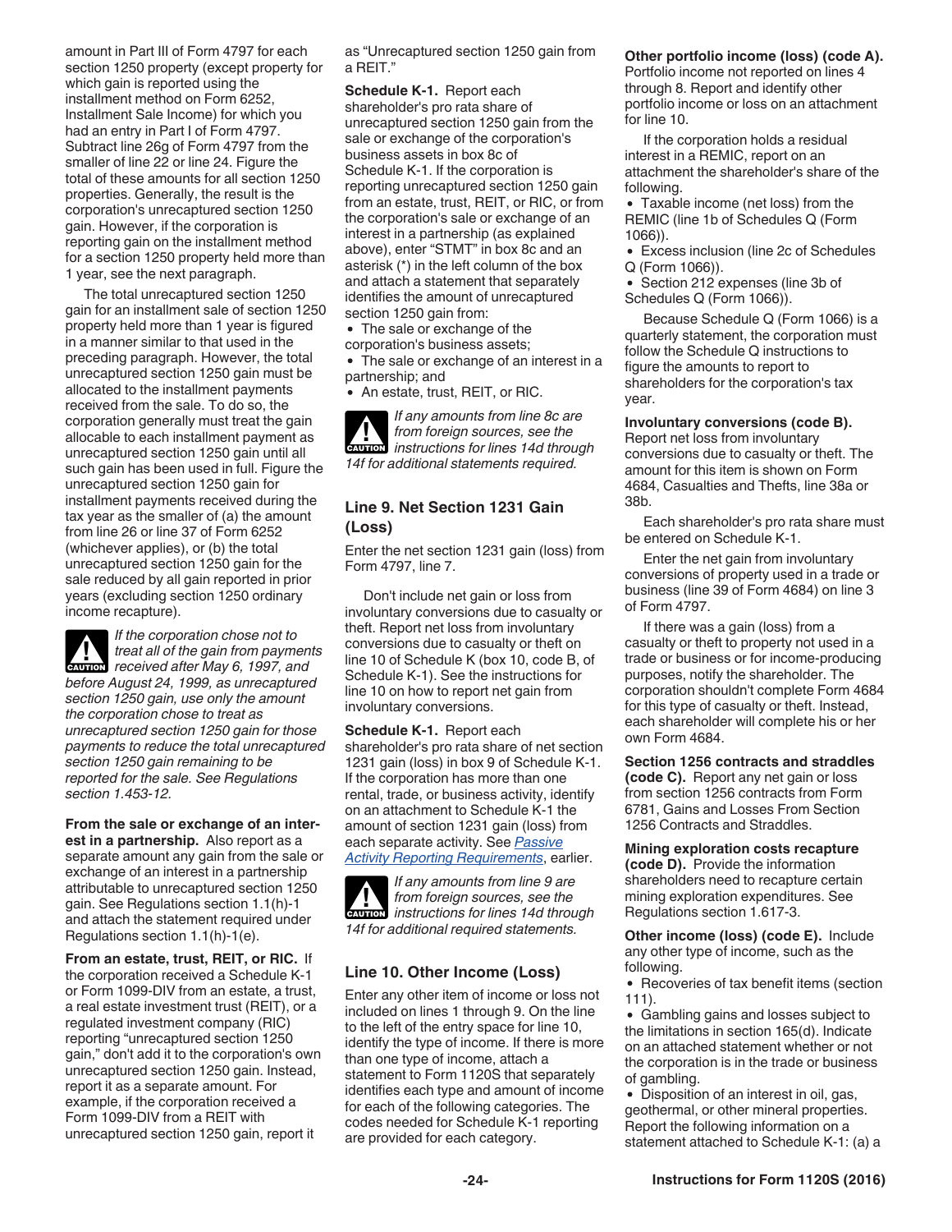amount in Part III of Form 4797 for each section 1250 property (except property for which gain is reported using the installment method on Form 6252, Installment Sale Income) for which you had an entry in Part I of Form 4797. Subtract line 26g of Form 4797 from the smaller of line 22 or line 24. Figure the total of these amounts for all section 1250 properties. Generally, the result is the corporation's unrecaptured section 1250 gain. However, if the corporation is reporting gain on the installment method for a section 1250 property held more than 1 year, see the next paragraph.

The total unrecaptured section 1250 gain for an installment sale of section 1250 property held more than 1 year is figured in a manner similar to that used in the preceding paragraph. However, the total unrecaptured section 1250 gain must be allocated to the installment payments received from the sale. To do so, the corporation generally must treat the gain allocable to each installment payment as unrecaptured section 1250 gain until all such gain has been used in full. Figure the unrecaptured section 1250 gain for installment payments received during the tax year as the smaller of (a) the amount from line 26 or line 37 of Form 6252 (whichever applies), or (b) the total unrecaptured section 1250 gain for the sale reduced by all gain reported in prior years (excluding section 1250 ordinary income recapture).

**CAUTION** *If the corporation chose not to treat all of the gain from payments received after May 6, 1997, and before August 24, 1999, as unrecaptured section 1250 gain, use only the amount the corporation chose to treat as unrecaptured section 1250 gain for those payments to reduce the total unrecaptured section 1250 gain remaining to be reported for the sale. See Regulations section 1.453-12.*

**From the sale or exchange of an interest in a partnership.** Also report as a separate amount any gain from the sale or exchange of an interest in a partnership attributable to unrecaptured section 1250 gain. See Regulations section 1.1(h)-1 and attach the statement required under Regulations section 1.1(h)-1(e).

**From an estate, trust, REIT, or RIC.** If the corporation received a Schedule K-1 or Form 1099-DIV from an estate, a trust, a real estate investment trust (REIT), or a regulated investment company (RIC) reporting "unrecaptured section 1250 gain," don't add it to the corporation's own unrecaptured section 1250 gain. Instead, report it as a separate amount. For example, if the corporation received a Form 1099-DIV from a REIT with unrecaptured section 1250 gain, report it as "Unrecaptured section 1250 gain from a REIT."

**Schedule K-1.** Report each shareholder's pro rata share of unrecaptured section 1250 gain from the sale or exchange of the corporation's business assets in box 8c of Schedule K-1. If the corporation is reporting unrecaptured section 1250 gain from an estate, trust, REIT, or RIC, or from the corporation's sale or exchange of an interest in a partnership (as explained above), enter "STMT" in box 8c and an asterisk (*) in the left column of the box and attach a statement that separately identifies the amount of unrecaptured section 1250 gain from:

- The sale or exchange of the corporation's business assets;
- The sale or exchange of an interest in a partnership; and
- An estate, trust, REIT, or RIC.

**CAUTION** *If any amounts from line 8c are from foreign sources, see the instructions for lines 14d through 14f for additional statements required.*

## Line 9. Net Section 1231 Gain (Loss)

Enter the net section 1231 gain (loss) from Form 4797, line 7.

Don't include net gain or loss from involuntary conversions due to casualty or theft. Report net loss from involuntary conversions due to casualty or theft on line 10 of Schedule K (box 10, code B, of Schedule K-1). See the instructions for line 10 on how to report net gain from involuntary conversions.

**Schedule K-1.** Report each shareholder's pro rata share of net section 1231 gain (loss) in box 9 of Schedule K-1. If the corporation has more than one rental, trade, or business activity, identify on an attachment to Schedule K-1 the amount of section 1231 gain (loss) from each separate activity. See Passive Activity Reporting Requirements, earlier.

**CAUTION** *If any amounts from line 9 are from foreign sources, see the instructions for lines 14d through 14f for additional required statements.*

## Line 10. Other Income (Loss)

Enter any other item of income or loss not included on lines 1 through 9. On the line to the left of the entry space for line 10, identify the type of income. If there is more than one type of income, attach a statement to Form 1120S that separately identifies each type and amount of income for each of the following categories. The codes needed for Schedule K-1 reporting are provided for each category.

**Other portfolio income (loss) (code A).** Portfolio income not reported on lines 4 through 8. Report and identify other portfolio income or loss on an attachment for line 10.

If the corporation holds a residual interest in a REMIC, report on an attachment the shareholder's share of the following.

- Taxable income (net loss) from the REMIC (line 1b of Schedules Q (Form 1066)).
- Excess inclusion (line 2c of Schedules Q (Form 1066)).
- Section 212 expenses (line 3b of Schedules Q (Form 1066)).

Because Schedule Q (Form 1066) is a quarterly statement, the corporation must follow the Schedule Q instructions to figure the amounts to report to shareholders for the corporation's tax year.

**Involuntary conversions (code B).** Report net loss from involuntary conversions due to casualty or theft. The amount for this item is shown on Form 4684, Casualties and Thefts, line 38a or 38b.

Each shareholder's pro rata share must be entered on Schedule K-1.

Enter the net gain from involuntary conversions of property used in a trade or business (line 39 of Form 4684) on line 3 of Form 4797.

If there was a gain (loss) from a casualty or theft to property not used in a trade or business or for income-producing purposes, notify the shareholder. The corporation shouldn't complete Form 4684 for this type of casualty or theft. Instead, each shareholder will complete his or her own Form 4684.

**Section 1256 contracts and straddles (code C).** Report any net gain or loss from section 1256 contracts from Form 6781, Gains and Losses From Section 1256 Contracts and Straddles.

**Mining exploration costs recapture (code D).** Provide the information shareholders need to recapture certain mining exploration expenditures. See Regulations section 1.617-3.

**Other income (loss) (code E).** Include any other type of income, such as the following.

- Recoveries of tax benefit items (section 111).
- Gambling gains and losses subject to the limitations in section 165(d). Indicate on an attached statement whether or not the corporation is in the trade or business of gambling.
- Disposition of an interest in oil, gas, geothermal, or other mineral properties. Report the following information on a statement attached to Schedule K-1: (a) a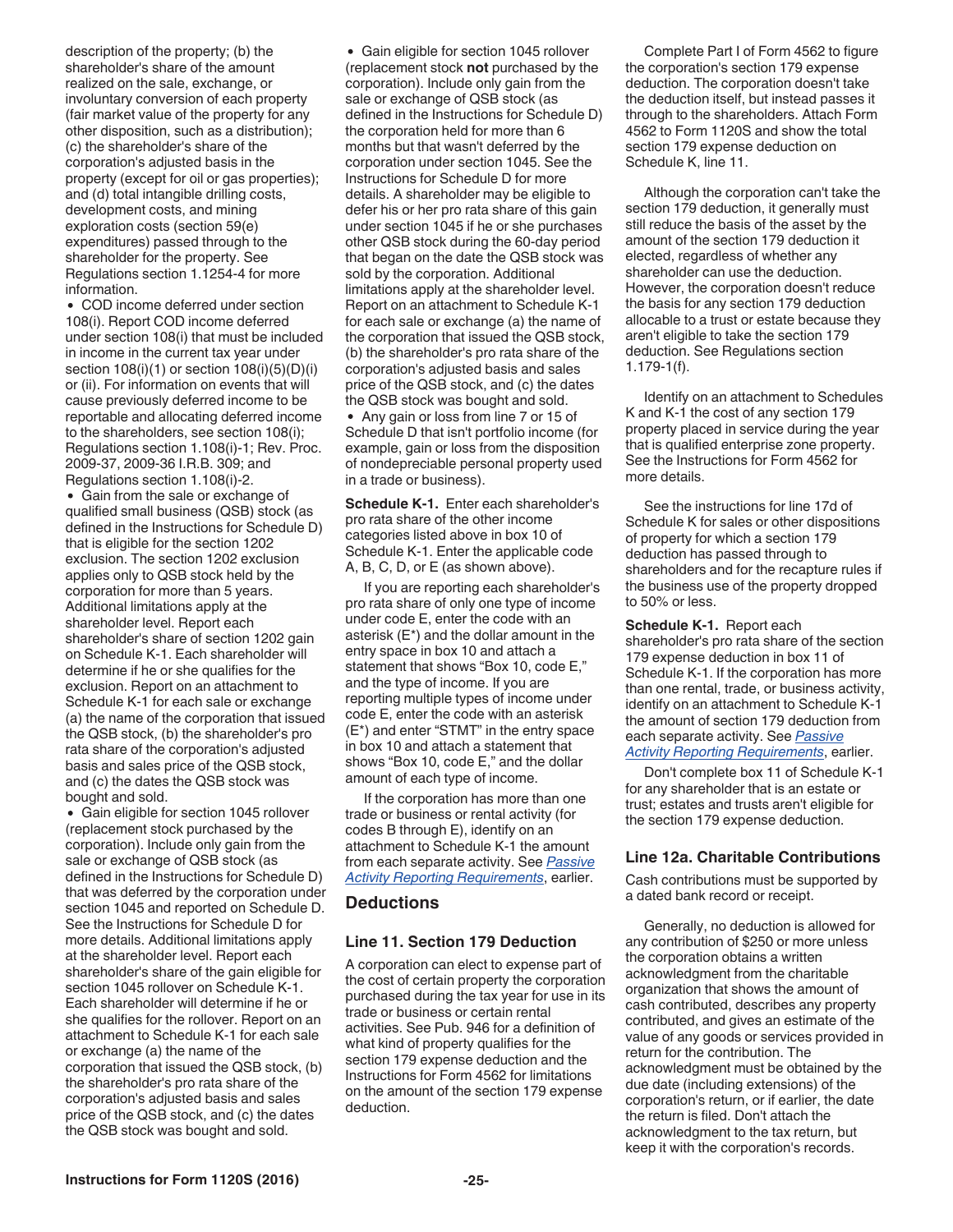description of the property; (b) the shareholder's share of the amount realized on the sale, exchange, or involuntary conversion of each property (fair market value of the property for any other disposition, such as a distribution); (c) the shareholder's share of the corporation's adjusted basis in the property (except for oil or gas properties); and (d) total intangible drilling costs, development costs, and mining exploration costs (section 59(e) expenditures) passed through to the shareholder for the property. See Regulations section 1.1254-4 for more information.

- COD income deferred under section 108(i). Report COD income deferred under section 108(i) that must be included in income in the current tax year under section 108(i)(1) or section 108(i)(5)(D)(i) or (ii). For information on events that will cause previously deferred income to be reportable and allocating deferred income to the shareholders, see section 108(i); Regulations section 1.108(i)-1; Rev. Proc. 2009-37, 2009-36 I.R.B. 309; and Regulations section 1.108(i)-2.
- Gain from the sale or exchange of qualified small business (QSB) stock (as defined in the Instructions for Schedule D) that is eligible for the section 1202 exclusion. The section 1202 exclusion applies only to QSB stock held by the corporation for more than 5 years. Additional limitations apply at the shareholder level. Report each shareholder's share of section 1202 gain on Schedule K-1. Each shareholder will determine if he or she qualifies for the exclusion. Report on an attachment to Schedule K-1 for each sale or exchange (a) the name of the corporation that issued the QSB stock, (b) the shareholder's pro rata share of the corporation's adjusted basis and sales price of the QSB stock, and (c) the dates the QSB stock was bought and sold.
- Gain eligible for section 1045 rollover (replacement stock purchased by the corporation). Include only gain from the sale or exchange of QSB stock (as defined in the Instructions for Schedule D) that was deferred by the corporation under section 1045 and reported on Schedule D. See the Instructions for Schedule D for more details. Additional limitations apply at the shareholder level. Report each shareholder's share of the gain eligible for section 1045 rollover on Schedule K-1. Each shareholder will determine if he or she qualifies for the rollover. Report on an attachment to Schedule K-1 for each sale or exchange (a) the name of the corporation that issued the QSB stock, (b) the shareholder's pro rata share of the corporation's adjusted basis and sales price of the QSB stock, and (c) the dates the QSB stock was bought and sold.
- Gain eligible for section 1045 rollover (replacement stock **not** purchased by the corporation). Include only gain from the sale or exchange of QSB stock (as defined in the Instructions for Schedule D) the corporation held for more than 6 months but that wasn't deferred by the corporation under section 1045. See the Instructions for Schedule D for more details. A shareholder may be eligible to defer his or her pro rata share of this gain under section 1045 if he or she purchases other QSB stock during the 60-day period that began on the date the QSB stock was sold by the corporation. Additional limitations apply at the shareholder level. Report on an attachment to Schedule K-1 for each sale or exchange (a) the name of the corporation that issued the QSB stock, (b) the shareholder's pro rata share of the corporation's adjusted basis and sales price of the QSB stock, and (c) the dates the QSB stock was bought and sold.
- Any gain or loss from line 7 or 15 of Schedule D that isn't portfolio income (for example, gain or loss from the disposition of nondepreciable personal property used in a trade or business).

**Schedule K-1.** Enter each shareholder's pro rata share of the other income categories listed above in box 10 of Schedule K-1. Enter the applicable code A, B, C, D, or E (as shown above).

If you are reporting each shareholder's pro rata share of only one type of income under code E, enter the code with an asterisk (E*) and the dollar amount in the entry space in box 10 and attach a statement that shows "Box 10, code E," and the type of income. If you are reporting multiple types of income under code E, enter the code with an asterisk (E*) and enter "STMT" in the entry space in box 10 and attach a statement that shows "Box 10, code E," and the dollar amount of each type of income.

If the corporation has more than one trade or business or rental activity (for codes B through E), identify on an attachment to Schedule K-1 the amount from each separate activity. See *Passive Activity Reporting Requirements*, earlier.

## Deductions

### Line 11. Section 179 Deduction

A corporation can elect to expense part of the cost of certain property the corporation purchased during the tax year for use in its trade or business or certain rental activities. See Pub. 946 for a definition of what kind of property qualifies for the section 179 expense deduction and the Instructions for Form 4562 for limitations on the amount of the section 179 expense deduction.

Complete Part I of Form 4562 to figure the corporation's section 179 expense deduction. The corporation doesn't take the deduction itself, but instead passes it through to the shareholders. Attach Form 4562 to Form 1120S and show the total section 179 expense deduction on Schedule K, line 11.

Although the corporation can't take the section 179 deduction, it generally must still reduce the basis of the asset by the amount of the section 179 deduction it elected, regardless of whether any shareholder can use the deduction. However, the corporation doesn't reduce the basis for any section 179 deduction allocable to a trust or estate because they aren't eligible to take the section 179 deduction. See Regulations section 1.179-1(f).

Identify on an attachment to Schedules K and K-1 the cost of any section 179 property placed in service during the year that is qualified enterprise zone property. See the Instructions for Form 4562 for more details.

See the instructions for line 17d of Schedule K for sales or other dispositions of property for which a section 179 deduction has passed through to shareholders and for the recapture rules if the business use of the property dropped to 50% or less.

**Schedule K-1.** Report each shareholder's pro rata share of the section 179 expense deduction in box 11 of Schedule K-1. If the corporation has more than one rental, trade, or business activity, identify on an attachment to Schedule K-1 the amount of section 179 deduction from each separate activity. See *Passive Activity Reporting Requirements*, earlier.

Don't complete box 11 of Schedule K-1 for any shareholder that is an estate or trust; estates and trusts aren't eligible for the section 179 expense deduction.

### Line 12a. Charitable Contributions

Cash contributions must be supported by a dated bank record or receipt.

Generally, no deduction is allowed for any contribution of $250 or more unless the corporation obtains a written acknowledgment from the charitable organization that shows the amount of cash contributed, describes any property contributed, and gives an estimate of the value of any goods or services provided in return for the contribution. The acknowledgment must be obtained by the due date (including extensions) of the corporation's return, or if earlier, the date the return is filed. Don't attach the acknowledgment to the tax return, but keep it with the corporation's records.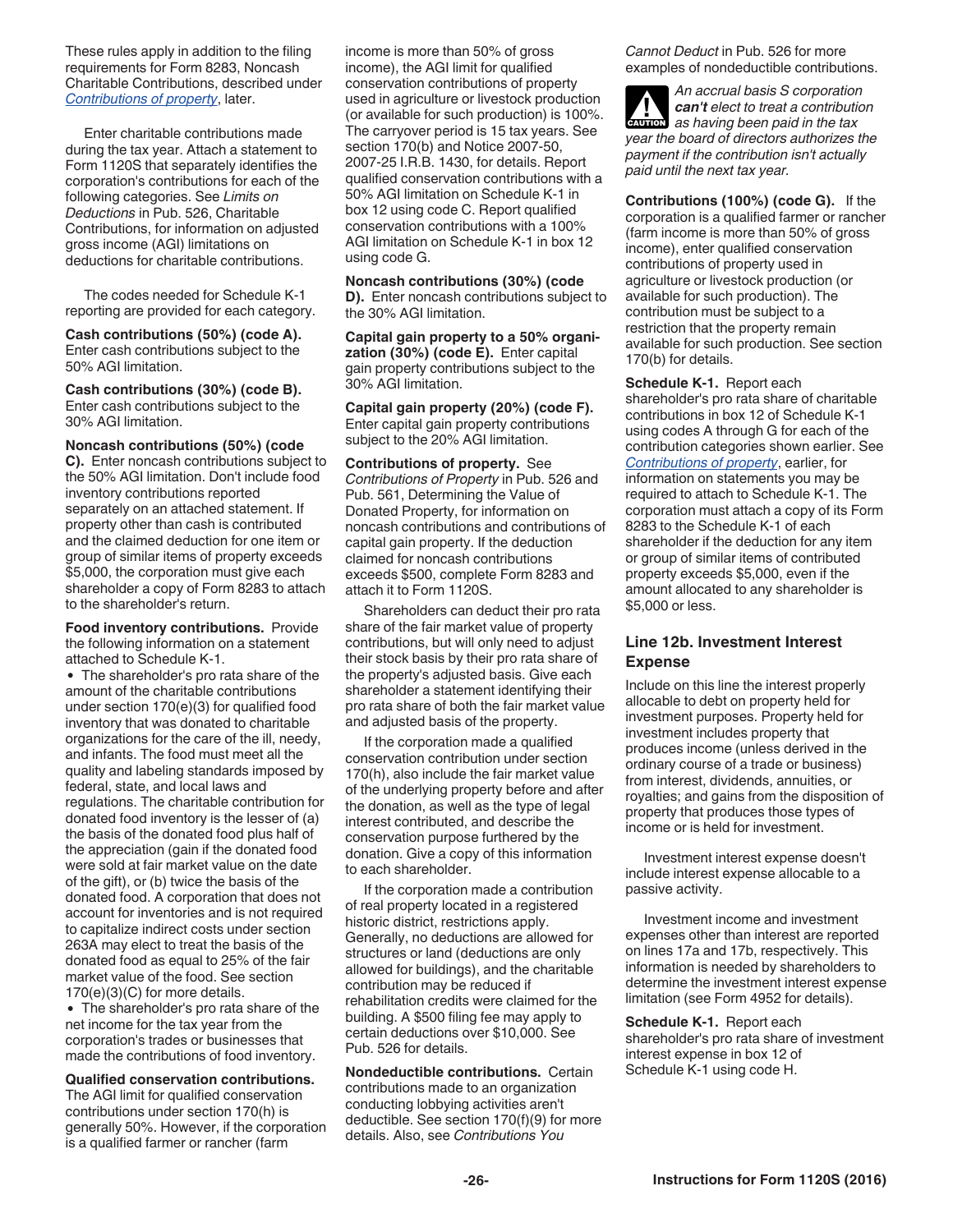These rules apply in addition to the filing requirements for Form 8283, Noncash Charitable Contributions, described under *Contributions of property*, later.

Enter charitable contributions made during the tax year. Attach a statement to Form 1120S that separately identifies the corporation's contributions for each of the following categories. See *Limits on Deductions* in Pub. 526, Charitable Contributions, for information on adjusted gross income (AGI) limitations on deductions for charitable contributions.

The codes needed for Schedule K-1 reporting are provided for each category.

**Cash contributions (50%) (code A).** Enter cash contributions subject to the 50% AGI limitation.

**Cash contributions (30%) (code B).** Enter cash contributions subject to the 30% AGI limitation.

**Noncash contributions (50%) (code C).** Enter noncash contributions subject to the 50% AGI limitation. Don't include food inventory contributions reported separately on an attached statement. If property other than cash is contributed and the claimed deduction for one item or group of similar items of property exceeds $5,000, the corporation must give each shareholder a copy of Form 8283 to attach to the shareholder's return.

**Food inventory contributions.** Provide the following information on a statement attached to Schedule K-1.

- The shareholder's pro rata share of the amount of the charitable contributions under section 170(e)(3) for qualified food inventory that was donated to charitable organizations for the care of the ill, needy, and infants. The food must meet all the quality and labeling standards imposed by federal, state, and local laws and regulations. The charitable contribution for donated food inventory is the lesser of (a) the basis of the donated food plus half of the appreciation (gain if the donated food were sold at fair market value on the date of the gift), or (b) twice the basis of the donated food. A corporation that does not account for inventories and is not required to capitalize indirect costs under section 263A may elect to treat the basis of the donated food as equal to 25% of the fair market value of the food. See section 170(e)(3)(C) for more details.
- The shareholder's pro rata share of the net income for the tax year from the corporation's trades or businesses that made the contributions of food inventory.

**Qualified conservation contributions.** The AGI limit for qualified conservation contributions under section 170(h) is generally 50%. However, if the corporation is a qualified farmer or rancher (farm income is more than 50% of gross income), the AGI limit for qualified conservation contributions of property used in agriculture or livestock production (or available for such production) is 100%. The carryover period is 15 tax years. See section 170(b) and Notice 2007-50, 2007-25 I.R.B. 1430, for details. Report qualified conservation contributions with a 50% AGI limitation on Schedule K-1 in box 12 using code C. Report qualified conservation contributions with a 100% AGI limitation on Schedule K-1 in box 12 using code G.

**Noncash contributions (30%) (code D).** Enter noncash contributions subject to the 30% AGI limitation.

**Capital gain property to a 50% organization (30%) (code E).** Enter capital gain property contributions subject to the 30% AGI limitation.

**Capital gain property (20%) (code F).** Enter capital gain property contributions subject to the 20% AGI limitation.

**Contributions of property.** See *Contributions of Property* in Pub. 526 and Pub. 561, Determining the Value of Donated Property, for information on noncash contributions and contributions of capital gain property. If the deduction claimed for noncash contributions exceeds $500, complete Form 8283 and attach it to Form 1120S.

Shareholders can deduct their pro rata share of the fair market value of property contributions, but will only need to adjust their stock basis by their pro rata share of the property's adjusted basis. Give each shareholder a statement identifying their pro rata share of both the fair market value and adjusted basis of the property.

If the corporation made a qualified conservation contribution under section 170(h), also include the fair market value of the underlying property before and after the donation, as well as the type of legal interest contributed, and describe the conservation purpose furthered by the donation. Give a copy of this information to each shareholder.

If the corporation made a contribution of real property located in a registered historic district, restrictions apply. Generally, no deductions are allowed for structures or land (deductions are only allowed for buildings), and the charitable contribution may be reduced if rehabilitation credits were claimed for the building. A $500 filing fee may apply to certain deductions over $10,000. See Pub. 526 for details.

**Nondeductible contributions.** Certain contributions made to an organization conducting lobbying activities aren't deductible. See section 170(f)(9) for more details. Also, see *Contributions You Cannot Deduct* in Pub. 526 for more examples of nondeductible contributions.

**CAUTION:** *An accrual basis S corporation* ***can't*** *elect to treat a contribution as having been paid in the tax year the board of directors authorizes the payment if the contribution isn't actually paid until the next tax year.*

**Contributions (100%) (code G).** If the corporation is a qualified farmer or rancher (farm income is more than 50% of gross income), enter qualified conservation contributions of property used in agriculture or livestock production (or available for such production). The contribution must be subject to a restriction that the property remain available for such production. See section 170(b) for details.

**Schedule K-1.** Report each shareholder's pro rata share of charitable contributions in box 12 of Schedule K-1 using codes A through G for each of the contribution categories shown earlier. See *Contributions of property*, earlier, for information on statements you may be required to attach to Schedule K-1. The corporation must attach a copy of its Form 8283 to the Schedule K-1 of each shareholder if the deduction for any item or group of similar items of contributed property exceeds $5,000, even if the amount allocated to any shareholder is $5,000 or less.

## Line 12b. Investment Interest Expense

Include on this line the interest properly allocable to debt on property held for investment purposes. Property held for investment includes property that produces income (unless derived in the ordinary course of a trade or business) from interest, dividends, annuities, or royalties; and gains from the disposition of property that produces those types of income or is held for investment.

Investment interest expense doesn't include interest expense allocable to a passive activity.

Investment income and investment expenses other than interest are reported on lines 17a and 17b, respectively. This information is needed by shareholders to determine the investment interest expense limitation (see Form 4952 for details).

**Schedule K-1.** Report each shareholder's pro rata share of investment interest expense in box 12 of Schedule K-1 using code H.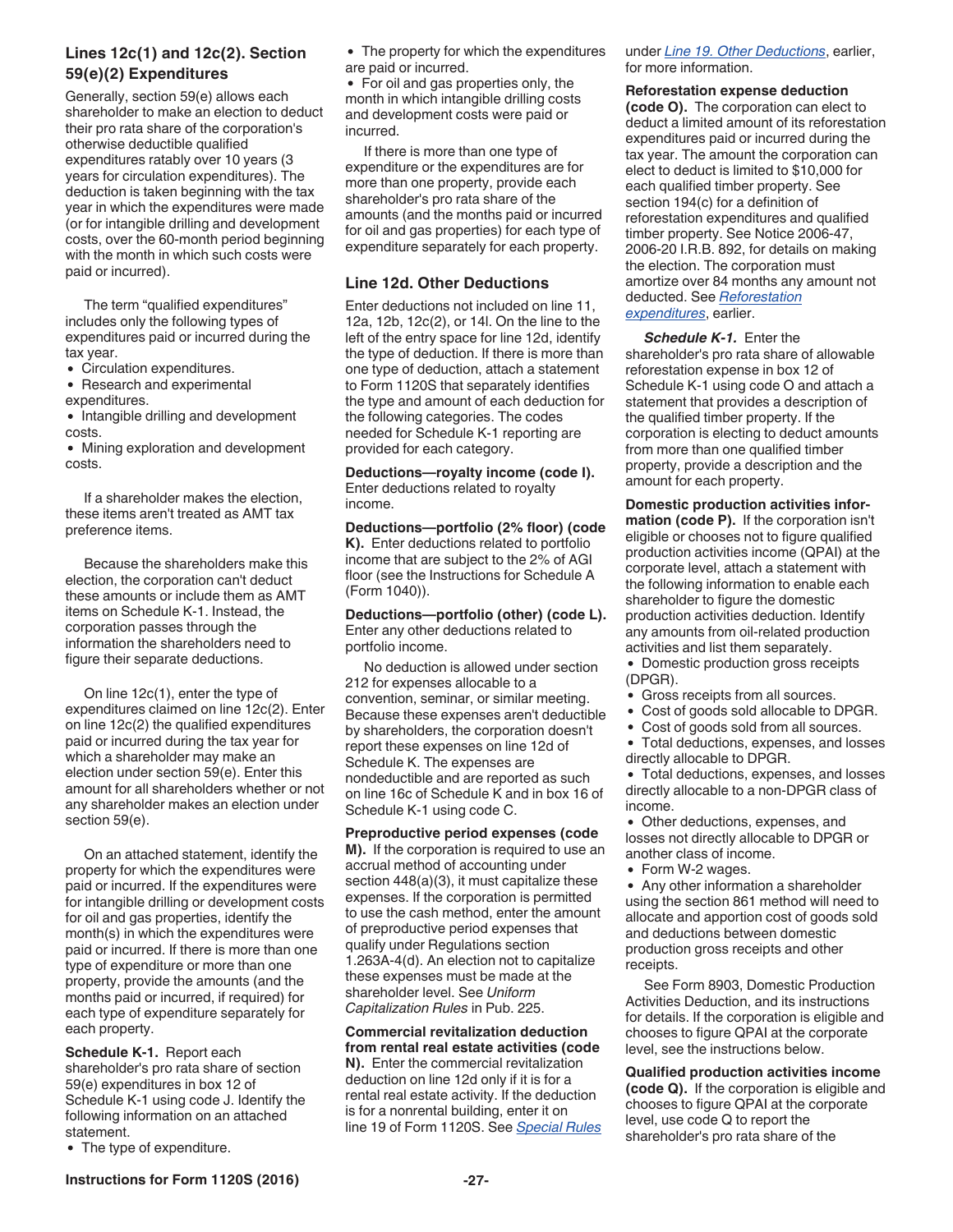### Lines 12c(1) and 12c(2). Section 59(e)(2) Expenditures

Generally, section 59(e) allows each shareholder to make an election to deduct their pro rata share of the corporation's otherwise deductible qualified expenditures ratably over 10 years (3 years for circulation expenditures). The deduction is taken beginning with the tax year in which the expenditures were made (or for intangible drilling and development costs, over the 60-month period beginning with the month in which such costs were paid or incurred).

The term "qualified expenditures" includes only the following types of expenditures paid or incurred during the tax year.

- Circulation expenditures.
- Research and experimental expenditures.
- Intangible drilling and development costs.
- Mining exploration and development costs.

If a shareholder makes the election, these items aren't treated as AMT tax preference items.

Because the shareholders make this election, the corporation can't deduct these amounts or include them as AMT items on Schedule K-1. Instead, the corporation passes through the information the shareholders need to figure their separate deductions.

On line 12c(1), enter the type of expenditures claimed on line 12c(2). Enter on line 12c(2) the qualified expenditures paid or incurred during the tax year for which a shareholder may make an election under section 59(e). Enter this amount for all shareholders whether or not any shareholder makes an election under section 59(e).

On an attached statement, identify the property for which the expenditures were paid or incurred. If the expenditures were for intangible drilling or development costs for oil and gas properties, identify the month(s) in which the expenditures were paid or incurred. If there is more than one type of expenditure or more than one property, provide the amounts (and the months paid or incurred, if required) for each type of expenditure separately for each property.

**Schedule K-1.** Report each shareholder's pro rata share of section 59(e) expenditures in box 12 of Schedule K-1 using code J. Identify the following information on an attached statement.

- The type of expenditure.
- The property for which the expenditures are paid or incurred.
- For oil and gas properties only, the month in which intangible drilling costs and development costs were paid or incurred.

If there is more than one type of expenditure or the expenditures are for more than one property, provide each shareholder's pro rata share of the amounts (and the months paid or incurred for oil and gas properties) for each type of expenditure separately for each property.

### Line 12d. Other Deductions

Enter deductions not included on line 11, 12a, 12b, 12c(2), or 14l. On the line to the left of the entry space for line 12d, identify the type of deduction. If there is more than one type of deduction, attach a statement to Form 1120S that separately identifies the type and amount of each deduction for the following categories. The codes needed for Schedule K-1 reporting are provided for each category.

**Deductions—royalty income (code I).** Enter deductions related to royalty income.

**Deductions—portfolio (2% floor) (code K).** Enter deductions related to portfolio income that are subject to the 2% of AGI floor (see the Instructions for Schedule A (Form 1040)).

**Deductions—portfolio (other) (code L).** Enter any other deductions related to portfolio income.

No deduction is allowed under section 212 for expenses allocable to a convention, seminar, or similar meeting. Because these expenses aren't deductible by shareholders, the corporation doesn't report these expenses on line 12d of Schedule K. The expenses are nondeductible and are reported as such on line 16c of Schedule K and in box 16 of Schedule K-1 using code C.

**Preproductive period expenses (code M).** If the corporation is required to use an accrual method of accounting under section 448(a)(3), it must capitalize these expenses. If the corporation is permitted to use the cash method, enter the amount of preproductive period expenses that qualify under Regulations section 1.263A-4(d). An election not to capitalize these expenses must be made at the shareholder level. See *Uniform Capitalization Rules* in Pub. 225.

**Commercial revitalization deduction from rental real estate activities (code N).** Enter the commercial revitalization deduction on line 12d only if it is for a rental real estate activity. If the deduction is for a nonrental building, enter it on line 19 of Form 1120S. See *Special Rules* under *Line 19. Other Deductions*, earlier, for more information.

**Reforestation expense deduction (code O).** The corporation can elect to deduct a limited amount of its reforestation expenditures paid or incurred during the tax year. The amount the corporation can elect to deduct is limited to $10,000 for each qualified timber property. See section 194(c) for a definition of reforestation expenditures and qualified timber property. See Notice 2006-47, 2006-20 I.R.B. 892, for details on making the election. The corporation must amortize over 84 months any amount not deducted. See *Reforestation expenditures*, earlier.

***Schedule K-1.*** Enter the shareholder's pro rata share of allowable reforestation expense in box 12 of Schedule K-1 using code O and attach a statement that provides a description of the qualified timber property. If the corporation is electing to deduct amounts from more than one qualified timber property, provide a description and the amount for each property.

**Domestic production activities information (code P).** If the corporation isn't eligible or chooses not to figure qualified production activities income (QPAI) at the corporate level, attach a statement with the following information to enable each shareholder to figure the domestic production activities deduction. Identify any amounts from oil-related production activities and list them separately.

- Domestic production gross receipts (DPGR).
- Gross receipts from all sources.
- Cost of goods sold allocable to DPGR.
- Cost of goods sold from all sources.
- Total deductions, expenses, and losses directly allocable to DPGR.
- Total deductions, expenses, and losses directly allocable to a non-DPGR class of income.
- Other deductions, expenses, and losses not directly allocable to DPGR or another class of income.
- Form W-2 wages.
- Any other information a shareholder using the section 861 method will need to allocate and apportion cost of goods sold and deductions between domestic production gross receipts and other receipts.

See Form 8903, Domestic Production Activities Deduction, and its instructions for details. If the corporation is eligible and chooses to figure QPAI at the corporate level, see the instructions below.

**Qualified production activities income (code Q).** If the corporation is eligible and chooses to figure QPAI at the corporate level, use code Q to report the shareholder's pro rata share of the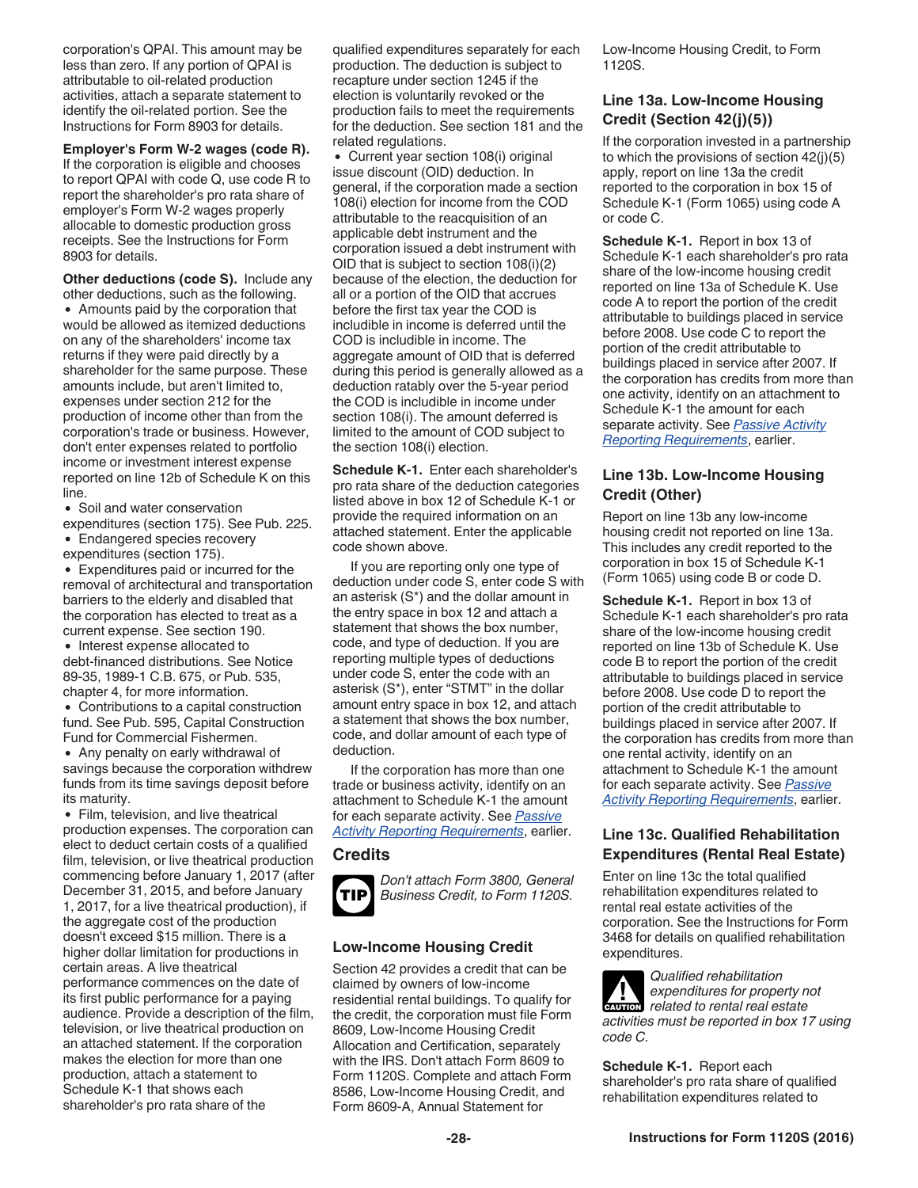corporation's QPAI. This amount may be less than zero. If any portion of QPAI is attributable to oil-related production activities, attach a separate statement to identify the oil-related portion. See the Instructions for Form 8903 for details.

**Employer's Form W-2 wages (code R).** If the corporation is eligible and chooses to report QPAI with code Q, use code R to report the shareholder's pro rata share of employer's Form W-2 wages properly allocable to domestic production gross receipts. See the Instructions for Form 8903 for details.

**Other deductions (code S).** Include any other deductions, such as the following.

- Amounts paid by the corporation that would be allowed as itemized deductions on any of the shareholders' income tax returns if they were paid directly by a shareholder for the same purpose. These amounts include, but aren't limited to, expenses under section 212 for the production of income other than from the corporation's trade or business. However, don't enter expenses related to portfolio income or investment interest expense reported on line 12b of Schedule K on this line.
- Soil and water conservation expenditures (section 175). See Pub. 225.
- Endangered species recovery expenditures (section 175).
- Expenditures paid or incurred for the removal of architectural and transportation barriers to the elderly and disabled that the corporation has elected to treat as a current expense. See section 190.
- Interest expense allocated to debt-financed distributions. See Notice 89-35, 1989-1 C.B. 675, or Pub. 535, chapter 4, for more information.
- Contributions to a capital construction fund. See Pub. 595, Capital Construction Fund for Commercial Fishermen.
- Any penalty on early withdrawal of savings because the corporation withdrew funds from its time savings deposit before its maturity.
- Film, television, and live theatrical production expenses. The corporation can elect to deduct certain costs of a qualified film, television, or live theatrical production commencing before January 1, 2017 (after December 31, 2015, and before January 1, 2017, for a live theatrical production), if the aggregate cost of the production doesn't exceed $15 million. There is a higher dollar limitation for productions in certain areas. A live theatrical performance commences on the date of its first public performance for a paying audience. Provide a description of the film, television, or live theatrical production on an attached statement. If the corporation makes the election for more than one production, attach a statement to Schedule K-1 that shows each shareholder's pro rata share of the qualified expenditures separately for each production. The deduction is subject to recapture under section 1245 if the election is voluntarily revoked or the production fails to meet the requirements for the deduction. See section 181 and the related regulations.
- Current year section 108(i) original issue discount (OID) deduction. In general, if the corporation made a section 108(i) election for income from the COD attributable to the reacquisition of an applicable debt instrument and the corporation issued a debt instrument with OID that is subject to section 108(i)(2) because of the election, the deduction for all or a portion of the OID that accrues before the first tax year the COD is includible in income is deferred until the COD is includible in income. The aggregate amount of OID that is deferred during this period is generally allowed as a deduction ratably over the 5-year period the COD is includible in income under section 108(i). The amount deferred is limited to the amount of COD subject to the section 108(i) election.

**Schedule K-1.** Enter each shareholder's pro rata share of the deduction categories listed above in box 12 of Schedule K-1 or provide the required information on an attached statement. Enter the applicable code shown above.

If you are reporting only one type of deduction under code S, enter code S with an asterisk (S*) and the dollar amount in the entry space in box 12 and attach a statement that shows the box number, code, and type of deduction. If you are reporting multiple types of deductions under code S, enter the code with an asterisk (S*), enter "STMT" in the dollar amount entry space in box 12, and attach a statement that shows the box number, code, and dollar amount of each type of deduction.

If the corporation has more than one trade or business activity, identify on an attachment to Schedule K-1 the amount for each separate activity. See *Passive Activity Reporting Requirements*, earlier.

## Credits

TIP: *Don't attach Form 3800, General Business Credit, to Form 1120S.*

### Low-Income Housing Credit

Section 42 provides a credit that can be claimed by owners of low-income residential rental buildings. To qualify for the credit, the corporation must file Form 8609, Low-Income Housing Credit Allocation and Certification, separately with the IRS. Don't attach Form 8609 to Form 1120S. Complete and attach Form 8586, Low-Income Housing Credit, and Form 8609-A, Annual Statement for Low-Income Housing Credit, to Form 1120S.

### Line 13a. Low-Income Housing Credit (Section 42(j)(5))

If the corporation invested in a partnership to which the provisions of section 42(j)(5) apply, report on line 13a the credit reported to the corporation in box 15 of Schedule K-1 (Form 1065) using code A or code C.

**Schedule K-1.** Report in box 13 of Schedule K-1 each shareholder's pro rata share of the low-income housing credit reported on line 13a of Schedule K. Use code A to report the portion of the credit attributable to buildings placed in service before 2008. Use code C to report the portion of the credit attributable to buildings placed in service after 2007. If the corporation has credits from more than one activity, identify on an attachment to Schedule K-1 the amount for each separate activity. See *Passive Activity Reporting Requirements*, earlier.

### Line 13b. Low-Income Housing Credit (Other)

Report on line 13b any low-income housing credit not reported on line 13a. This includes any credit reported to the corporation in box 15 of Schedule K-1 (Form 1065) using code B or code D.

**Schedule K-1.** Report in box 13 of Schedule K-1 each shareholder's pro rata share of the low-income housing credit reported on line 13b of Schedule K. Use code B to report the portion of the credit attributable to buildings placed in service before 2008. Use code D to report the portion of the credit attributable to buildings placed in service after 2007. If the corporation has credits from more than one rental activity, identify on an attachment to Schedule K-1 the amount for each separate activity. See *Passive Activity Reporting Requirements*, earlier.

### Line 13c. Qualified Rehabilitation Expenditures (Rental Real Estate)

Enter on line 13c the total qualified rehabilitation expenditures related to rental real estate activities of the corporation. See the Instructions for Form 3468 for details on qualified rehabilitation expenditures.

CAUTION: *Qualified rehabilitation expenditures for property not related to rental real estate activities must be reported in box 17 using code C.*

**Schedule K-1.** Report each shareholder's pro rata share of qualified rehabilitation expenditures related to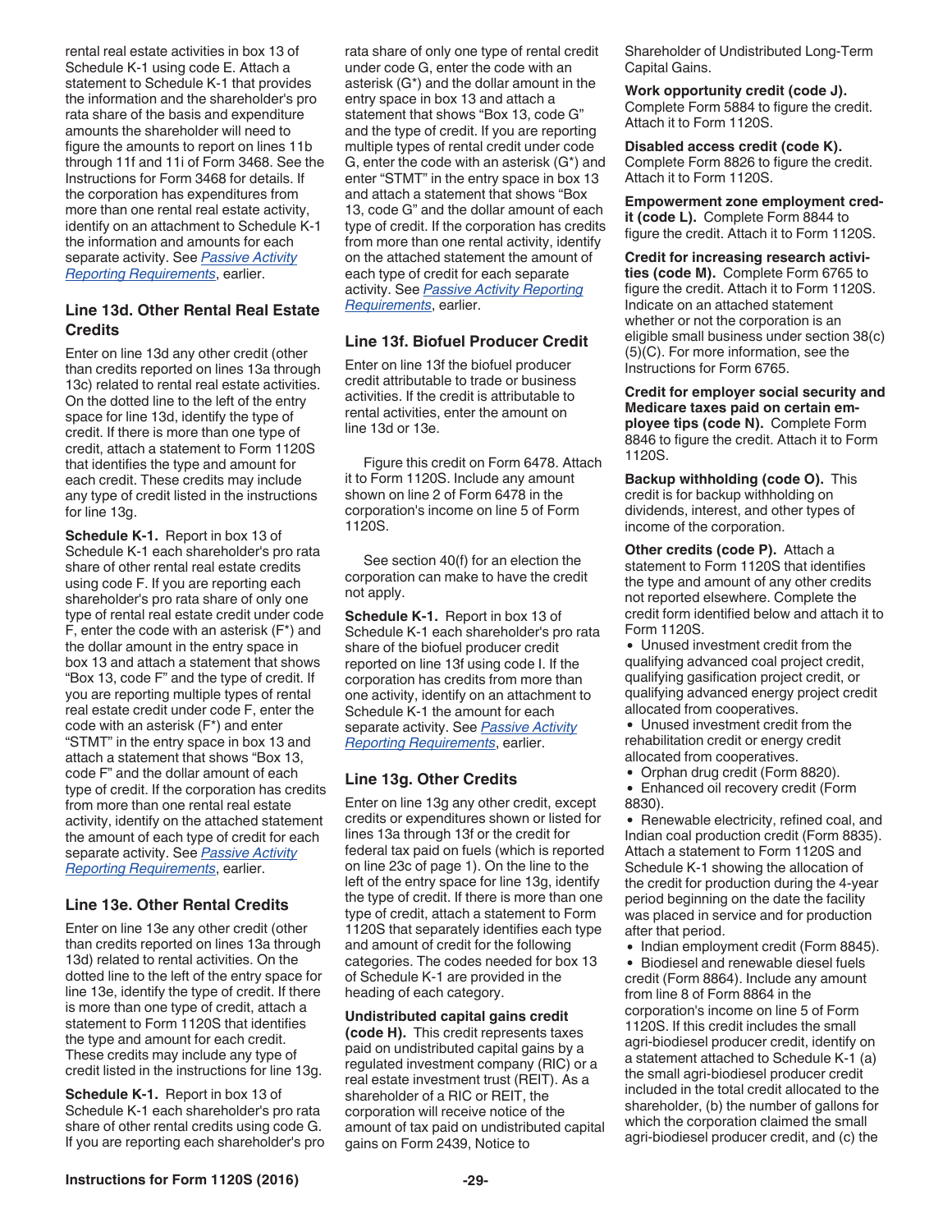rental real estate activities in box 13 of Schedule K-1 using code E. Attach a statement to Schedule K-1 that provides the information and the shareholder's pro rata share of the basis and expenditure amounts the shareholder will need to figure the amounts to report on lines 11b through 11f and 11i of Form 3468. See the Instructions for Form 3468 for details. If the corporation has expenditures from more than one rental real estate activity, identify on an attachment to Schedule K-1 the information and amounts for each separate activity. See *Passive Activity Reporting Requirements*, earlier.

### Line 13d. Other Rental Real Estate Credits

Enter on line 13d any other credit (other than credits reported on lines 13a through 13c) related to rental real estate activities. On the dotted line to the left of the entry space for line 13d, identify the type of credit. If there is more than one type of credit, attach a statement to Form 1120S that identifies the type and amount for each credit. These credits may include any type of credit listed in the instructions for line 13g.

**Schedule K-1.** Report in box 13 of Schedule K-1 each shareholder's pro rata share of other rental real estate credits using code F. If you are reporting each shareholder's pro rata share of only one type of rental real estate credit under code F, enter the code with an asterisk (F*) and the dollar amount in the entry space in box 13 and attach a statement that shows "Box 13, code F" and the type of credit. If you are reporting multiple types of rental real estate credit under code F, enter the code with an asterisk (F*) and enter "STMT" in the entry space in box 13 and attach a statement that shows "Box 13, code F" and the dollar amount of each type of credit. If the corporation has credits from more than one rental real estate activity, identify on the attached statement the amount of each type of credit for each separate activity. See *Passive Activity Reporting Requirements*, earlier.

### Line 13e. Other Rental Credits

Enter on line 13e any other credit (other than credits reported on lines 13a through 13d) related to rental activities. On the dotted line to the left of the entry space for line 13e, identify the type of credit. If there is more than one type of credit, attach a statement to Form 1120S that identifies the type and amount for each credit. These credits may include any type of credit listed in the instructions for line 13g.

**Schedule K-1.** Report in box 13 of Schedule K-1 each shareholder's pro rata share of other rental credits using code G. If you are reporting each shareholder's pro rata share of only one type of rental credit under code G, enter the code with an asterisk (G*) and the dollar amount in the entry space in box 13 and attach a statement that shows "Box 13, code G" and the type of credit. If you are reporting multiple types of rental credit under code G, enter the code with an asterisk (G*) and enter "STMT" in the entry space in box 13 and attach a statement that shows "Box 13, code G" and the dollar amount of each type of credit. If the corporation has credits from more than one rental activity, identify on the attached statement the amount of each type of credit for each separate activity. See *Passive Activity Reporting Requirements*, earlier.

### Line 13f. Biofuel Producer Credit

Enter on line 13f the biofuel producer credit attributable to trade or business activities. If the credit is attributable to rental activities, enter the amount on line 13d or 13e.

Figure this credit on Form 6478. Attach it to Form 1120S. Include any amount shown on line 2 of Form 6478 in the corporation's income on line 5 of Form 1120S.

See section 40(f) for an election the corporation can make to have the credit not apply.

**Schedule K-1.** Report in box 13 of Schedule K-1 each shareholder's pro rata share of the biofuel producer credit reported on line 13f using code I. If the corporation has credits from more than one activity, identify on an attachment to Schedule K-1 the amount for each separate activity. See *Passive Activity Reporting Requirements*, earlier.

### Line 13g. Other Credits

Enter on line 13g any other credit, except credits or expenditures shown or listed for lines 13a through 13f or the credit for federal tax paid on fuels (which is reported on line 23c of page 1). On the line to the left of the entry space for line 13g, identify the type of credit. If there is more than one type of credit, attach a statement to Form 1120S that separately identifies each type and amount of credit for the following categories. The codes needed for box 13 of Schedule K-1 are provided in the heading of each category.

**Undistributed capital gains credit (code H).** This credit represents taxes paid on undistributed capital gains by a regulated investment company (RIC) or a real estate investment trust (REIT). As a shareholder of a RIC or REIT, the corporation will receive notice of the amount of tax paid on undistributed capital gains on Form 2439, Notice to Shareholder of Undistributed Long-Term Capital Gains.

**Work opportunity credit (code J).** Complete Form 5884 to figure the credit. Attach it to Form 1120S.

**Disabled access credit (code K).** Complete Form 8826 to figure the credit. Attach it to Form 1120S.

**Empowerment zone employment credit (code L).** Complete Form 8844 to figure the credit. Attach it to Form 1120S.

**Credit for increasing research activities (code M).** Complete Form 6765 to figure the credit. Attach it to Form 1120S. Indicate on an attached statement whether or not the corporation is an eligible small business under section 38(c)(5)(C). For more information, see the Instructions for Form 6765.

**Credit for employer social security and Medicare taxes paid on certain employee tips (code N).** Complete Form 8846 to figure the credit. Attach it to Form 1120S.

**Backup withholding (code O).** This credit is for backup withholding on dividends, interest, and other types of income of the corporation.

**Other credits (code P).** Attach a statement to Form 1120S that identifies the type and amount of any other credits not reported elsewhere. Complete the credit form identified below and attach it to Form 1120S.

- Unused investment credit from the qualifying advanced coal project credit, qualifying gasification project credit, or qualifying advanced energy project credit allocated from cooperatives.
- Unused investment credit from the rehabilitation credit or energy credit allocated from cooperatives.
- Orphan drug credit (Form 8820).
- Enhanced oil recovery credit (Form 8830).
- Renewable electricity, refined coal, and Indian coal production credit (Form 8835). Attach a statement to Form 1120S and Schedule K-1 showing the allocation of the credit for production during the 4-year period beginning on the date the facility was placed in service and for production after that period.
- Indian employment credit (Form 8845).
- Biodiesel and renewable diesel fuels credit (Form 8864). Include any amount from line 8 of Form 8864 in the corporation's income on line 5 of Form 1120S. If this credit includes the small agri-biodiesel producer credit, identify on a statement attached to Schedule K-1 (a) the small agri-biodiesel producer credit included in the total credit allocated to the shareholder, (b) the number of gallons for which the corporation claimed the small agri-biodiesel producer credit, and (c) the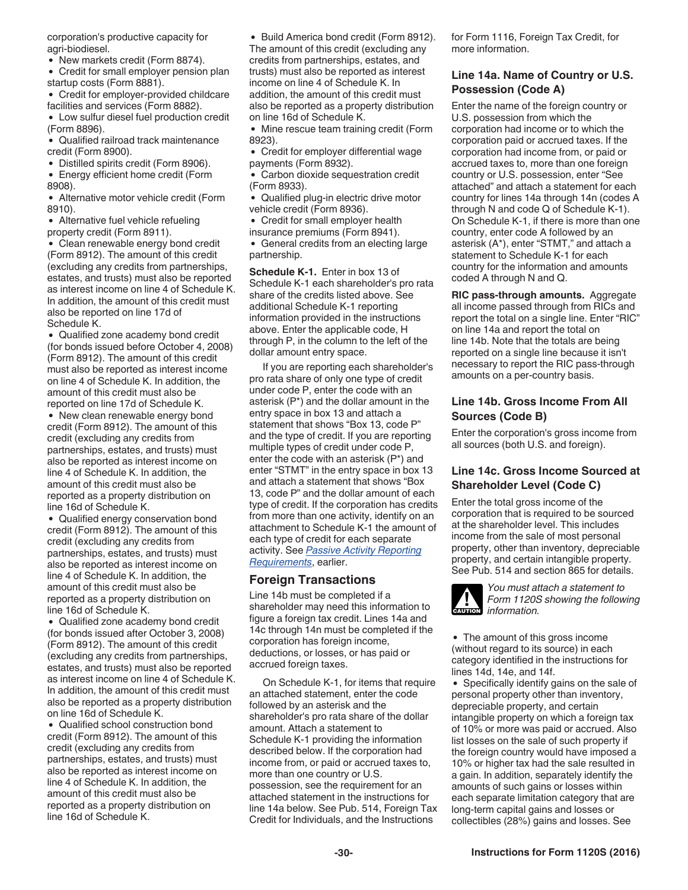corporation's productive capacity for agri-biodiesel.

- New markets credit (Form 8874).
- Credit for small employer pension plan startup costs (Form 8881).
- Credit for employer-provided childcare facilities and services (Form 8882).
- Low sulfur diesel fuel production credit (Form 8896).
- Qualified railroad track maintenance credit (Form 8900).
- Distilled spirits credit (Form 8906).
- Energy efficient home credit (Form 8908).
- Alternative motor vehicle credit (Form 8910).
- Alternative fuel vehicle refueling property credit (Form 8911).
- Clean renewable energy bond credit (Form 8912). The amount of this credit (excluding any credits from partnerships, estates, and trusts) must also be reported as interest income on line 4 of Schedule K. In addition, the amount of this credit must also be reported on line 17d of Schedule K.
- Qualified zone academy bond credit (for bonds issued before October 4, 2008) (Form 8912). The amount of this credit must also be reported as interest income on line 4 of Schedule K. In addition, the amount of this credit must also be reported on line 17d of Schedule K.
- New clean renewable energy bond credit (Form 8912). The amount of this credit (excluding any credits from partnerships, estates, and trusts) must also be reported as interest income on line 4 of Schedule K. In addition, the amount of this credit must also be reported as a property distribution on line 16d of Schedule K.
- Qualified energy conservation bond credit (Form 8912). The amount of this credit (excluding any credits from partnerships, estates, and trusts) must also be reported as interest income on line 4 of Schedule K. In addition, the amount of this credit must also be reported as a property distribution on line 16d of Schedule K.
- Qualified zone academy bond credit (for bonds issued after October 3, 2008) (Form 8912). The amount of this credit (excluding any credits from partnerships, estates, and trusts) must also be reported as interest income on line 4 of Schedule K. In addition, the amount of this credit must also be reported as a property distribution on line 16d of Schedule K.
- Qualified school construction bond credit (Form 8912). The amount of this credit (excluding any credits from partnerships, estates, and trusts) must also be reported as interest income on line 4 of Schedule K. In addition, the amount of this credit must also be reported as a property distribution on line 16d of Schedule K.
- Build America bond credit (Form 8912). The amount of this credit (excluding any credits from partnerships, estates, and trusts) must also be reported as interest income on line 4 of Schedule K. In addition, the amount of this credit must also be reported as a property distribution on line 16d of Schedule K.
- Mine rescue team training credit (Form 8923).
- Credit for employer differential wage payments (Form 8932).
- Carbon dioxide sequestration credit (Form 8933).
- Qualified plug-in electric drive motor vehicle credit (Form 8936).
- Credit for small employer health insurance premiums (Form 8941).
- General credits from an electing large partnership.

**Schedule K-1.** Enter in box 13 of Schedule K-1 each shareholder's pro rata share of the credits listed above. See additional Schedule K-1 reporting information provided in the instructions above. Enter the applicable code, H through P, in the column to the left of the dollar amount entry space.

If you are reporting each shareholder's pro rata share of only one type of credit under code P, enter the code with an asterisk (P*) and the dollar amount in the entry space in box 13 and attach a statement that shows "Box 13, code P" and the type of credit. If you are reporting multiple types of credit under code P, enter the code with an asterisk (P*) and enter "STMT" in the entry space in box 13 and attach a statement that shows "Box 13, code P" and the dollar amount of each type of credit. If the corporation has credits from more than one activity, identify on an attachment to Schedule K-1 the amount of each type of credit for each separate activity. See *Passive Activity Reporting Requirements*, earlier.

## Foreign Transactions

Line 14b must be completed if a shareholder may need this information to figure a foreign tax credit. Lines 14a and 14c through 14n must be completed if the corporation has foreign income, deductions, or losses, or has paid or accrued foreign taxes.

On Schedule K-1, for items that require an attached statement, enter the code followed by an asterisk and the shareholder's pro rata share of the dollar amount. Attach a statement to Schedule K-1 providing the information described below. If the corporation had income from, or paid or accrued taxes to, more than one country or U.S. possession, see the requirement for an attached statement in the instructions for line 14a below. See Pub. 514, Foreign Tax Credit for Individuals, and the Instructions for Form 1116, Foreign Tax Credit, for more information.

### Line 14a. Name of Country or U.S. Possession (Code A)

Enter the name of the foreign country or U.S. possession from which the corporation had income or to which the corporation paid or accrued taxes. If the corporation had income from, or paid or accrued taxes to, more than one foreign country or U.S. possession, enter "See attached" and attach a statement for each country for lines 14a through 14n (codes A through N and code Q of Schedule K-1). On Schedule K-1, if there is more than one country, enter code A followed by an asterisk (A*), enter "STMT," and attach a statement to Schedule K-1 for each country for the information and amounts coded A through N and Q.

**RIC pass-through amounts.** Aggregate all income passed through from RICs and report the total on a single line. Enter "RIC" on line 14a and report the total on line 14b. Note that the totals are being reported on a single line because it isn't necessary to report the RIC pass-through amounts on a per-country basis.

### Line 14b. Gross Income From All Sources (Code B)

Enter the corporation's gross income from all sources (both U.S. and foreign).

### Line 14c. Gross Income Sourced at Shareholder Level (Code C)

Enter the total gross income of the corporation that is required to be sourced at the shareholder level. This includes income from the sale of most personal property, other than inventory, depreciable property, and certain intangible property. See Pub. 514 and section 865 for details.

**CAUTION:** *You must attach a statement to Form 1120S showing the following information.*

- The amount of this gross income (without regard to its source) in each category identified in the instructions for lines 14d, 14e, and 14f.
- Specifically identify gains on the sale of personal property other than inventory, depreciable property, and certain intangible property on which a foreign tax of 10% or more was paid or accrued. Also list losses on the sale of such property if the foreign country would have imposed a 10% or higher tax had the sale resulted in a gain. In addition, separately identify the amounts of such gains or losses within each separate limitation category that are long-term capital gains and losses or collectibles (28%) gains and losses. See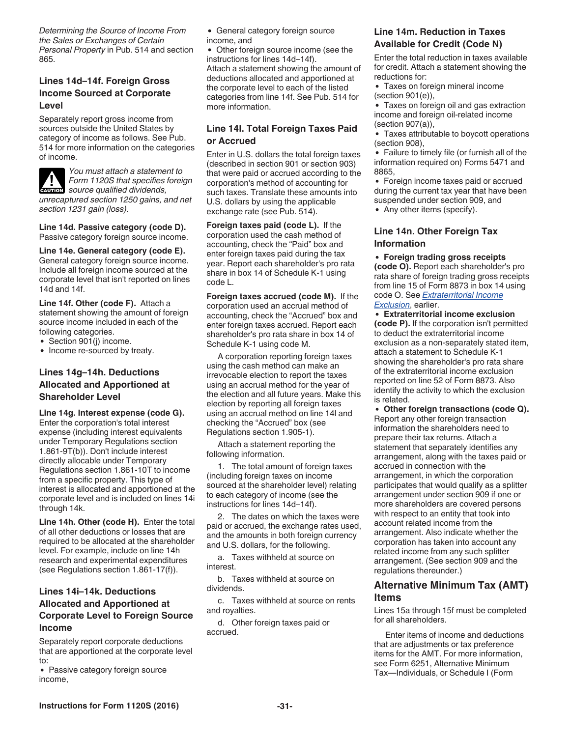*Determining the Source of Income From the Sales or Exchanges of Certain Personal Property* in Pub. 514 and section 865.

### Lines 14d–14f. Foreign Gross Income Sourced at Corporate Level

Separately report gross income from sources outside the United States by category of income as follows. See Pub. 514 for more information on the categories of income.

**CAUTION** *You must attach a statement to Form 1120S that specifies foreign source qualified dividends, unrecaptured section 1250 gains, and net section 1231 gain (loss).*

**Line 14d. Passive category (code D).** Passive category foreign source income.

**Line 14e. General category (code E).** General category foreign source income. Include all foreign income sourced at the corporate level that isn't reported on lines 14d and 14f.

**Line 14f. Other (code F).** Attach a statement showing the amount of foreign source income included in each of the following categories.

- Section 901(j) income.
- Income re-sourced by treaty.

### Lines 14g–14h. Deductions Allocated and Apportioned at Shareholder Level

**Line 14g. Interest expense (code G).** Enter the corporation's total interest expense (including interest equivalents under Temporary Regulations section 1.861-9T(b)). Don't include interest directly allocable under Temporary Regulations section 1.861-10T to income from a specific property. This type of interest is allocated and apportioned at the corporate level and is included on lines 14i through 14k.

**Line 14h. Other (code H).** Enter the total of all other deductions or losses that are required to be allocated at the shareholder level. For example, include on line 14h research and experimental expenditures (see Regulations section 1.861-17(f)).

### Lines 14i–14k. Deductions Allocated and Apportioned at Corporate Level to Foreign Source Income

Separately report corporate deductions that are apportioned at the corporate level to:

- Passive category foreign source income,
- General category foreign source income, and
- Other foreign source income (see the instructions for lines 14d–14f).

Attach a statement showing the amount of deductions allocated and apportioned at the corporate level to each of the listed categories from line 14f. See Pub. 514 for more information.

### Line 14l. Total Foreign Taxes Paid or Accrued

Enter in U.S. dollars the total foreign taxes (described in section 901 or section 903) that were paid or accrued according to the corporation's method of accounting for such taxes. Translate these amounts into U.S. dollars by using the applicable exchange rate (see Pub. 514).

**Foreign taxes paid (code L).** If the corporation used the cash method of accounting, check the "Paid" box and enter foreign taxes paid during the tax year. Report each shareholder's pro rata share in box 14 of Schedule K-1 using code L.

**Foreign taxes accrued (code M).** If the corporation used an accrual method of accounting, check the "Accrued" box and enter foreign taxes accrued. Report each shareholder's pro rata share in box 14 of Schedule K-1 using code M.

A corporation reporting foreign taxes using the cash method can make an irrevocable election to report the taxes using an accrual method for the year of the election and all future years. Make this election by reporting all foreign taxes using an accrual method on line 14l and checking the "Accrued" box (see Regulations section 1.905-1).

Attach a statement reporting the following information.

1. The total amount of foreign taxes (including foreign taxes on income sourced at the shareholder level) relating to each category of income (see the instructions for lines 14d–14f).

2. The dates on which the taxes were paid or accrued, the exchange rates used, and the amounts in both foreign currency and U.S. dollars, for the following.

a. Taxes withheld at source on interest.

b. Taxes withheld at source on dividends.

c. Taxes withheld at source on rents and royalties.

d. Other foreign taxes paid or accrued.

### Line 14m. Reduction in Taxes Available for Credit (Code N)

Enter the total reduction in taxes available for credit. Attach a statement showing the reductions for:

- Taxes on foreign mineral income (section 901(e)),
- Taxes on foreign oil and gas extraction income and foreign oil-related income (section 907(a)),
- Taxes attributable to boycott operations (section 908),
- Failure to timely file (or furnish all of the information required on) Forms 5471 and 8865,
- Foreign income taxes paid or accrued during the current tax year that have been suspended under section 909, and
- Any other items (specify).

### Line 14n. Other Foreign Tax Information

- **Foreign trading gross receipts (code O).** Report each shareholder's pro rata share of foreign trading gross receipts from line 15 of Form 8873 in box 14 using code O. See *Extraterritorial Income Exclusion*, earlier.
- **Extraterritorial income exclusion (code P).** If the corporation isn't permitted to deduct the extraterritorial income exclusion as a non-separately stated item, attach a statement to Schedule K-1 showing the shareholder's pro rata share of the extraterritorial income exclusion reported on line 52 of Form 8873. Also identify the activity to which the exclusion is related.
- **Other foreign transactions (code Q).** Report any other foreign transaction information the shareholders need to prepare their tax returns. Attach a statement that separately identifies any arrangement, along with the taxes paid or accrued in connection with the arrangement, in which the corporation participates that would qualify as a splitter arrangement under section 909 if one or more shareholders are covered persons with respect to an entity that took into account related income from the arrangement. Also indicate whether the corporation has taken into account any related income from any such splitter arrangement. (See section 909 and the regulations thereunder.)

## Alternative Minimum Tax (AMT) Items

Lines 15a through 15f must be completed for all shareholders.

Enter items of income and deductions that are adjustments or tax preference items for the AMT. For more information, see Form 6251, Alternative Minimum Tax—Individuals, or Schedule I (Form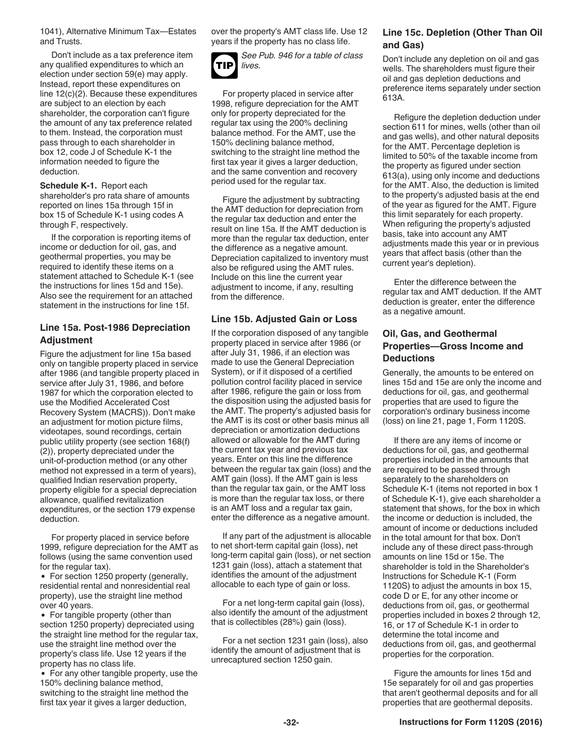1041), Alternative Minimum Tax—Estates and Trusts.

Don't include as a tax preference item any qualified expenditures to which an election under section 59(e) may apply. Instead, report these expenditures on line 12(c)(2). Because these expenditures are subject to an election by each shareholder, the corporation can't figure the amount of any tax preference related to them. Instead, the corporation must pass through to each shareholder in box 12, code J of Schedule K-1 the information needed to figure the deduction.

**Schedule K-1.** Report each shareholder's pro rata share of amounts reported on lines 15a through 15f in box 15 of Schedule K-1 using codes A through F, respectively.

If the corporation is reporting items of income or deduction for oil, gas, and geothermal properties, you may be required to identify these items on a statement attached to Schedule K-1 (see the instructions for lines 15d and 15e). Also see the requirement for an attached statement in the instructions for line 15f.

### Line 15a. Post-1986 Depreciation Adjustment

Figure the adjustment for line 15a based only on tangible property placed in service after 1986 (and tangible property placed in service after July 31, 1986, and before 1987 for which the corporation elected to use the Modified Accelerated Cost Recovery System (MACRS)). Don't make an adjustment for motion picture films, videotapes, sound recordings, certain public utility property (see section 168(f)(2)), property depreciated under the unit-of-production method (or any other method not expressed in a term of years), qualified Indian reservation property, property eligible for a special depreciation allowance, qualified revitalization expenditures, or the section 179 expense deduction.

For property placed in service before 1999, refigure depreciation for the AMT as follows (using the same convention used for the regular tax).

- For section 1250 property (generally, residential rental and nonresidential real property), use the straight line method over 40 years.
- For tangible property (other than section 1250 property) depreciated using the straight line method for the regular tax, use the straight line method over the property's class life. Use 12 years if the property has no class life.
- For any other tangible property, use the 150% declining balance method, switching to the straight line method the first tax year it gives a larger deduction, over the property's AMT class life. Use 12 years if the property has no class life.

**TIP** *See Pub. 946 for a table of class lives.*

For property placed in service after 1998, refigure depreciation for the AMT only for property depreciated for the regular tax using the 200% declining balance method. For the AMT, use the 150% declining balance method, switching to the straight line method the first tax year it gives a larger deduction, and the same convention and recovery period used for the regular tax.

Figure the adjustment by subtracting the AMT deduction for depreciation from the regular tax deduction and enter the result on line 15a. If the AMT deduction is more than the regular tax deduction, enter the difference as a negative amount. Depreciation capitalized to inventory must also be refigured using the AMT rules. Include on this line the current year adjustment to income, if any, resulting from the difference.

### Line 15b. Adjusted Gain or Loss

If the corporation disposed of any tangible property placed in service after 1986 (or after July 31, 1986, if an election was made to use the General Depreciation System), or if it disposed of a certified pollution control facility placed in service after 1986, refigure the gain or loss from the disposition using the adjusted basis for the AMT. The property's adjusted basis for the AMT is its cost or other basis minus all depreciation or amortization deductions allowed or allowable for the AMT during the current tax year and previous tax years. Enter on this line the difference between the regular tax gain (loss) and the AMT gain (loss). If the AMT gain is less than the regular tax gain, or the AMT loss is more than the regular tax loss, or there is an AMT loss and a regular tax gain, enter the difference as a negative amount.

If any part of the adjustment is allocable to net short-term capital gain (loss), net long-term capital gain (loss), or net section 1231 gain (loss), attach a statement that identifies the amount of the adjustment allocable to each type of gain or loss.

For a net long-term capital gain (loss), also identify the amount of the adjustment that is collectibles (28%) gain (loss).

For a net section 1231 gain (loss), also identify the amount of adjustment that is unrecaptured section 1250 gain.

### Line 15c. Depletion (Other Than Oil and Gas)

Don't include any depletion on oil and gas wells. The shareholders must figure their oil and gas depletion deductions and preference items separately under section 613A.

Refigure the depletion deduction under section 611 for mines, wells (other than oil and gas wells), and other natural deposits for the AMT. Percentage depletion is limited to 50% of the taxable income from the property as figured under section 613(a), using only income and deductions for the AMT. Also, the deduction is limited to the property's adjusted basis at the end of the year as figured for the AMT. Figure this limit separately for each property. When refiguring the property's adjusted basis, take into account any AMT adjustments made this year or in previous years that affect basis (other than the current year's depletion).

Enter the difference between the regular tax and AMT deduction. If the AMT deduction is greater, enter the difference as a negative amount.

### Oil, Gas, and Geothermal Properties—Gross Income and Deductions

Generally, the amounts to be entered on lines 15d and 15e are only the income and deductions for oil, gas, and geothermal properties that are used to figure the corporation's ordinary business income (loss) on line 21, page 1, Form 1120S.

If there are any items of income or deductions for oil, gas, and geothermal properties included in the amounts that are required to be passed through separately to the shareholders on Schedule K-1 (items not reported in box 1 of Schedule K-1), give each shareholder a statement that shows, for the box in which the income or deduction is included, the amount of income or deductions included in the total amount for that box. Don't include any of these direct pass-through amounts on line 15d or 15e. The shareholder is told in the Shareholder's Instructions for Schedule K-1 (Form 1120S) to adjust the amounts in box 15, code D or E, for any other income or deductions from oil, gas, or geothermal properties included in boxes 2 through 12, 16, or 17 of Schedule K-1 in order to determine the total income and deductions from oil, gas, and geothermal properties for the corporation.

Figure the amounts for lines 15d and 15e separately for oil and gas properties that aren't geothermal deposits and for all properties that are geothermal deposits.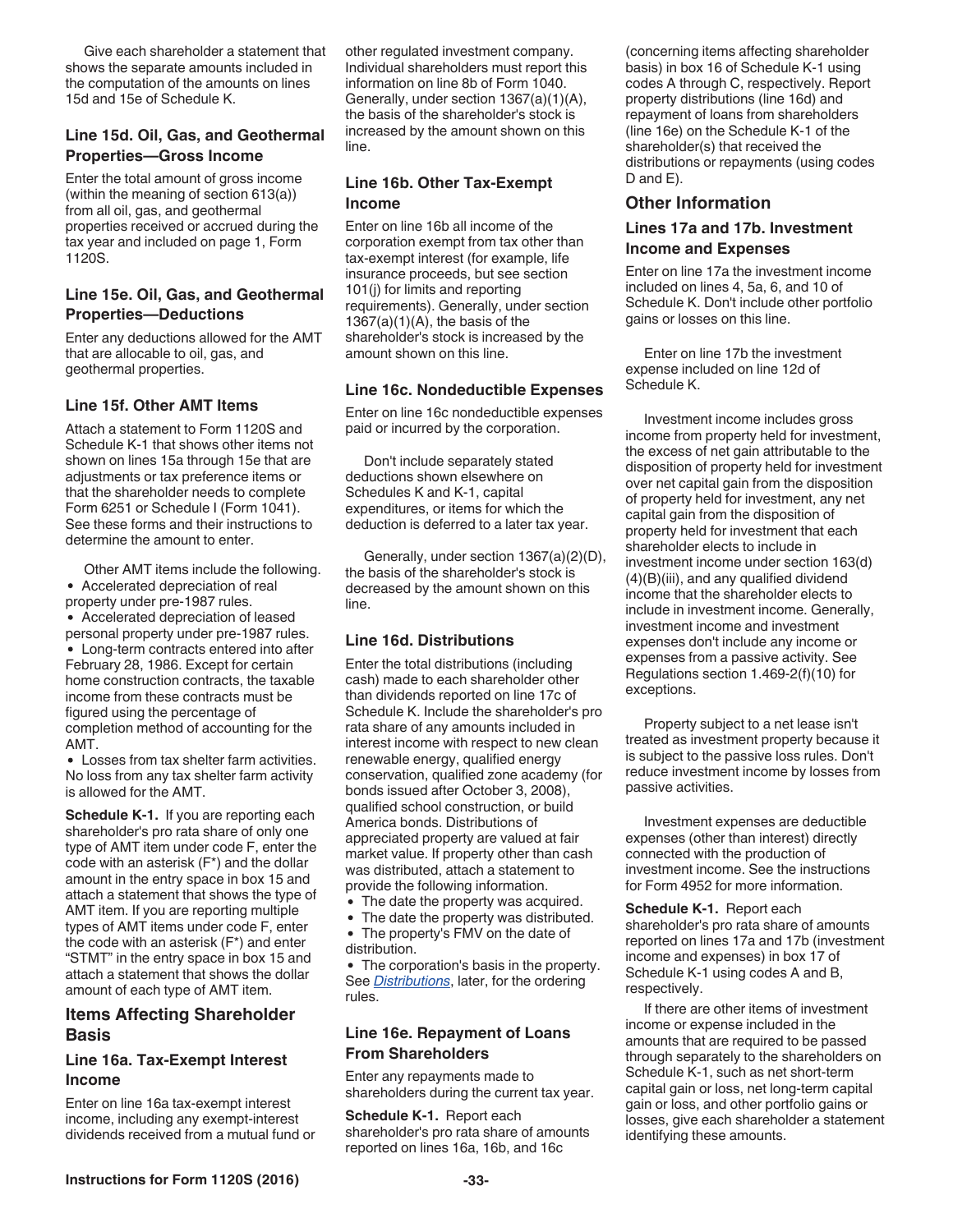Give each shareholder a statement that shows the separate amounts included in the computation of the amounts on lines 15d and 15e of Schedule K.

### Line 15d. Oil, Gas, and Geothermal Properties—Gross Income

Enter the total amount of gross income (within the meaning of section 613(a)) from all oil, gas, and geothermal properties received or accrued during the tax year and included on page 1, Form 1120S.

### Line 15e. Oil, Gas, and Geothermal Properties—Deductions

Enter any deductions allowed for the AMT that are allocable to oil, gas, and geothermal properties.

### Line 15f. Other AMT Items

Attach a statement to Form 1120S and Schedule K-1 that shows other items not shown on lines 15a through 15e that are adjustments or tax preference items or that the shareholder needs to complete Form 6251 or Schedule I (Form 1041). See these forms and their instructions to determine the amount to enter.

Other AMT items include the following.

- Accelerated depreciation of real property under pre-1987 rules.
- Accelerated depreciation of leased personal property under pre-1987 rules.
- Long-term contracts entered into after February 28, 1986. Except for certain home construction contracts, the taxable income from these contracts must be figured using the percentage of completion method of accounting for the AMT.
- Losses from tax shelter farm activities. No loss from any tax shelter farm activity is allowed for the AMT.

**Schedule K-1.** If you are reporting each shareholder's pro rata share of only one type of AMT item under code F, enter the code with an asterisk (F*) and the dollar amount in the entry space in box 15 and attach a statement that shows the type of AMT item. If you are reporting multiple types of AMT items under code F, enter the code with an asterisk (F*) and enter "STMT" in the entry space in box 15 and attach a statement that shows the dollar amount of each type of AMT item.

## Items Affecting Shareholder Basis

### Line 16a. Tax-Exempt Interest Income

Enter on line 16a tax-exempt interest income, including any exempt-interest dividends received from a mutual fund or other regulated investment company. Individual shareholders must report this information on line 8b of Form 1040. Generally, under section 1367(a)(1)(A), the basis of the shareholder's stock is increased by the amount shown on this line.

### Line 16b. Other Tax-Exempt Income

Enter on line 16b all income of the corporation exempt from tax other than tax-exempt interest (for example, life insurance proceeds, but see section 101(j) for limits and reporting requirements). Generally, under section 1367(a)(1)(A), the basis of the shareholder's stock is increased by the amount shown on this line.

### Line 16c. Nondeductible Expenses

Enter on line 16c nondeductible expenses paid or incurred by the corporation.

Don't include separately stated deductions shown elsewhere on Schedules K and K-1, capital expenditures, or items for which the deduction is deferred to a later tax year.

Generally, under section 1367(a)(2)(D), the basis of the shareholder's stock is decreased by the amount shown on this line.

### Line 16d. Distributions

Enter the total distributions (including cash) made to each shareholder other than dividends reported on line 17c of Schedule K. Include the shareholder's pro rata share of any amounts included in interest income with respect to new clean renewable energy, qualified energy conservation, qualified zone academy (for bonds issued after October 3, 2008), qualified school construction, or build America bonds. Distributions of appreciated property are valued at fair market value. If property other than cash was distributed, attach a statement to provide the following information.

- The date the property was acquired.
- The date the property was distributed.
- The property's FMV on the date of distribution.
- The corporation's basis in the property.

See *Distributions*, later, for the ordering rules.

### Line 16e. Repayment of Loans From Shareholders

Enter any repayments made to shareholders during the current tax year.

**Schedule K-1.** Report each shareholder's pro rata share of amounts reported on lines 16a, 16b, and 16c (concerning items affecting shareholder basis) in box 16 of Schedule K-1 using codes A through C, respectively. Report property distributions (line 16d) and repayment of loans from shareholders (line 16e) on the Schedule K-1 of the shareholder(s) that received the distributions or repayments (using codes D and E).

## Other Information

### Lines 17a and 17b. Investment Income and Expenses

Enter on line 17a the investment income included on lines 4, 5a, 6, and 10 of Schedule K. Don't include other portfolio gains or losses on this line.

Enter on line 17b the investment expense included on line 12d of Schedule K.

Investment income includes gross income from property held for investment, the excess of net gain attributable to the disposition of property held for investment over net capital gain from the disposition of property held for investment, any net capital gain from the disposition of property held for investment that each shareholder elects to include in investment income under section 163(d)(4)(B)(iii), and any qualified dividend income that the shareholder elects to include in investment income. Generally, investment income and investment expenses don't include any income or expenses from a passive activity. See Regulations section 1.469-2(f)(10) for exceptions.

Property subject to a net lease isn't treated as investment property because it is subject to the passive loss rules. Don't reduce investment income by losses from passive activities.

Investment expenses are deductible expenses (other than interest) directly connected with the production of investment income. See the instructions for Form 4952 for more information.

**Schedule K-1.** Report each shareholder's pro rata share of amounts reported on lines 17a and 17b (investment income and expenses) in box 17 of Schedule K-1 using codes A and B, respectively.

If there are other items of investment income or expense included in the amounts that are required to be passed through separately to the shareholders on Schedule K-1, such as net short-term capital gain or loss, net long-term capital gain or loss, and other portfolio gains or losses, give each shareholder a statement identifying these amounts.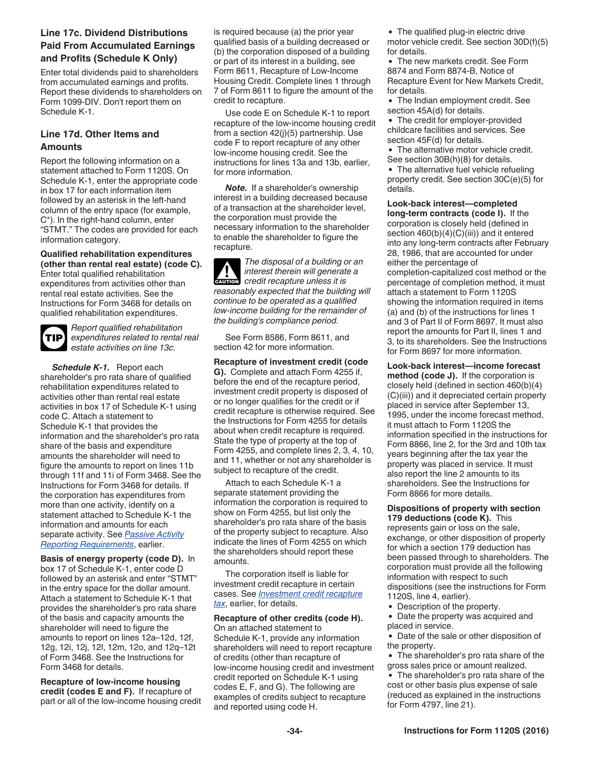### Line 17c. Dividend Distributions Paid From Accumulated Earnings and Profits (Schedule K Only)

Enter total dividends paid to shareholders from accumulated earnings and profits. Report these dividends to shareholders on Form 1099-DIV. Don't report them on Schedule K-1.

### Line 17d. Other Items and Amounts

Report the following information on a statement attached to Form 1120S. On Schedule K-1, enter the appropriate code in box 17 for each information item followed by an asterisk in the left-hand column of the entry space (for example, C*). In the right-hand column, enter "STMT." The codes are provided for each information category.

**Qualified rehabilitation expenditures (other than rental real estate) (code C).** Enter total qualified rehabilitation expenditures from activities other than rental real estate activities. See the Instructions for Form 3468 for details on qualified rehabilitation expenditures.

TIP: *Report qualified rehabilitation expenditures related to rental real estate activities on line 13c.*

***Schedule K-1.*** Report each shareholder's pro rata share of qualified rehabilitation expenditures related to activities other than rental real estate activities in box 17 of Schedule K-1 using code C. Attach a statement to Schedule K-1 that provides the information and the shareholder's pro rata share of the basis and expenditure amounts the shareholder will need to figure the amounts to report on lines 11b through 11f and 11i of Form 3468. See the Instructions for Form 3468 for details. If the corporation has expenditures from more than one activity, identify on a statement attached to Schedule K-1 the information and amounts for each separate activity. See *Passive Activity Reporting Requirements*, earlier.

**Basis of energy property (code D).** In box 17 of Schedule K-1, enter code D followed by an asterisk and enter "STMT" in the entry space for the dollar amount. Attach a statement to Schedule K-1 that provides the shareholder's pro rata share of the basis and capacity amounts the shareholder will need to figure the amounts to report on lines 12a–12d, 12f, 12g, 12i, 12j, 12l, 12m, 12o, and 12q–12t of Form 3468. See the Instructions for Form 3468 for details.

**Recapture of low-income housing credit (codes E and F).** If recapture of part or all of the low-income housing credit is required because (a) the prior year qualified basis of a building decreased or (b) the corporation disposed of a building or part of its interest in a building, see Form 8611, Recapture of Low-Income Housing Credit. Complete lines 1 through 7 of Form 8611 to figure the amount of the credit to recapture.

Use code E on Schedule K-1 to report recapture of the low-income housing credit from a section 42(j)(5) partnership. Use code F to report recapture of any other low-income housing credit. See the instructions for lines 13a and 13b, earlier, for more information.

***Note.*** If a shareholder's ownership interest in a building decreased because of a transaction at the shareholder level, the corporation must provide the necessary information to the shareholder to enable the shareholder to figure the recapture.

CAUTION: *The disposal of a building or an interest therein will generate a credit recapture unless it is reasonably expected that the building will continue to be operated as a qualified low-income building for the remainder of the building's compliance period.*

See Form 8586, Form 8611, and section 42 for more information.

**Recapture of investment credit (code G).** Complete and attach Form 4255 if, before the end of the recapture period, investment credit property is disposed of or no longer qualifies for the credit or if credit recapture is otherwise required. See the Instructions for Form 4255 for details about when credit recapture is required. State the type of property at the top of Form 4255, and complete lines 2, 3, 4, 10, and 11, whether or not any shareholder is subject to recapture of the credit.

Attach to each Schedule K-1 a separate statement providing the information the corporation is required to show on Form 4255, but list only the shareholder's pro rata share of the basis of the property subject to recapture. Also indicate the lines of Form 4255 on which the shareholders should report these amounts.

The corporation itself is liable for investment credit recapture in certain cases. See *Investment credit recapture tax*, earlier, for details.

**Recapture of other credits (code H).** On an attached statement to Schedule K-1, provide any information shareholders will need to report recapture of credits (other than recapture of low-income housing credit and investment credit reported on Schedule K-1 using codes E, F, and G). The following are examples of credits subject to recapture and reported using code H.

- The qualified plug-in electric drive motor vehicle credit. See section 30D(f)(5) for details.
- The new markets credit. See Form 8874 and Form 8874-B, Notice of Recapture Event for New Markets Credit, for details.
- The Indian employment credit. See section 45A(d) for details.
- The credit for employer-provided childcare facilities and services. See section 45F(d) for details.
- The alternative motor vehicle credit. See section 30B(h)(8) for details.
- The alternative fuel vehicle refueling property credit. See section 30C(e)(5) for details.

**Look-back interest—completed long-term contracts (code I).** If the corporation is closely held (defined in section 460(b)(4)(C)(iii)) and it entered into any long-term contracts after February 28, 1986, that are accounted for under either the percentage of completion-capitalized cost method or the percentage of completion method, it must attach a statement to Form 1120S showing the information required in items (a) and (b) of the instructions for lines 1 and 3 of Part II of Form 8697. It must also report the amounts for Part II, lines 1 and 3, to its shareholders. See the Instructions for Form 8697 for more information.

**Look-back interest—income forecast method (code J).** If the corporation is closely held (defined in section 460(b)(4)(C)(iii)) and it depreciated certain property placed in service after September 13, 1995, under the income forecast method, it must attach to Form 1120S the information specified in the instructions for Form 8866, line 2, for the 3rd and 10th tax years beginning after the tax year the property was placed in service. It must also report the line 2 amounts to its shareholders. See the Instructions for Form 8866 for more details.

**Dispositions of property with section 179 deductions (code K).** This represents gain or loss on the sale, exchange, or other disposition of property for which a section 179 deduction has been passed through to shareholders. The corporation must provide all the following information with respect to such dispositions (see the instructions for Form 1120S, line 4, earlier).

- Description of the property.
- Date the property was acquired and placed in service.
- Date of the sale or other disposition of the property.
- The shareholder's pro rata share of the gross sales price or amount realized.
- The shareholder's pro rata share of the cost or other basis plus expense of sale (reduced as explained in the instructions for Form 4797, line 21).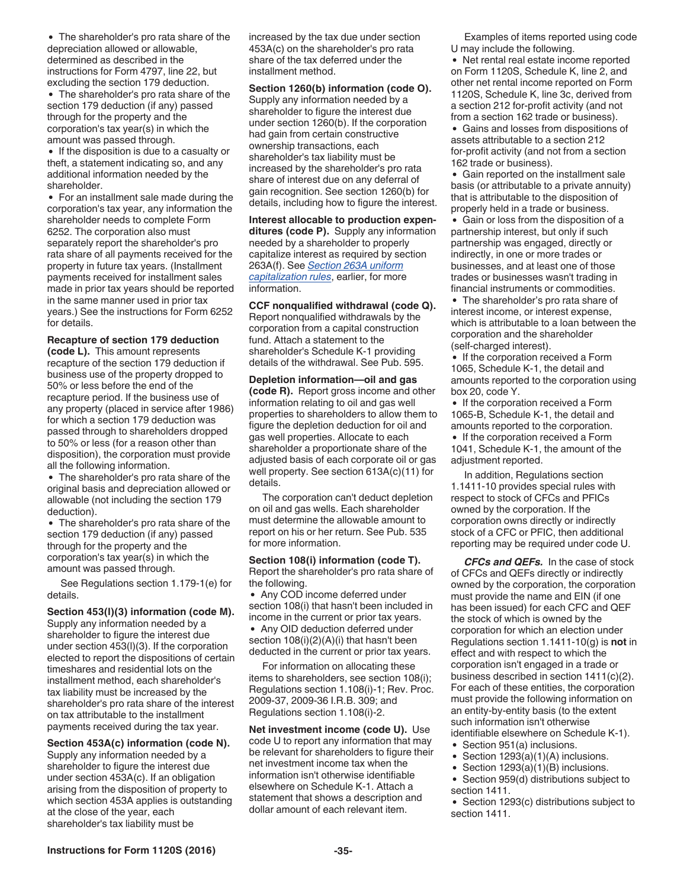- The shareholder's pro rata share of the depreciation allowed or allowable, determined as described in the instructions for Form 4797, line 22, but excluding the section 179 deduction.
- The shareholder's pro rata share of the section 179 deduction (if any) passed through for the property and the corporation's tax year(s) in which the amount was passed through.
- If the disposition is due to a casualty or theft, a statement indicating so, and any additional information needed by the shareholder.
- For an installment sale made during the corporation's tax year, any information the shareholder needs to complete Form 6252. The corporation also must separately report the shareholder's pro rata share of all payments received for the property in future tax years. (Installment payments received for installment sales made in prior tax years should be reported in the same manner used in prior tax years.) See the instructions for Form 6252 for details.

**Recapture of section 179 deduction (code L).** This amount represents recapture of the section 179 deduction if business use of the property dropped to 50% or less before the end of the recapture period. If the business use of any property (placed in service after 1986) for which a section 179 deduction was passed through to shareholders dropped to 50% or less (for a reason other than disposition), the corporation must provide all the following information.

- The shareholder's pro rata share of the original basis and depreciation allowed or allowable (not including the section 179 deduction).
- The shareholder's pro rata share of the section 179 deduction (if any) passed through for the property and the corporation's tax year(s) in which the amount was passed through.

See Regulations section 1.179-1(e) for details.

**Section 453(l)(3) information (code M).** Supply any information needed by a shareholder to figure the interest due under section 453(l)(3). If the corporation elected to report the dispositions of certain timeshares and residential lots on the installment method, each shareholder's tax liability must be increased by the shareholder's pro rata share of the interest on tax attributable to the installment payments received during the tax year.

**Section 453A(c) information (code N).** Supply any information needed by a shareholder to figure the interest due under section 453A(c). If an obligation arising from the disposition of property to which section 453A applies is outstanding at the close of the year, each shareholder's tax liability must be increased by the tax due under section 453A(c) on the shareholder's pro rata share of the tax deferred under the installment method.

**Section 1260(b) information (code O).** Supply any information needed by a shareholder to figure the interest due under section 1260(b). If the corporation had gain from certain constructive ownership transactions, each shareholder's tax liability must be increased by the shareholder's pro rata share of interest due on any deferral of gain recognition. See section 1260(b) for details, including how to figure the interest.

**Interest allocable to production expenditures (code P).** Supply any information needed by a shareholder to properly capitalize interest as required by section 263A(f). See *Section 263A uniform capitalization rules*, earlier, for more information.

**CCF nonqualified withdrawal (code Q).** Report nonqualified withdrawals by the corporation from a capital construction fund. Attach a statement to the shareholder's Schedule K-1 providing details of the withdrawal. See Pub. 595.

**Depletion information—oil and gas (code R).** Report gross income and other information relating to oil and gas well properties to shareholders to allow them to figure the depletion deduction for oil and gas well properties. Allocate to each shareholder a proportionate share of the adjusted basis of each corporate oil or gas well property. See section 613A(c)(11) for details.

The corporation can't deduct depletion on oil and gas wells. Each shareholder must determine the allowable amount to report on his or her return. See Pub. 535 for more information.

**Section 108(i) information (code T).** Report the shareholder's pro rata share of the following.

- Any COD income deferred under section 108(i) that hasn't been included in income in the current or prior tax years.
- Any OID deduction deferred under section 108(i)(2)(A)(i) that hasn't been deducted in the current or prior tax years.

For information on allocating these items to shareholders, see section 108(i); Regulations section 1.108(i)-1; Rev. Proc. 2009-37, 2009-36 I.R.B. 309; and Regulations section 1.108(i)-2.

**Net investment income (code U).** Use code U to report any information that may be relevant for shareholders to figure their net investment income tax when the information isn't otherwise identifiable elsewhere on Schedule K-1. Attach a statement that shows a description and dollar amount of each relevant item.

Examples of items reported using code U may include the following.

- Net rental real estate income reported on Form 1120S, Schedule K, line 2, and other net rental income reported on Form 1120S, Schedule K, line 3c, derived from a section 212 for-profit activity (and not from a section 162 trade or business).
- Gains and losses from dispositions of assets attributable to a section 212 for-profit activity (and not from a section 162 trade or business).
- Gain reported on the installment sale basis (or attributable to a private annuity) that is attributable to the disposition of property held in a trade or business.
- Gain or loss from the disposition of a partnership interest, but only if such partnership was engaged, directly or indirectly, in one or more trades or businesses, and at least one of those trades or businesses wasn't trading in financial instruments or commodities.
- The shareholder's pro rata share of interest income, or interest expense, which is attributable to a loan between the corporation and the shareholder (self-charged interest).
- If the corporation received a Form 1065, Schedule K-1, the detail and amounts reported to the corporation using box 20, code Y.
- If the corporation received a Form 1065-B, Schedule K-1, the detail and amounts reported to the corporation.
- If the corporation received a Form 1041, Schedule K-1, the amount of the adjustment reported.

In addition, Regulations section 1.1411-10 provides special rules with respect to stock of CFCs and PFICs owned by the corporation. If the corporation owns directly or indirectly stock of a CFC or PFIC, then additional reporting may be required under code U.

***CFCs and QEFs.*** In the case of stock of CFCs and QEFs directly or indirectly owned by the corporation, the corporation must provide the name and EIN (if one has been issued) for each CFC and QEF the stock of which is owned by the corporation for which an election under Regulations section 1.1411-10(g) is **not** in effect and with respect to which the corporation isn't engaged in a trade or business described in section 1411(c)(2). For each of these entities, the corporation must provide the following information on an entity-by-entity basis (to the extent such information isn't otherwise identifiable elsewhere on Schedule K-1).

- Section 951(a) inclusions.
- Section 1293(a)(1)(A) inclusions.
- Section 1293(a)(1)(B) inclusions.
- Section 959(d) distributions subject to section 1411.
- Section 1293(c) distributions subject to section 1411.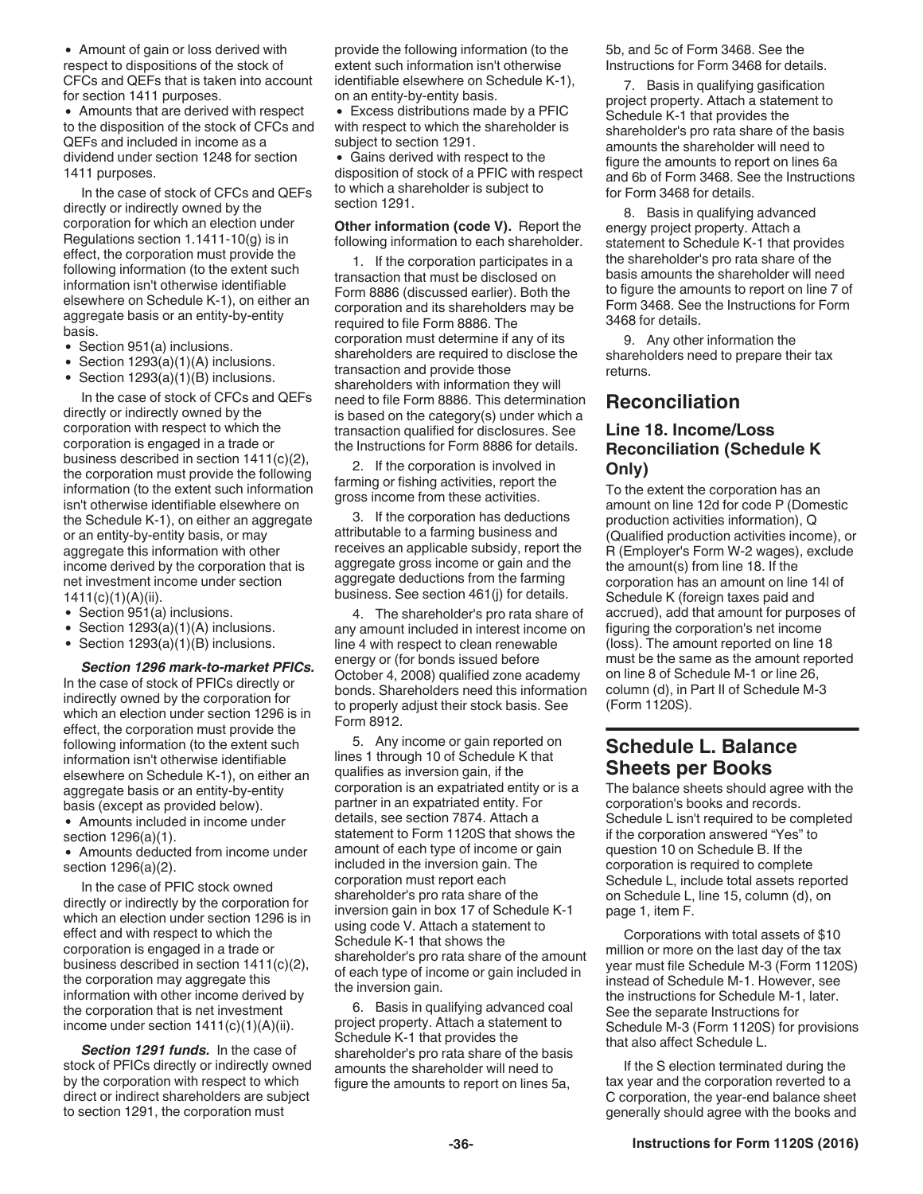- Amount of gain or loss derived with respect to dispositions of the stock of CFCs and QEFs that is taken into account for section 1411 purposes.
- Amounts that are derived with respect to the disposition of the stock of CFCs and QEFs and included in income as a dividend under section 1248 for section 1411 purposes.

In the case of stock of CFCs and QEFs directly or indirectly owned by the corporation for which an election under Regulations section 1.1411-10(g) is in effect, the corporation must provide the following information (to the extent such information isn't otherwise identifiable elsewhere on Schedule K-1), on either an aggregate basis or an entity-by-entity basis.

- Section 951(a) inclusions.
- Section 1293(a)(1)(A) inclusions.
- Section 1293(a)(1)(B) inclusions.

In the case of stock of CFCs and QEFs directly or indirectly owned by the corporation with respect to which the corporation is engaged in a trade or business described in section 1411(c)(2), the corporation must provide the following information (to the extent such information isn't otherwise identifiable elsewhere on the Schedule K-1), on either an aggregate or an entity-by-entity basis, or may aggregate this information with other income derived by the corporation that is net investment income under section 1411(c)(1)(A)(ii).

- Section 951(a) inclusions.
- Section 1293(a)(1)(A) inclusions.
- Section 1293(a)(1)(B) inclusions.

***Section 1296 mark-to-market PFICs.*** In the case of stock of PFICs directly or indirectly owned by the corporation for which an election under section 1296 is in effect, the corporation must provide the following information (to the extent such information isn't otherwise identifiable elsewhere on Schedule K-1), on either an aggregate basis or an entity-by-entity basis (except as provided below).

- Amounts included in income under section 1296(a)(1).
- Amounts deducted from income under section 1296(a)(2).

In the case of PFIC stock owned directly or indirectly by the corporation for which an election under section 1296 is in effect and with respect to which the corporation is engaged in a trade or business described in section 1411(c)(2), the corporation may aggregate this information with other income derived by the corporation that is net investment income under section 1411(c)(1)(A)(ii).

***Section 1291 funds.*** In the case of stock of PFICs directly or indirectly owned by the corporation with respect to which direct or indirect shareholders are subject to section 1291, the corporation must provide the following information (to the extent such information isn't otherwise identifiable elsewhere on Schedule K-1), on an entity-by-entity basis.

- Excess distributions made by a PFIC with respect to which the shareholder is subject to section 1291.
- Gains derived with respect to the disposition of stock of a PFIC with respect to which a shareholder is subject to section 1291.

**Other information (code V).** Report the following information to each shareholder.

1. If the corporation participates in a transaction that must be disclosed on Form 8886 (discussed earlier). Both the corporation and its shareholders may be required to file Form 8886. The corporation must determine if any of its shareholders are required to disclose the transaction and provide those shareholders with information they will need to file Form 8886. This determination is based on the category(s) under which a transaction qualified for disclosures. See the Instructions for Form 8886 for details.

2. If the corporation is involved in farming or fishing activities, report the gross income from these activities.

3. If the corporation has deductions attributable to a farming business and receives an applicable subsidy, report the aggregate gross income or gain and the aggregate deductions from the farming business. See section 461(j) for details.

4. The shareholder's pro rata share of any amount included in interest income on line 4 with respect to clean renewable energy or (for bonds issued before October 4, 2008) qualified zone academy bonds. Shareholders need this information to properly adjust their stock basis. See Form 8912.

5. Any income or gain reported on lines 1 through 10 of Schedule K that qualifies as inversion gain, if the corporation is an expatriated entity or is a partner in an expatriated entity. For details, see section 7874. Attach a statement to Form 1120S that shows the amount of each type of income or gain included in the inversion gain. The corporation must report each shareholder's pro rata share of the inversion gain in box 17 of Schedule K-1 using code V. Attach a statement to Schedule K-1 that shows the shareholder's pro rata share of the amount of each type of income or gain included in the inversion gain.

6. Basis in qualifying advanced coal project property. Attach a statement to Schedule K-1 that provides the shareholder's pro rata share of the basis amounts the shareholder will need to figure the amounts to report on lines 5a, 5b, and 5c of Form 3468. See the Instructions for Form 3468 for details.

7. Basis in qualifying gasification project property. Attach a statement to Schedule K-1 that provides the shareholder's pro rata share of the basis amounts the shareholder will need to figure the amounts to report on lines 6a and 6b of Form 3468. See the Instructions for Form 3468 for details.

8. Basis in qualifying advanced energy project property. Attach a statement to Schedule K-1 that provides the shareholder's pro rata share of the basis amounts the shareholder will need to figure the amounts to report on line 7 of Form 3468. See the Instructions for Form 3468 for details.

9. Any other information the shareholders need to prepare their tax returns.

## Reconciliation

### Line 18. Income/Loss Reconciliation (Schedule K Only)

To the extent the corporation has an amount on line 12d for code P (Domestic production activities information), Q (Qualified production activities income), or R (Employer's Form W-2 wages), exclude the amount(s) from line 18. If the corporation has an amount on line 14l of Schedule K (foreign taxes paid and accrued), add that amount for purposes of figuring the corporation's net income (loss). The amount reported on line 18 must be the same as the amount reported on line 8 of Schedule M-1 or line 26, column (d), in Part II of Schedule M-3 (Form 1120S).

## Schedule L. Balance Sheets per Books

The balance sheets should agree with the corporation's books and records. Schedule L isn't required to be completed if the corporation answered "Yes" to question 10 on Schedule B. If the corporation is required to complete Schedule L, include total assets reported on Schedule L, line 15, column (d), on page 1, item F.

Corporations with total assets of $10 million or more on the last day of the tax year must file Schedule M-3 (Form 1120S) instead of Schedule M-1. However, see the instructions for Schedule M-1, later. See the separate Instructions for Schedule M-3 (Form 1120S) for provisions that also affect Schedule L.

If the S election terminated during the tax year and the corporation reverted to a C corporation, the year-end balance sheet generally should agree with the books and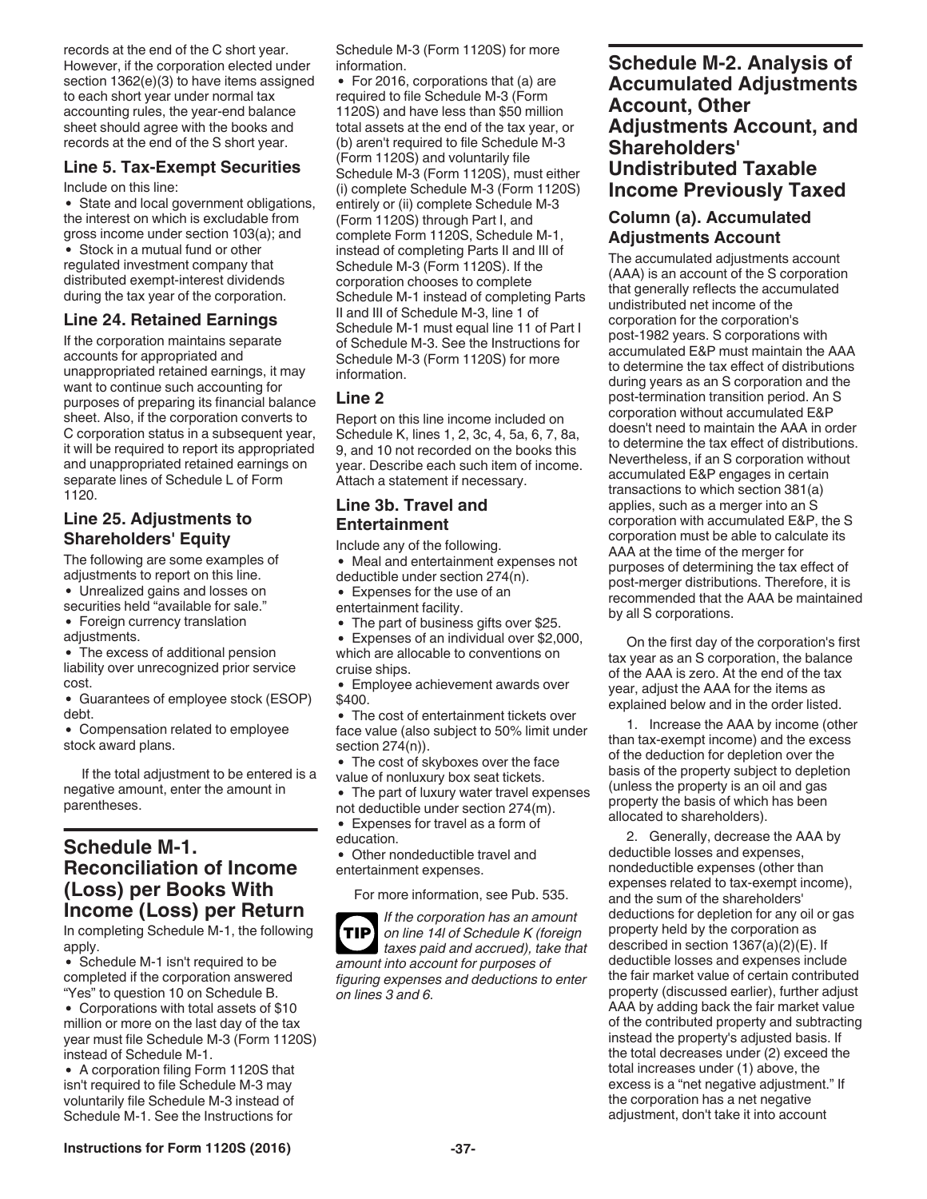records at the end of the C short year. However, if the corporation elected under section 1362(e)(3) to have items assigned to each short year under normal tax accounting rules, the year-end balance sheet should agree with the books and records at the end of the S short year.

### Line 5. Tax-Exempt Securities

Include on this line:

- State and local government obligations, the interest on which is excludable from gross income under section 103(a); and
- Stock in a mutual fund or other regulated investment company that distributed exempt-interest dividends during the tax year of the corporation.

### Line 24. Retained Earnings

If the corporation maintains separate accounts for appropriated and unappropriated retained earnings, it may want to continue such accounting for purposes of preparing its financial balance sheet. Also, if the corporation converts to C corporation status in a subsequent year, it will be required to report its appropriated and unappropriated retained earnings on separate lines of Schedule L of Form 1120.

### Line 25. Adjustments to Shareholders' Equity

The following are some examples of adjustments to report on this line.

- Unrealized gains and losses on securities held "available for sale."
- Foreign currency translation adjustments.
- The excess of additional pension liability over unrecognized prior service cost.
- Guarantees of employee stock (ESOP) debt.
- Compensation related to employee stock award plans.

If the total adjustment to be entered is a negative amount, enter the amount in parentheses.

## Schedule M-1. Reconciliation of Income (Loss) per Books With Income (Loss) per Return

In completing Schedule M-1, the following apply.

- Schedule M-1 isn't required to be completed if the corporation answered "Yes" to question 10 on Schedule B.
- Corporations with total assets of $10 million or more on the last day of the tax year must file Schedule M-3 (Form 1120S) instead of Schedule M-1.
- A corporation filing Form 1120S that isn't required to file Schedule M-3 may voluntarily file Schedule M-3 instead of Schedule M-1. See the Instructions for Schedule M-3 (Form 1120S) for more information.
- For 2016, corporations that (a) are required to file Schedule M-3 (Form 1120S) and have less than $50 million total assets at the end of the tax year, or (b) aren't required to file Schedule M-3 (Form 1120S) and voluntarily file Schedule M-3 (Form 1120S), must either (i) complete Schedule M-3 (Form 1120S) entirely or (ii) complete Schedule M-3 (Form 1120S) through Part I, and complete Form 1120S, Schedule M-1, instead of completing Parts II and III of Schedule M-3 (Form 1120S). If the corporation chooses to complete Schedule M-1 instead of completing Parts II and III of Schedule M-3, line 1 of Schedule M-1 must equal line 11 of Part I of Schedule M-3. See the Instructions for Schedule M-3 (Form 1120S) for more information.

### Line 2

Report on this line income included on Schedule K, lines 1, 2, 3c, 4, 5a, 6, 7, 8a, 9, and 10 not recorded on the books this year. Describe each such item of income. Attach a statement if necessary.

### Line 3b. Travel and Entertainment

Include any of the following.

- Meal and entertainment expenses not deductible under section 274(n).
- Expenses for the use of an entertainment facility.
- The part of business gifts over $25.
- Expenses of an individual over $2,000, which are allocable to conventions on cruise ships.
- Employee achievement awards over $400.
- The cost of entertainment tickets over face value (also subject to 50% limit under section 274(n)).
- The cost of skyboxes over the face value of nonluxury box seat tickets.
- The part of luxury water travel expenses not deductible under section 274(m).
- Expenses for travel as a form of education.
- Other nondeductible travel and entertainment expenses.

For more information, see Pub. 535.

**TIP** *If the corporation has an amount on line 14l of Schedule K (foreign taxes paid and accrued), take that amount into account for purposes of figuring expenses and deductions to enter on lines 3 and 6.*

## Schedule M-2. Analysis of Accumulated Adjustments Account, Other Adjustments Account, and Shareholders' Undistributed Taxable Income Previously Taxed

### Column (a). Accumulated Adjustments Account

The accumulated adjustments account (AAA) is an account of the S corporation that generally reflects the accumulated undistributed net income of the corporation for the corporation's post-1982 years. S corporations with accumulated E&P must maintain the AAA to determine the tax effect of distributions during years as an S corporation and the post-termination transition period. An S corporation without accumulated E&P doesn't need to maintain the AAA in order to determine the tax effect of distributions. Nevertheless, if an S corporation without accumulated E&P engages in certain transactions to which section 381(a) applies, such as a merger into an S corporation with accumulated E&P, the S corporation must be able to calculate its AAA at the time of the merger for purposes of determining the tax effect of post-merger distributions. Therefore, it is recommended that the AAA be maintained by all S corporations.

On the first day of the corporation's first tax year as an S corporation, the balance of the AAA is zero. At the end of the tax year, adjust the AAA for the items as explained below and in the order listed.

1. Increase the AAA by income (other than tax-exempt income) and the excess of the deduction for depletion over the basis of the property subject to depletion (unless the property is an oil and gas property the basis of which has been allocated to shareholders).

2. Generally, decrease the AAA by deductible losses and expenses, nondeductible expenses (other than expenses related to tax-exempt income), and the sum of the shareholders' deductions for depletion for any oil or gas property held by the corporation as described in section 1367(a)(2)(E). If deductible losses and expenses include the fair market value of certain contributed property (discussed earlier), further adjust AAA by adding back the fair market value of the contributed property and subtracting instead the property's adjusted basis. If the total decreases under (2) exceed the total increases under (1) above, the excess is a "net negative adjustment." If the corporation has a net negative adjustment, don't take it into account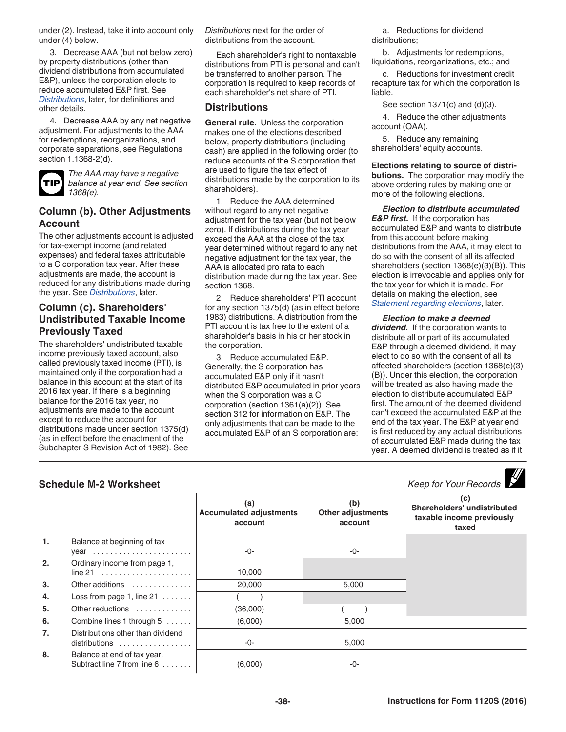under (2). Instead, take it into account only under (4) below.

3. Decrease AAA (but not below zero) by property distributions (other than dividend distributions from accumulated E&P), unless the corporation elects to reduce accumulated E&P first. See *Distributions*, later, for definitions and other details.

4. Decrease AAA by any net negative adjustment. For adjustments to the AAA for redemptions, reorganizations, and corporate separations, see Regulations section 1.1368-2(d).

**TIP** *The AAA may have a negative balance at year end. See section 1368(e).*

## Column (b). Other Adjustments Account

The other adjustments account is adjusted for tax-exempt income (and related expenses) and federal taxes attributable to a C corporation tax year. After these adjustments are made, the account is reduced for any distributions made during the year. See *Distributions*, later.

## Column (c). Shareholders' Undistributed Taxable Income Previously Taxed

The shareholders' undistributed taxable income previously taxed account, also called previously taxed income (PTI), is maintained only if the corporation had a balance in this account at the start of its 2016 tax year. If there is a beginning balance for the 2016 tax year, no adjustments are made to the account except to reduce the account for distributions made under section 1375(d) (as in effect before the enactment of the Subchapter S Revision Act of 1982). See *Distributions* next for the order of distributions from the account.

Each shareholder's right to nontaxable distributions from PTI is personal and can't be transferred to another person. The corporation is required to keep records of each shareholder's net share of PTI.

## Distributions

**General rule.** Unless the corporation makes one of the elections described below, property distributions (including cash) are applied in the following order (to reduce accounts of the S corporation that are used to figure the tax effect of distributions made by the corporation to its shareholders).

1. Reduce the AAA determined without regard to any net negative adjustment for the tax year (but not below zero). If distributions during the tax year exceed the AAA at the close of the tax year determined without regard to any net negative adjustment for the tax year, the AAA is allocated pro rata to each distribution made during the tax year. See section 1368.

2. Reduce shareholders' PTI account for any section 1375(d) (as in effect before 1983) distributions. A distribution from the PTI account is tax free to the extent of a shareholder's basis in his or her stock in the corporation.

3. Reduce accumulated E&P. Generally, the S corporation has accumulated E&P only if it hasn't distributed E&P accumulated in prior years when the S corporation was a C corporation (section 1361(a)(2)). See section 312 for information on E&P. The only adjustments that can be made to the accumulated E&P of an S corporation are:

a. Reductions for dividend distributions;

b. Adjustments for redemptions, liquidations, reorganizations, etc.; and

c. Reductions for investment credit recapture tax for which the corporation is liable.

See section 1371(c) and (d)(3).

4. Reduce the other adjustments account (OAA).

5. Reduce any remaining shareholders' equity accounts.

**Elections relating to source of distributions.** The corporation may modify the above ordering rules by making one or more of the following elections.

***Election to distribute accumulated E&P first.*** If the corporation has accumulated E&P and wants to distribute from this account before making distributions from the AAA, it may elect to do so with the consent of all its affected shareholders (section 1368(e)(3)(B)). This election is irrevocable and applies only for the tax year for which it is made. For details on making the election, see *Statement regarding elections*, later.

***Election to make a deemed dividend.*** If the corporation wants to distribute all or part of its accumulated E&P through a deemed dividend, it may elect to do so with the consent of all its affected shareholders (section 1368(e)(3)(B)). Under this election, the corporation will be treated as also having made the election to distribute accumulated E&P first. The amount of the deemed dividend can't exceed the accumulated E&P at the end of the tax year. The E&P at year end is first reduced by any actual distributions of accumulated E&P made during the tax year. A deemed dividend is treated as if it

### Schedule M-2 Worksheet

*Keep for Your Records*

| | | (a) Accumulated adjustments account | (b) Other adjustments account | (c) Shareholders' undistributed taxable income previously taxed |
|---|---|---|---|---|
| 1. | Balance at beginning of tax year | -0- | -0- | |
| 2. | Ordinary income from page 1, line 21 | 10,000 | | |
| 3. | Other additions | 20,000 | 5,000 | |
| 4. | Loss from page 1, line 21 | ( ) | | |
| 5. | Other reductions | (36,000) | ( ) | |
| 6. | Combine lines 1 through 5 | (6,000) | 5,000 | |
| 7. | Distributions other than dividend distributions | -0- | 5,000 | |
| 8. | Balance at end of tax year. Subtract line 7 from line 6 | (6,000) | -0- | |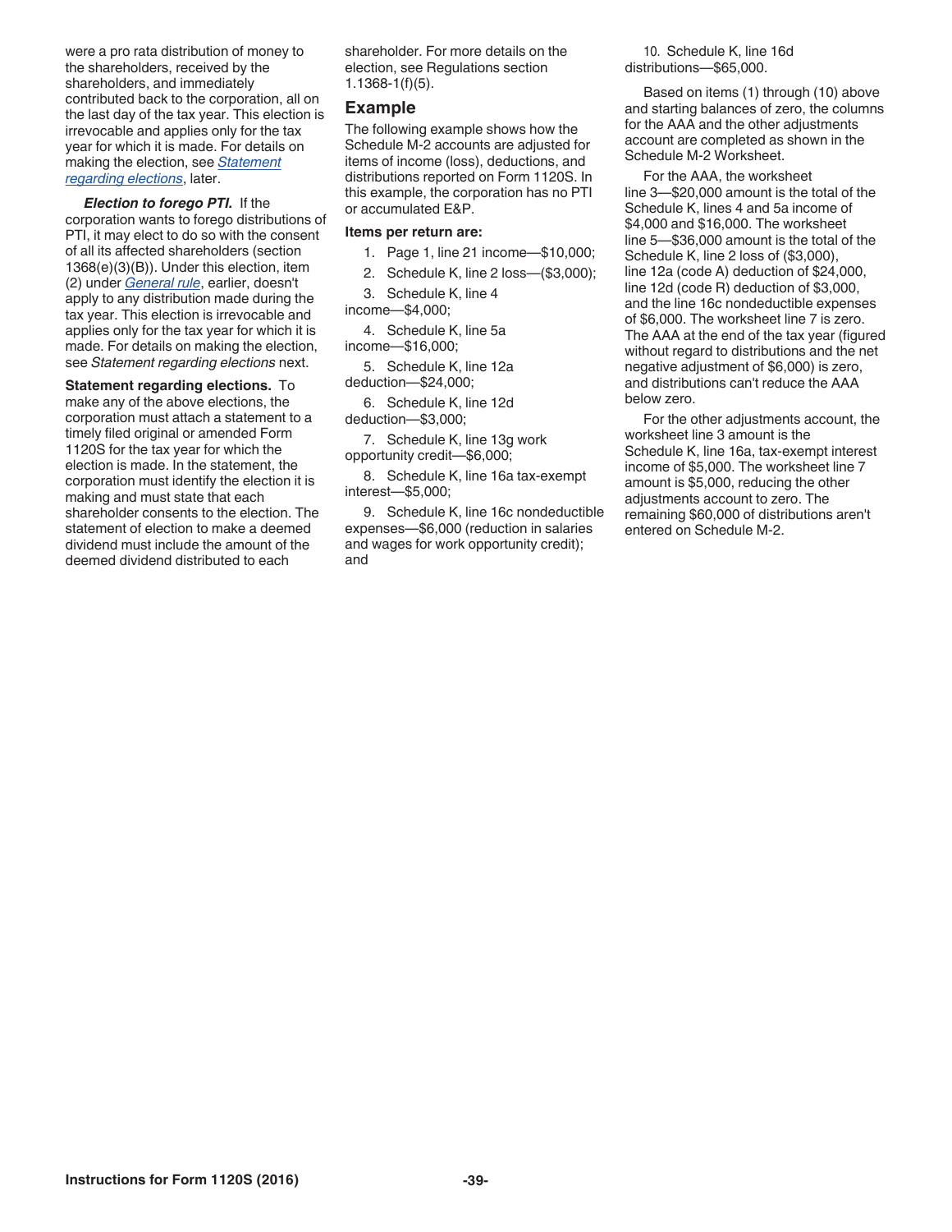were a pro rata distribution of money to the shareholders, received by the shareholders, and immediately contributed back to the corporation, all on the last day of the tax year. This election is irrevocable and applies only for the tax year for which it is made. For details on making the election, see *Statement regarding elections*, later.

***Election to forego PTI.*** If the corporation wants to forego distributions of PTI, it may elect to do so with the consent of all its affected shareholders (section 1368(e)(3)(B)). Under this election, item (2) under *General rule*, earlier, doesn't apply to any distribution made during the tax year. This election is irrevocable and applies only for the tax year for which it is made. For details on making the election, see *Statement regarding elections* next.

**Statement regarding elections.** To make any of the above elections, the corporation must attach a statement to a timely filed original or amended Form 1120S for the tax year for which the election is made. In the statement, the corporation must identify the election it is making and must state that each shareholder consents to the election. The statement of election to make a deemed dividend must include the amount of the deemed dividend distributed to each shareholder. For more details on the election, see Regulations section 1.1368-1(f)(5).

## Example

The following example shows how the Schedule M-2 accounts are adjusted for items of income (loss), deductions, and distributions reported on Form 1120S. In this example, the corporation has no PTI or accumulated E&P.

**Items per return are:**

1. Page 1, line 21 income—$10,000;
2. Schedule K, line 2 loss—($3,000);
3. Schedule K, line 4 income—$4,000;
4. Schedule K, line 5a income—$16,000;
5. Schedule K, line 12a deduction—$24,000;
6. Schedule K, line 12d deduction—$3,000;
7. Schedule K, line 13g work opportunity credit—$6,000;
8. Schedule K, line 16a tax-exempt interest—$5,000;
9. Schedule K, line 16c nondeductible expenses—$6,000 (reduction in salaries and wages for work opportunity credit); and
10. Schedule K, line 16d distributions—$65,000.

Based on items (1) through (10) above and starting balances of zero, the columns for the AAA and the other adjustments account are completed as shown in the Schedule M-2 Worksheet.

For the AAA, the worksheet line 3—$20,000 amount is the total of the Schedule K, lines 4 and 5a income of $4,000 and $16,000. The worksheet line 5—$36,000 amount is the total of the Schedule K, line 2 loss of ($3,000), line 12a (code A) deduction of $24,000, line 12d (code R) deduction of $3,000, and the line 16c nondeductible expenses of $6,000. The worksheet line 7 is zero. The AAA at the end of the tax year (figured without regard to distributions and the net negative adjustment of $6,000) is zero, and distributions can't reduce the AAA below zero.

For the other adjustments account, the worksheet line 3 amount is the Schedule K, line 16a, tax-exempt interest income of $5,000. The worksheet line 7 amount is $5,000, reducing the other adjustments account to zero. The remaining $60,000 of distributions aren't entered on Schedule M-2.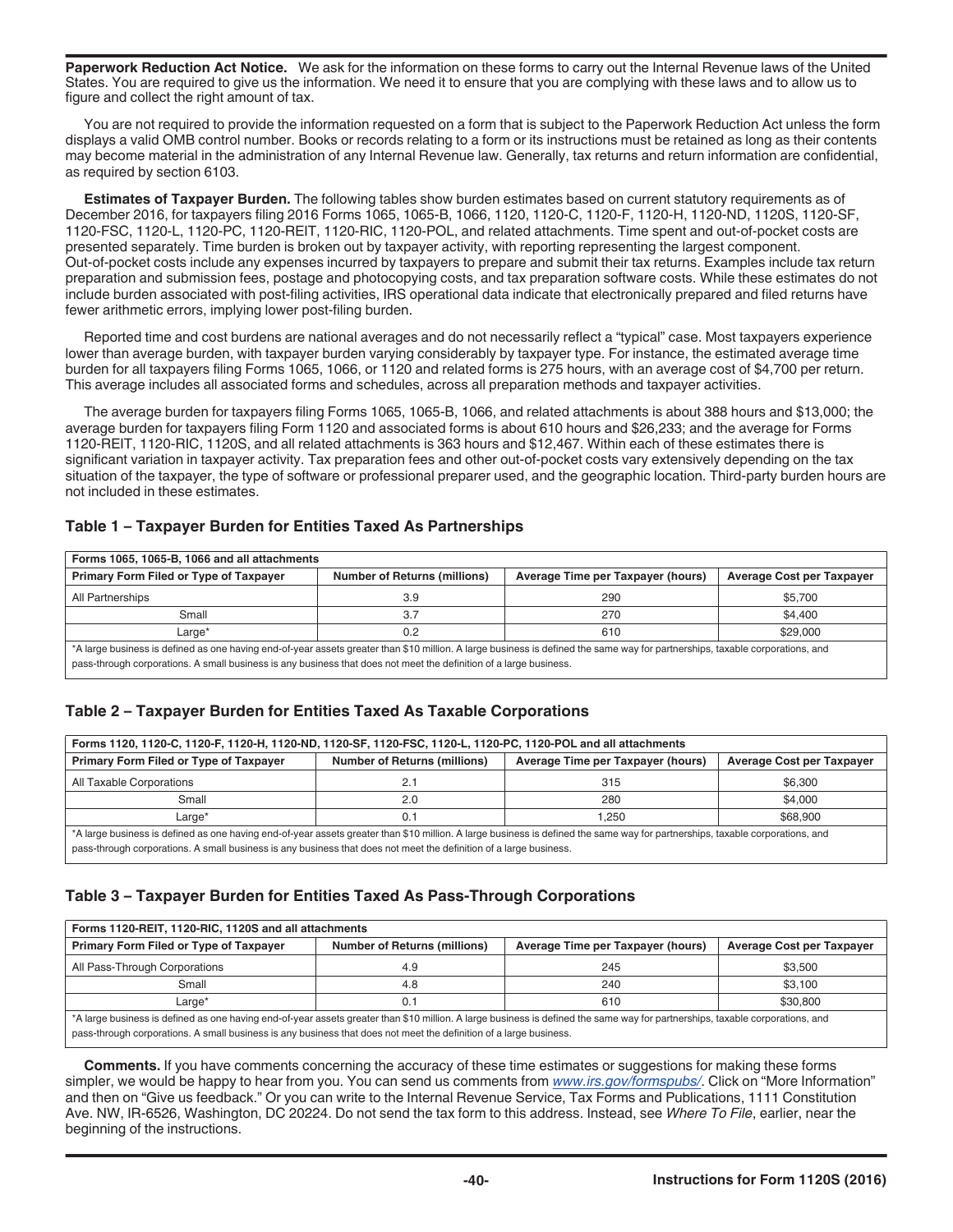**Paperwork Reduction Act Notice.** We ask for the information on these forms to carry out the Internal Revenue laws of the United States. You are required to give us the information. We need it to ensure that you are complying with these laws and to allow us to figure and collect the right amount of tax.

You are not required to provide the information requested on a form that is subject to the Paperwork Reduction Act unless the form displays a valid OMB control number. Books or records relating to a form or its instructions must be retained as long as their contents may become material in the administration of any Internal Revenue law. Generally, tax returns and return information are confidential, as required by section 6103.

**Estimates of Taxpayer Burden.** The following tables show burden estimates based on current statutory requirements as of December 2016, for taxpayers filing 2016 Forms 1065, 1065-B, 1066, 1120, 1120-C, 1120-F, 1120-H, 1120-ND, 1120S, 1120-SF, 1120-FSC, 1120-L, 1120-PC, 1120-REIT, 1120-RIC, 1120-POL, and related attachments. Time spent and out-of-pocket costs are presented separately. Time burden is broken out by taxpayer activity, with reporting representing the largest component. Out-of-pocket costs include any expenses incurred by taxpayers to prepare and submit their tax returns. Examples include tax return preparation and submission fees, postage and photocopying costs, and tax preparation software costs. While these estimates do not include burden associated with post-filing activities, IRS operational data indicate that electronically prepared and filed returns have fewer arithmetic errors, implying lower post-filing burden.

Reported time and cost burdens are national averages and do not necessarily reflect a "typical" case. Most taxpayers experience lower than average burden, with taxpayer burden varying considerably by taxpayer type. For instance, the estimated average time burden for all taxpayers filing Forms 1065, 1066, or 1120 and related forms is 275 hours, with an average cost of $4,700 per return. This average includes all associated forms and schedules, across all preparation methods and taxpayer activities.

The average burden for taxpayers filing Forms 1065, 1065-B, 1066, and related attachments is about 388 hours and $13,000; the average burden for taxpayers filing Form 1120 and associated forms is about 610 hours and $26,233; and the average for Forms 1120-REIT, 1120-RIC, 1120S, and all related attachments is 363 hours and $12,467. Within each of these estimates there is significant variation in taxpayer activity. Tax preparation fees and other out-of-pocket costs vary extensively depending on the tax situation of the taxpayer, the type of software or professional preparer used, and the geographic location. Third-party burden hours are not included in these estimates.

### Table 1 – Taxpayer Burden for Entities Taxed As Partnerships

| Forms 1065, 1065-B, 1066 and all attachments | | | |
|---|---|---|---|
| **Primary Form Filed or Type of Taxpayer** | **Number of Returns (millions)** | **Average Time per Taxpayer (hours)** | **Average Cost per Taxpayer** |
| All Partnerships | 3.9 | 290 | $5,700 |
| Small | 3.7 | 270 | $4,400 |
| Large* | 0.2 | 610 | $29,000 |

*A large business is defined as one having end-of-year assets greater than $10 million. A large business is defined the same way for partnerships, taxable corporations, and pass-through corporations. A small business is any business that does not meet the definition of a large business.

### Table 2 – Taxpayer Burden for Entities Taxed As Taxable Corporations

| Forms 1120, 1120-C, 1120-F, 1120-H, 1120-ND, 1120-SF, 1120-FSC, 1120-L, 1120-PC, 1120-POL and all attachments | | | |
|---|---|---|---|
| **Primary Form Filed or Type of Taxpayer** | **Number of Returns (millions)** | **Average Time per Taxpayer (hours)** | **Average Cost per Taxpayer** |
| All Taxable Corporations | 2.1 | 315 | $6,300 |
| Small | 2.0 | 280 | $4,000 |
| Large* | 0.1 | 1,250 | $68,900 |

*A large business is defined as one having end-of-year assets greater than $10 million. A large business is defined the same way for partnerships, taxable corporations, and pass-through corporations. A small business is any business that does not meet the definition of a large business.

### Table 3 – Taxpayer Burden for Entities Taxed As Pass-Through Corporations

| Forms 1120-REIT, 1120-RIC, 1120S and all attachments | | | |
|---|---|---|---|
| **Primary Form Filed or Type of Taxpayer** | **Number of Returns (millions)** | **Average Time per Taxpayer (hours)** | **Average Cost per Taxpayer** |
| All Pass-Through Corporations | 4.9 | 245 | $3,500 |
| Small | 4.8 | 240 | $3,100 |
| Large* | 0.1 | 610 | $30,800 |

*A large business is defined as one having end-of-year assets greater than $10 million. A large business is defined the same way for partnerships, taxable corporations, and pass-through corporations. A small business is any business that does not meet the definition of a large business.

**Comments.** If you have comments concerning the accuracy of these time estimates or suggestions for making these forms simpler, we would be happy to hear from you. You can send us comments from *www.irs.gov/formspubs/*. Click on "More Information" and then on "Give us feedback." Or you can write to the Internal Revenue Service, Tax Forms and Publications, 1111 Constitution Ave. NW, IR-6526, Washington, DC 20224. Do not send the tax form to this address. Instead, see *Where To File*, earlier, near the beginning of the instructions.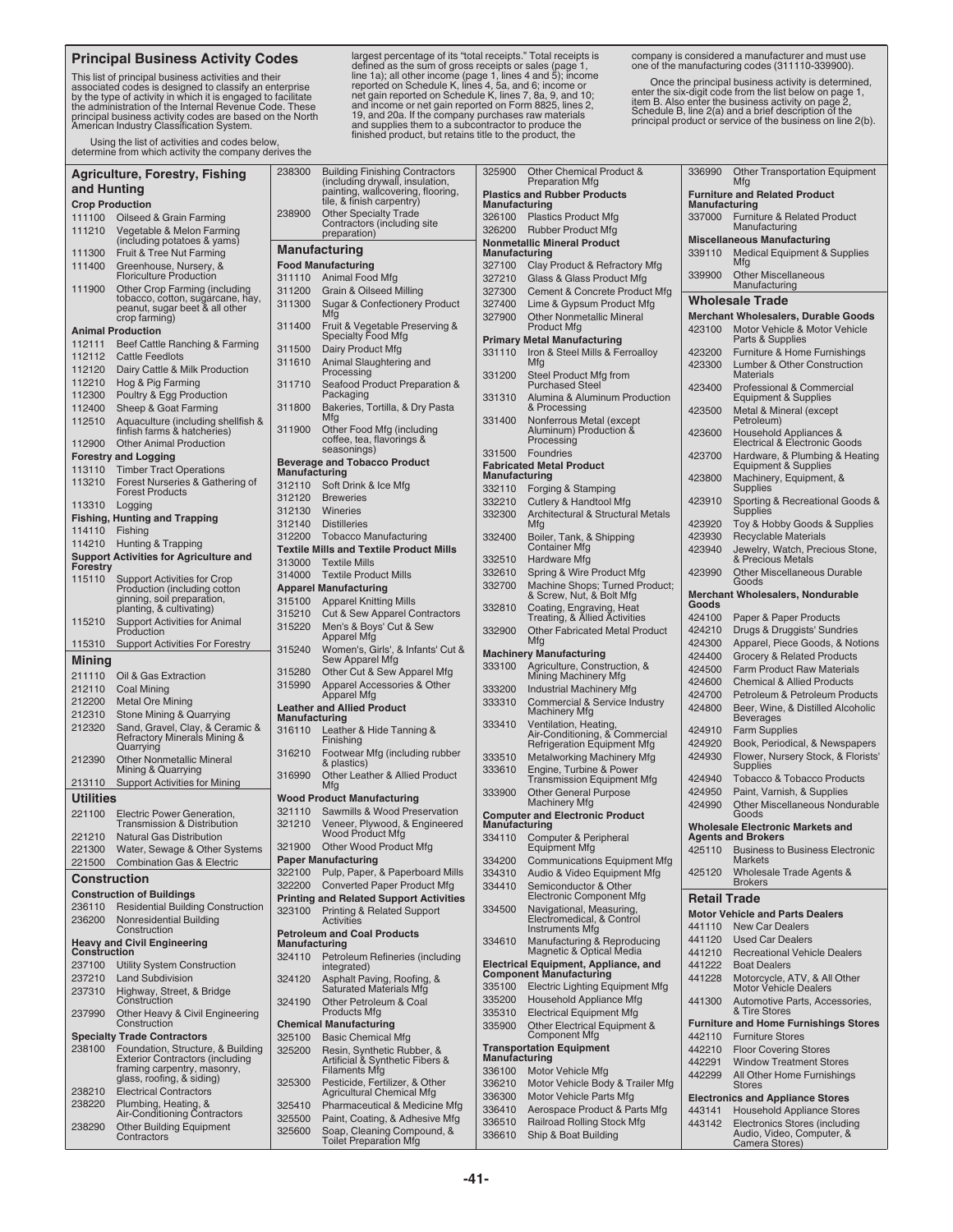## Principal Business Activity Codes

This list of principal business activities and their associated codes is designed to classify an enterprise by the type of activity in which it is engaged to facilitate the administration of the Internal Revenue Code. These principal business activity codes are based on the North American Industry Classification System.

Using the list of activities and codes below, determine from which activity the company derives the largest percentage of its "total receipts." Total receipts is defined as the sum of gross receipts or sales (page 1, line 1a); all other income (page 1, lines 4 and 5); income reported on Schedule K, lines 4, 5a, and 6; income or net gain reported on Schedule K, lines 7, 8a, 9, and 10; and income or net gain reported on Form 8825, lines 2, 19, and 20a. If the company purchases raw materials and supplies them to a subcontractor to produce the finished product, but retains title to the product, the company is considered a manufacturer and must use one of the manufacturing codes (311110-339900).

Once the principal business activity is determined, enter the six-digit code from the list below on page 1, item B. Also enter the business activity on page 2, Schedule B, line 2(a) and a brief description of the principal product or service of the business on line 2(b).

### Agriculture, Forestry, Fishing and Hunting

**Crop Production**

| Code | Activity |
|---|---|
| 111100 | Oilseed & Grain Farming |
| 111210 | Vegetable & Melon Farming (including potatoes & yams) |
| 111300 | Fruit & Tree Nut Farming |
| 111400 | Greenhouse, Nursery, & Floriculture Production |
| 111900 | Other Crop Farming (including tobacco, cotton, sugarcane, hay, peanut, sugar beet & all other crop farming) |

**Animal Production**

| Code | Activity |
|---|---|
| 112111 | Beef Cattle Ranching & Farming |
| 112112 | Cattle Feedlots |
| 112120 | Dairy Cattle & Milk Production |
| 112210 | Hog & Pig Farming |
| 112300 | Poultry & Egg Production |
| 112400 | Sheep & Goat Farming |
| 112510 | Aquaculture (including shellfish & finfish farms & hatcheries) |
| 112900 | Other Animal Production |

**Forestry and Logging**

| Code | Activity |
|---|---|
| 113110 | Timber Tract Operations |
| 113210 | Forest Nurseries & Gathering of Forest Products |
| 113310 | Logging |

**Fishing, Hunting and Trapping**

| Code | Activity |
|---|---|
| 114110 | Fishing |
| 114210 | Hunting & Trapping |

**Support Activities for Agriculture and Forestry**

| Code | Activity |
|---|---|
| 115110 | Support Activities for Crop Production (including cotton ginning, soil preparation, planting, & cultivating) |
| 115210 | Support Activities for Animal Production |
| 115310 | Support Activities For Forestry |

### Mining

| Code | Activity |
|---|---|
| 211110 | Oil & Gas Extraction |
| 212110 | Coal Mining |
| 212200 | Metal Ore Mining |
| 212310 | Stone Mining & Quarrying |
| 212320 | Sand, Gravel, Clay, & Ceramic & Refractory Minerals Mining & Quarrying |
| 212390 | Other Nonmetallic Mineral Mining & Quarrying |
| 213110 | Support Activities for Mining |

### Utilities

| Code | Activity |
|---|---|
| 221100 | Electric Power Generation, Transmission & Distribution |
| 221210 | Natural Gas Distribution |
| 221300 | Water, Sewage & Other Systems |
| 221500 | Combination Gas & Electric |

### Construction

**Construction of Buildings**

| Code | Activity |
|---|---|
| 236110 | Residential Building Construction |
| 236200 | Nonresidential Building Construction |

**Heavy and Civil Engineering Construction**

| Code | Activity |
|---|---|
| 237100 | Utility System Construction |
| 237210 | Land Subdivision |
| 237310 | Highway, Street, & Bridge Construction |
| 237990 | Other Heavy & Civil Engineering Construction |

**Specialty Trade Contractors**

| Code | Activity |
|---|---|
| 238100 | Foundation, Structure, & Building Exterior Contractors (including framing carpentry, masonry, glass, roofing, & siding) |
| 238210 | Electrical Contractors |
| 238220 | Plumbing, Heating, & Air-Conditioning Contractors |
| 238290 | Other Building Equipment Contractors |
| 238300 | Building Finishing Contractors (including drywall, insulation, painting, wallcovering, flooring, tile, & finish carpentry) |
| 238900 | Other Specialty Trade Contractors (including site preparation) |

### Manufacturing

**Food Manufacturing**

| Code | Activity |
|---|---|
| 311110 | Animal Food Mfg |
| 311200 | Grain & Oilseed Milling |
| 311300 | Sugar & Confectionery Product Mfg |
| 311400 | Fruit & Vegetable Preserving & Specialty Food Mfg |
| 311500 | Dairy Product Mfg |
| 311610 | Animal Slaughtering and Processing |
| 311710 | Seafood Product Preparation & Packaging |
| 311800 | Bakeries, Tortilla, & Dry Pasta Mfg |
| 311900 | Other Food Mfg (including coffee, tea, flavorings & seasonings) |

**Beverage and Tobacco Product Manufacturing**

| Code | Activity |
|---|---|
| 312110 | Soft Drink & Ice Mfg |
| 312120 | Breweries |
| 312130 | Wineries |
| 312140 | Distilleries |
| 312200 | Tobacco Manufacturing |

**Textile Mills and Textile Product Mills**

| Code | Activity |
|---|---|
| 313000 | Textile Mills |
| 314000 | Textile Product Mills |

**Apparel Manufacturing**

| Code | Activity |
|---|---|
| 315100 | Apparel Knitting Mills |
| 315210 | Cut & Sew Apparel Contractors |
| 315220 | Men's & Boys' Cut & Sew Apparel Mfg |
| 315240 | Women's, Girls', & Infants' Cut & Sew Apparel Mfg |
| 315280 | Other Cut & Sew Apparel Mfg |
| 315990 | Apparel Accessories & Other Apparel Mfg |

**Leather and Allied Product Manufacturing**

| Code | Activity |
|---|---|
| 316110 | Leather & Hide Tanning & Finishing |
| 316210 | Footwear Mfg (including rubber & plastics) |
| 316990 | Other Leather & Allied Product Mfg |

**Wood Product Manufacturing**

| Code | Activity |
|---|---|
| 321110 | Sawmills & Wood Preservation |
| 321210 | Veneer, Plywood, & Engineered Wood Product Mfg |
| 321900 | Other Wood Product Mfg |

**Paper Manufacturing**

| Code | Activity |
|---|---|
| 322100 | Pulp, Paper, & Paperboard Mills |
| 322200 | Converted Paper Product Mfg |

**Printing and Related Support Activities**

| Code | Activity |
|---|---|
| 323100 | Printing & Related Support Activities |

**Petroleum and Coal Products Manufacturing**

| Code | Activity |
|---|---|
| 324110 | Petroleum Refineries (including integrated) |
| 324120 | Asphalt Paving, Roofing, & Saturated Materials Mfg |
| 324190 | Other Petroleum & Coal Products Mfg |

**Chemical Manufacturing**

| Code | Activity |
|---|---|
| 325100 | Basic Chemical Mfg |
| 325200 | Resin, Synthetic Rubber, & Artificial & Synthetic Fibers & Filaments Mfg |
| 325300 | Pesticide, Fertilizer, & Other Agricultural Chemical Mfg |
| 325410 | Pharmaceutical & Medicine Mfg |
| 325500 | Paint, Coating, & Adhesive Mfg |
| 325600 | Soap, Cleaning Compound, & Toilet Preparation Mfg |
| 325900 | Other Chemical Product & Preparation Mfg |

**Plastics and Rubber Products Manufacturing**

| Code | Activity |
|---|---|
| 326100 | Plastics Product Mfg |
| 326200 | Rubber Product Mfg |

**Nonmetallic Mineral Product Manufacturing**

| Code | Activity |
|---|---|
| 327100 | Clay Product & Refractory Mfg |
| 327210 | Glass & Glass Product Mfg |
| 327300 | Cement & Concrete Product Mfg |
| 327400 | Lime & Gypsum Product Mfg |
| 327900 | Other Nonmetallic Mineral Product Mfg |

**Primary Metal Manufacturing**

| Code | Activity |
|---|---|
| 331110 | Iron & Steel Mills & Ferroalloy Mfg |
| 331200 | Steel Product Mfg from Purchased Steel |
| 331310 | Alumina & Aluminum Production & Processing |
| 331400 | Nonferrous Metal (except Aluminum) Production & Processing |
| 331500 | Foundries |

**Fabricated Metal Product Manufacturing**

| Code | Activity |
|---|---|
| 332110 | Forging & Stamping |
| 332210 | Cutlery & Handtool Mfg |
| 332300 | Architectural & Structural Metals Mfg |
| 332400 | Boiler, Tank, & Shipping Container Mfg |
| 332510 | Hardware Mfg |
| 332610 | Spring & Wire Product Mfg |
| 332700 | Machine Shops; Turned Product; & Screw, Nut, & Bolt Mfg |
| 332810 | Coating, Engraving, Heat Treating, & Allied Activities |
| 332900 | Other Fabricated Metal Product Mfg |

**Machinery Manufacturing**

| Code | Activity |
|---|---|
| 333100 | Agriculture, Construction, & Mining Machinery Mfg |
| 333200 | Industrial Machinery Mfg |
| 333310 | Commercial & Service Industry Machinery Mfg |
| 333410 | Ventilation, Heating, Air-Conditioning, & Commercial Refrigeration Equipment Mfg |
| 333510 | Metalworking Machinery Mfg |
| 333610 | Engine, Turbine & Power Transmission Equipment Mfg |
| 333900 | Other General Purpose Machinery Mfg |

**Computer and Electronic Product Manufacturing**

| Code | Activity |
|---|---|
| 334110 | Computer & Peripheral Equipment Mfg |
| 334200 | Communications Equipment Mfg |
| 334310 | Audio & Video Equipment Mfg |
| 334410 | Semiconductor & Other Electronic Component Mfg |
| 334500 | Navigational, Measuring, Electromedical, & Control Instruments Mfg |
| 334610 | Manufacturing & Reproducing Magnetic & Optical Media |

**Electrical Equipment, Appliance, and Component Manufacturing**

| Code | Activity |
|---|---|
| 335100 | Electric Lighting Equipment Mfg |
| 335200 | Household Appliance Mfg |
| 335310 | Electrical Equipment Mfg |
| 335900 | Other Electrical Equipment & Component Mfg |

**Transportation Equipment Manufacturing**

| Code | Activity |
|---|---|
| 336100 | Motor Vehicle Mfg |
| 336210 | Motor Vehicle Body & Trailer Mfg |
| 336300 | Motor Vehicle Parts Mfg |
| 336410 | Aerospace Product & Parts Mfg |
| 336510 | Railroad Rolling Stock Mfg |
| 336610 | Ship & Boat Building |
| 336990 | Other Transportation Equipment Mfg |

**Furniture and Related Product Manufacturing**

| Code | Activity |
|---|---|
| 337000 | Furniture & Related Product Manufacturing |

**Miscellaneous Manufacturing**

| Code | Activity |
|---|---|
| 339110 | Medical Equipment & Supplies Mfg |
| 339900 | Other Miscellaneous Manufacturing |

### Wholesale Trade

**Merchant Wholesalers, Durable Goods**

| Code | Activity |
|---|---|
| 423100 | Motor Vehicle & Motor Vehicle Parts & Supplies |
| 423200 | Furniture & Home Furnishings |
| 423300 | Lumber & Other Construction Materials |
| 423400 | Professional & Commercial Equipment & Supplies |
| 423500 | Metal & Mineral (except Petroleum) |
| 423600 | Household Appliances & Electrical & Electronic Goods |
| 423700 | Hardware, & Plumbing & Heating Equipment & Supplies |
| 423800 | Machinery, Equipment, & Supplies |
| 423910 | Sporting & Recreational Goods & Supplies |
| 423920 | Toy & Hobby Goods & Supplies |
| 423930 | Recyclable Materials |
| 423940 | Jewelry, Watch, Precious Stone, & Precious Metals |
| 423990 | Other Miscellaneous Durable Goods |

**Merchant Wholesalers, Nondurable Goods**

| Code | Activity |
|---|---|
| 424100 | Paper & Paper Products |
| 424210 | Drugs & Druggists' Sundries |
| 424300 | Apparel, Piece Goods, & Notions |
| 424400 | Grocery & Related Products |
| 424500 | Farm Product Raw Materials |
| 424600 | Chemical & Allied Products |
| 424700 | Petroleum & Petroleum Products |
| 424800 | Beer, Wine, & Distilled Alcoholic Beverages |
| 424910 | Farm Supplies |
| 424920 | Book, Periodical, & Newspapers |
| 424930 | Flower, Nursery Stock, & Florists' Supplies |
| 424940 | Tobacco & Tobacco Products |
| 424950 | Paint, Varnish, & Supplies |
| 424990 | Other Miscellaneous Nondurable Goods |

**Wholesale Electronic Markets and Agents and Brokers**

| Code | Activity |
|---|---|
| 425110 | Business to Business Electronic Markets |
| 425120 | Wholesale Trade Agents & Brokers |

### Retail Trade

**Motor Vehicle and Parts Dealers**

| Code | Activity |
|---|---|
| 441110 | New Car Dealers |
| 441120 | Used Car Dealers |
| 441210 | Recreational Vehicle Dealers |
| 441222 | Boat Dealers |
| 441228 | Motorcycle, ATV, & All Other Motor Vehicle Dealers |
| 441300 | Automotive Parts, Accessories, & Tire Stores |

**Furniture and Home Furnishings Stores**

| Code | Activity |
|---|---|
| 442110 | Furniture Stores |
| 442210 | Floor Covering Stores |
| 442291 | Window Treatment Stores |
| 442299 | All Other Home Furnishings Stores |

**Electronics and Appliance Stores**

| Code | Activity |
|---|---|
| 443141 | Household Appliance Stores |
| 443142 | Electronics Stores (including Audio, Video, Computer, & Camera Stores) |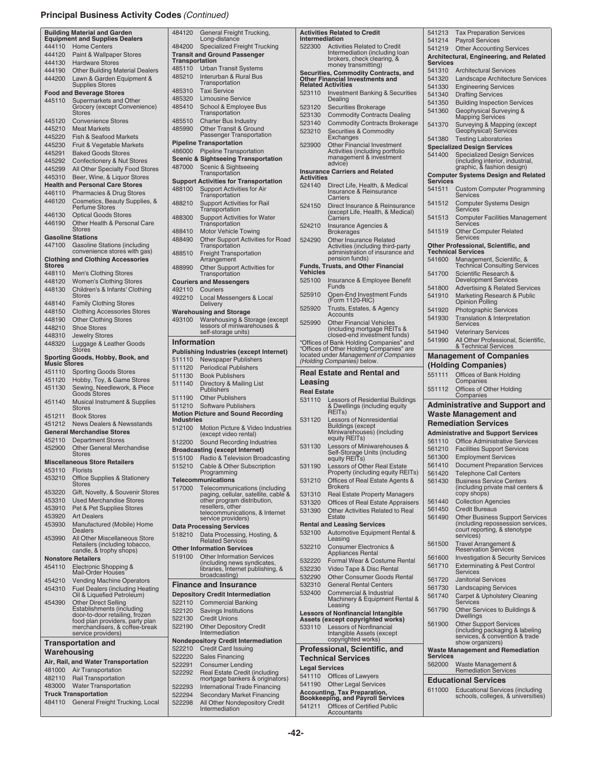## Principal Business Activity Codes *(Continued)*

**Building Material and Garden Equipment and Supplies Dealers**

| Code | Activity |
|---|---|
| 444110 | Home Centers |
| 444120 | Paint & Wallpaper Stores |
| 444130 | Hardware Stores |
| 444190 | Other Building Material Dealers |
| 444200 | Lawn & Garden Equipment & Supplies Stores |

**Food and Beverage Stores**

| Code | Activity |
|---|---|
| 445110 | Supermarkets and Other Grocery (except Convenience) Stores |
| 445120 | Convenience Stores |
| 445210 | Meat Markets |
| 445220 | Fish & Seafood Markets |
| 445230 | Fruit & Vegetable Markets |
| 445291 | Baked Goods Stores |
| 445292 | Confectionery & Nut Stores |
| 445299 | All Other Specialty Food Stores |
| 445310 | Beer, Wine, & Liquor Stores |

**Health and Personal Care Stores**

| Code | Activity |
|---|---|
| 446110 | Pharmacies & Drug Stores |
| 446120 | Cosmetics, Beauty Supplies, & Perfume Stores |
| 446130 | Optical Goods Stores |
| 446190 | Other Health & Personal Care Stores |

**Gasoline Stations**

| Code | Activity |
|---|---|
| 447100 | Gasoline Stations (including convenience stores with gas) |

**Clothing and Clothing Accessories Stores**

| Code | Activity |
|---|---|
| 448110 | Men's Clothing Stores |
| 448120 | Women's Clothing Stores |
| 448130 | Children's & Infants' Clothing Stores |
| 448140 | Family Clothing Stores |
| 448150 | Clothing Accessories Stores |
| 448190 | Other Clothing Stores |
| 448210 | Shoe Stores |
| 448310 | Jewelry Stores |
| 448320 | Luggage & Leather Goods Stores |

**Sporting Goods, Hobby, Book, and Music Stores**

| Code | Activity |
|---|---|
| 451110 | Sporting Goods Stores |
| 451120 | Hobby, Toy, & Game Stores |
| 451130 | Sewing, Needlework, & Piece Goods Stores |
| 451140 | Musical Instrument & Supplies Stores |
| 451211 | Book Stores |
| 451212 | News Dealers & Newsstands |

**General Merchandise Stores**

| Code | Activity |
|---|---|
| 452110 | Department Stores |
| 452900 | Other General Merchandise Stores |

**Miscellaneous Store Retailers**

| Code | Activity |
|---|---|
| 453110 | Florists |
| 453210 | Office Supplies & Stationery Stores |
| 453220 | Gift, Novelty, & Souvenir Stores |
| 453310 | Used Merchandise Stores |
| 453910 | Pet & Pet Supplies Stores |
| 453920 | Art Dealers |
| 453930 | Manufactured (Mobile) Home Dealers |
| 453990 | All Other Miscellaneous Store Retailers (including tobacco, candle, & trophy shops) |

**Nonstore Retailers**

| Code | Activity |
|---|---|
| 454110 | Electronic Shopping & Mail-Order Houses |
| 454210 | Vending Machine Operators |
| 454310 | Fuel Dealers (including Heating Oil & Liquefied Petroleum) |
| 454390 | Other Direct Selling Establishments (including door-to-door retailing, frozen food plan providers, party plan merchandisers, & coffee-break service providers) |

### Transportation and Warehousing

**Air, Rail, and Water Transportation**

| Code | Activity |
|---|---|
| 481000 | Air Transportation |
| 482110 | Rail Transportation |
| 483000 | Water Transportation |

**Truck Transportation**

| Code | Activity |
|---|---|
| 484110 | General Freight Trucking, Local |
| 484120 | General Freight Trucking, Long-distance |
| 484200 | Specialized Freight Trucking |

**Transit and Ground Passenger Transportation**

| Code | Activity |
|---|---|
| 485110 | Urban Transit Systems |
| 485210 | Interurban & Rural Bus Transportation |
| 485310 | Taxi Service |
| 485320 | Limousine Service |
| 485410 | School & Employee Bus Transportation |
| 485510 | Charter Bus Industry |
| 485990 | Other Transit & Ground Passenger Transportation |

**Pipeline Transportation**

| Code | Activity |
|---|---|
| 486000 | Pipeline Transportation |

**Scenic & Sightseeing Transportation**

| Code | Activity |
|---|---|
| 487000 | Scenic & Sightseeing Transportation |

**Support Activities for Transportation**

| Code | Activity |
|---|---|
| 488100 | Support Activities for Air Transportation |
| 488210 | Support Activities for Rail Transportation |
| 488300 | Support Activities for Water Transportation |
| 488410 | Motor Vehicle Towing |
| 488490 | Other Support Activities for Road Transportation |
| 488510 | Freight Transportation Arrangement |
| 488990 | Other Support Activities for Transportation |

**Couriers and Messengers**

| Code | Activity |
|---|---|
| 492110 | Couriers |
| 492210 | Local Messengers & Local Delivery |

**Warehousing and Storage**

| Code | Activity |
|---|---|
| 493100 | Warehousing & Storage (except lessors of miniwarehouses & self-storage units) |

### Information

**Publishing Industries (except Internet)**

| Code | Activity |
|---|---|
| 511110 | Newspaper Publishers |
| 511120 | Periodical Publishers |
| 511130 | Book Publishers |
| 511140 | Directory & Mailing List Publishers |
| 511190 | Other Publishers |
| 511210 | Software Publishers |

**Motion Picture and Sound Recording Industries**

| Code | Activity |
|---|---|
| 512100 | Motion Picture & Video Industries (except video rental) |
| 512200 | Sound Recording Industries |

**Broadcasting (except Internet)**

| Code | Activity |
|---|---|
| 515100 | Radio & Television Broadcasting |
| 515210 | Cable & Other Subscription Programming |

**Telecommunications**

| Code | Activity |
|---|---|
| 517000 | Telecommunications (including paging, cellular, satellite, cable & other program distribution, resellers, other telecommunications, & Internet service providers) |

**Data Processing Services**

| Code | Activity |
|---|---|
| 518210 | Data Processing, Hosting, & Related Services |

**Other Information Services**

| Code | Activity |
|---|---|
| 519100 | Other Information Services (including news syndicates, libraries, Internet publishing, & broadcasting) |

### Finance and Insurance

**Depository Credit Intermediation**

| Code | Activity |
|---|---|
| 522110 | Commercial Banking |
| 522120 | Savings Institutions |
| 522130 | Credit Unions |
| 522190 | Other Depository Credit Intermediation |

**Nondepository Credit Intermediation**

| Code | Activity |
|---|---|
| 522210 | Credit Card Issuing |
| 522220 | Sales Financing |
| 522291 | Consumer Lending |
| 522292 | Real Estate Credit (including mortgage bankers & originators) |
| 522293 | International Trade Financing |
| 522294 | Secondary Market Financing |
| 522298 | All Other Nondepository Credit Intermediation |

**Activities Related to Credit Intermediation**

| Code | Activity |
|---|---|
| 522300 | Activities Related to Credit Intermediation (including loan brokers, check clearing, & money transmitting) |

**Securities, Commodity Contracts, and Other Financial Investments and Related Activities**

| Code | Activity |
|---|---|
| 523110 | Investment Banking & Securities Dealing |
| 523120 | Securities Brokerage |
| 523130 | Commodity Contracts Dealing |
| 523140 | Commodity Contracts Brokerage |
| 523210 | Securities & Commodity Exchanges |
| 523900 | Other Financial Investment Activities (including portfolio management & investment advice) |

**Insurance Carriers and Related Activities**

| Code | Activity |
|---|---|
| 524140 | Direct Life, Health, & Medical Insurance & Reinsurance Carriers |
| 524150 | Direct Insurance & Reinsurance (except Life, Health, & Medical) Carriers |
| 524210 | Insurance Agencies & Brokerages |
| 524290 | Other Insurance Related Activities (including third-party administration of insurance and pension funds) |

**Funds, Trusts, and Other Financial Vehicles**

| Code | Activity |
|---|---|
| 525100 | Insurance & Employee Benefit Funds |
| 525910 | Open-End Investment Funds (Form 1120-RIC) |
| 525920 | Trusts, Estates, & Agency Accounts |
| 525990 | Other Financial Vehicles (including mortgage REITs & closed-end investment funds) |

"Offices of Bank Holding Companies" and "Offices of Other Holding Companies" are located under *Management of Companies (Holding Companies)* below.

### Real Estate and Rental and Leasing

**Real Estate**

| Code | Activity |
|---|---|
| 531110 | Lessors of Residential Buildings & Dwellings (including equity REITs) |
| 531120 | Lessors of Nonresidential Buildings (except Miniwarehouses) (including equity REITs) |
| 531130 | Lessors of Miniwarehouses & Self-Storage Units (including equity REITs) |
| 531190 | Lessors of Other Real Estate Property (including equity REITs) |
| 531210 | Offices of Real Estate Agents & Brokers |
| 531310 | Real Estate Property Managers |
| 531320 | Offices of Real Estate Appraisers |
| 531390 | Other Activities Related to Real Estate |

**Rental and Leasing Services**

| Code | Activity |
|---|---|
| 532100 | Automotive Equipment Rental & Leasing |
| 532210 | Consumer Electronics & Appliances Rental |
| 532220 | Formal Wear & Costume Rental |
| 532230 | Video Tape & Disc Rental |
| 532290 | Other Consumer Goods Rental |
| 532310 | General Rental Centers |
| 532400 | Commercial & Industrial Machinery & Equipment Rental & Leasing |

**Lessors of Nonfinancial Intangible Assets (except copyrighted works)**

| Code | Activity |
|---|---|
| 533110 | Lessors of Nonfinancial Intangible Assets (except copyrighted works) |

### Professional, Scientific, and Technical Services

**Legal Services**

| Code | Activity |
|---|---|
| 541110 | Offices of Lawyers |
| 541190 | Other Legal Services |

**Accounting, Tax Preparation, Bookkeeping, and Payroll Services**

| Code | Activity |
|---|---|
| 541211 | Offices of Certified Public Accountants |
| 541213 | Tax Preparation Services |
| 541214 | Payroll Services |
| 541219 | Other Accounting Services |

**Architectural, Engineering, and Related Services**

| Code | Activity |
|---|---|
| 541310 | Architectural Services |
| 541320 | Landscape Architecture Services |
| 541330 | Engineering Services |
| 541340 | Drafting Services |
| 541350 | Building Inspection Services |
| 541360 | Geophysical Surveying & Mapping Services |
| 541370 | Surveying & Mapping (except Geophysical) Services |
| 541380 | Testing Laboratories |

**Specialized Design Services**

| Code | Activity |
|---|---|
| 541400 | Specialized Design Services (including interior, industrial, graphic, & fashion design) |

**Computer Systems Design and Related Services**

| Code | Activity |
|---|---|
| 541511 | Custom Computer Programming Services |
| 541512 | Computer Systems Design Services |
| 541513 | Computer Facilities Management Services |
| 541519 | Other Computer Related Services |

**Other Professional, Scientific, and Technical Services**

| Code | Activity |
|---|---|
| 541600 | Management, Scientific, & Technical Consulting Services |
| 541700 | Scientific Research & Development Services |
| 541800 | Advertising & Related Services |
| 541910 | Marketing Research & Public Opinion Polling |
| 541920 | Photographic Services |
| 541930 | Translation & Interpretation Services |
| 541940 | Veterinary Services |
| 541990 | All Other Professional, Scientific, & Technical Services |

### Management of Companies (Holding Companies)

| Code | Activity |
|---|---|
| 551111 | Offices of Bank Holding Companies |
| 551112 | Offices of Other Holding Companies |

### Administrative and Support and Waste Management and Remediation Services

**Administrative and Support Services**

| Code | Activity |
|---|---|
| 561110 | Office Administrative Services |
| 561210 | Facilities Support Services |
| 561300 | Employment Services |
| 561410 | Document Preparation Services |
| 561420 | Telephone Call Centers |
| 561430 | Business Service Centers (including private mail centers & copy shops) |
| 561440 | Collection Agencies |
| 561450 | Credit Bureaus |
| 561490 | Other Business Support Services (including repossession services, court reporting, & stenotype services) |
| 561500 | Travel Arrangement & Reservation Services |
| 561600 | Investigation & Security Services |
| 561710 | Exterminating & Pest Control Services |
| 561720 | Janitorial Services |
| 561730 | Landscaping Services |
| 561740 | Carpet & Upholstery Cleaning Services |
| 561790 | Other Services to Buildings & Dwellings |
| 561900 | Other Support Services (including packaging & labeling services, & convention & trade show organizers) |

**Waste Management and Remediation Services**

| Code | Activity |
|---|---|
| 562000 | Waste Management & Remediation Services |

### Educational Services

| Code | Activity |
|---|---|
| 611000 | Educational Services (including schools, colleges, & universities) |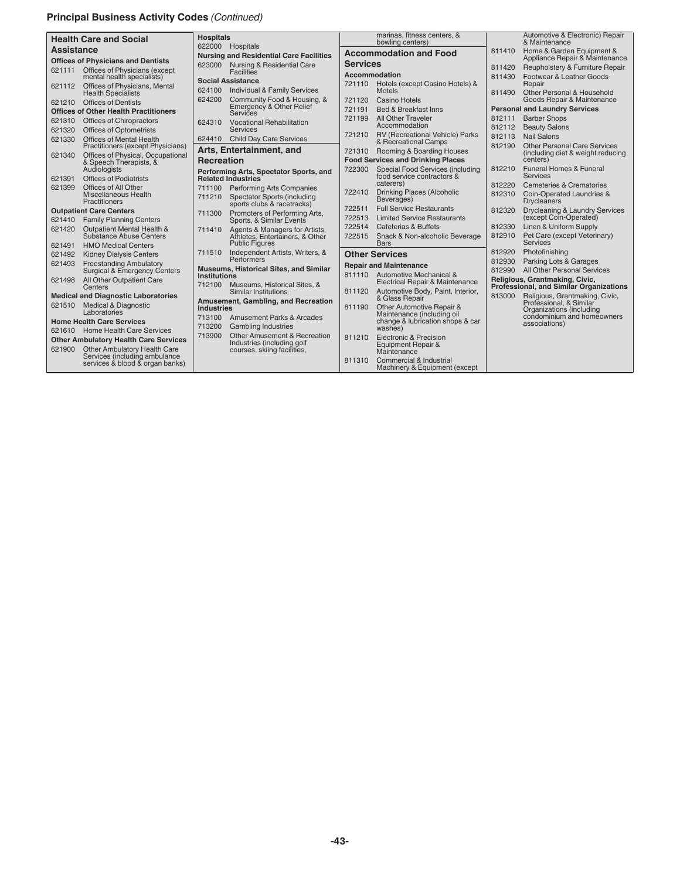# Principal Business Activity Codes *(Continued)*

## Health Care and Social Assistance

**Offices of Physicians and Dentists**

621111 Offices of Physicians (except mental health specialists)
621112 Offices of Physicians, Mental Health Specialists
621210 Offices of Dentists

**Offices of Other Health Practitioners**

621310 Offices of Chiropractors
621320 Offices of Optometrists
621330 Offices of Mental Health Practitioners (except Physicians)
621340 Offices of Physical, Occupational & Speech Therapists, & Audiologists
621391 Offices of Podiatrists
621399 Offices of All Other Miscellaneous Health Practitioners

**Outpatient Care Centers**

621410 Family Planning Centers
621420 Outpatient Mental Health & Substance Abuse Centers
621491 HMO Medical Centers
621492 Kidney Dialysis Centers
621493 Freestanding Ambulatory Surgical & Emergency Centers
621498 All Other Outpatient Care Centers

**Medical and Diagnostic Laboratories**

621510 Medical & Diagnostic Laboratories

**Home Health Care Services**

621610 Home Health Care Services

**Other Ambulatory Health Care Services**

621900 Other Ambulatory Health Care Services (including ambulance services & blood & organ banks)

**Hospitals**

622000 Hospitals

**Nursing and Residential Care Facilities**

623000 Nursing & Residential Care Facilities

**Social Assistance**

624100 Individual & Family Services
624200 Community Food & Housing, & Emergency & Other Relief Services
624310 Vocational Rehabilitation Services
624410 Child Day Care Services

## Arts, Entertainment, and Recreation

**Performing Arts, Spectator Sports, and Related Industries**

711100 Performing Arts Companies
711210 Spectator Sports (including sports clubs & racetracks)
711300 Promoters of Performing Arts, Sports, & Similar Events
711410 Agents & Managers for Artists, Athletes, Entertainers, & Other Public Figures
711510 Independent Artists, Writers, & Performers

**Museums, Historical Sites, and Similar Institutions**

712100 Museums, Historical Sites, & Similar Institutions

**Amusement, Gambling, and Recreation Industries**

713100 Amusement Parks & Arcades
713200 Gambling Industries
713900 Other Amusement & Recreation Industries (including golf courses, skiing facilities, marinas, fitness centers, & bowling centers)

## Accommodation and Food Services

**Accommodation**

721110 Hotels (except Casino Hotels) & Motels
721120 Casino Hotels
721191 Bed & Breakfast Inns
721199 All Other Traveler Accommodation
721210 RV (Recreational Vehicle) Parks & Recreational Camps
721310 Rooming & Boarding Houses

**Food Services and Drinking Places**

722300 Special Food Services (including food service contractors & caterers)
722410 Drinking Places (Alcoholic Beverages)
722511 Full Service Restaurants
722513 Limited Service Restaurants
722514 Cafeterias & Buffets
722515 Snack & Non-alcoholic Beverage Bars

## Other Services

**Repair and Maintenance**

811110 Automotive Mechanical & Electrical Repair & Maintenance
811120 Automotive Body, Paint, Interior, & Glass Repair
811190 Other Automotive Repair & Maintenance (including oil change & lubrication shops & car washes)
811210 Electronic & Precision Equipment Repair & Maintenance
811310 Commercial & Industrial Machinery & Equipment (except Automotive & Electronic) Repair & Maintenance
811410 Home & Garden Equipment & Appliance Repair & Maintenance
811420 Reupholstery & Furniture Repair
811430 Footwear & Leather Goods Repair
811490 Other Personal & Household Goods Repair & Maintenance

**Personal and Laundry Services**

812111 Barber Shops
812112 Beauty Salons
812113 Nail Salons
812190 Other Personal Care Services (including diet & weight reducing centers)
812210 Funeral Homes & Funeral Services
812220 Cemeteries & Crematories
812310 Coin-Operated Laundries & Drycleaners
812320 Drycleaning & Laundry Services (except Coin-Operated)
812330 Linen & Uniform Supply
812910 Pet Care (except Veterinary) Services
812920 Photofinishing
812930 Parking Lots & Garages
812990 All Other Personal Services

**Religious, Grantmaking, Civic, Professional, and Similar Organizations**

813000 Religious, Grantmaking, Civic, Professional, & Similar Organizations (including condominium and homeowners associations)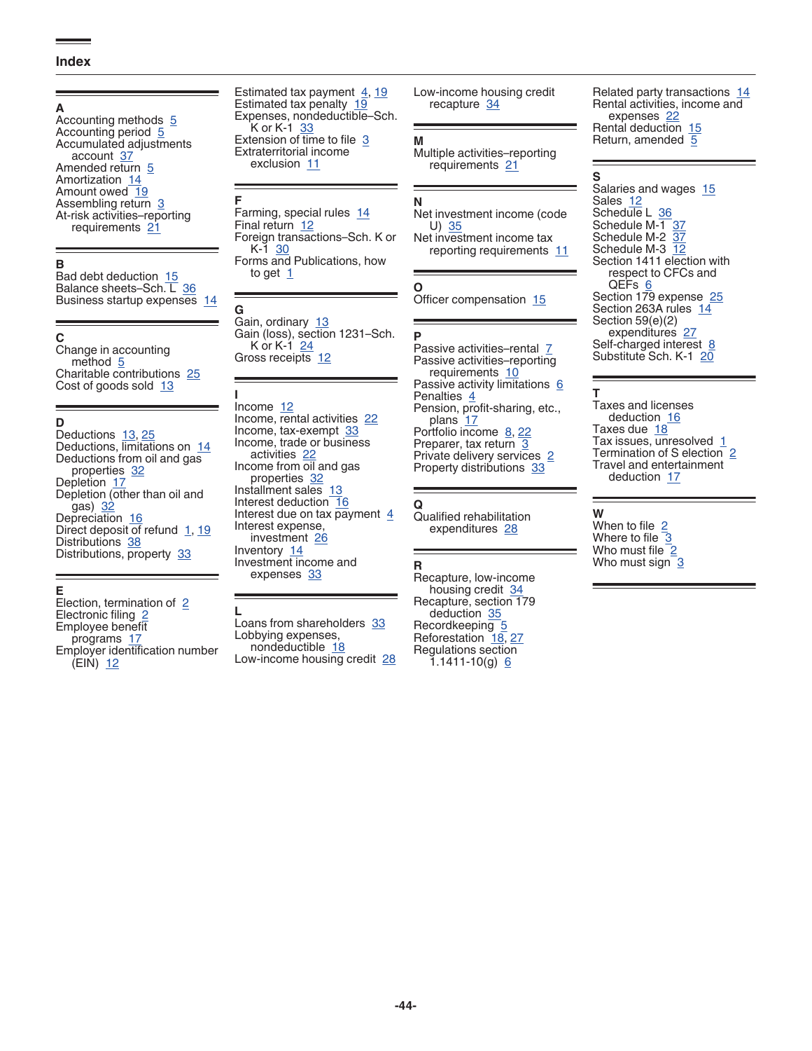## Index

**A**

Accounting methods 5
Accounting period 5
Accumulated adjustments account 37
Amended return 5
Amortization 14
Amount owed 19
Assembling return 3
At-risk activities–reporting requirements 21

**B**

Bad debt deduction 15
Balance sheets–Sch. L 36
Business startup expenses 14

**C**

Change in accounting method 5
Charitable contributions 25
Cost of goods sold 13

**D**

Deductions 13, 25
Deductions, limitations on 14
Deductions from oil and gas properties 32
Depletion 17
Depletion (other than oil and gas) 32
Depreciation 16
Direct deposit of refund 1, 19
Distributions 38
Distributions, property 33

**E**

Election, termination of 2
Electronic filing 2
Employee benefit programs 17
Employer identification number (EIN) 12
Estimated tax payment 4, 19
Estimated tax penalty 19
Expenses, nondeductible–Sch. K or K-1 33
Extension of time to file 3
Extraterritorial income exclusion 11

**F**

Farming, special rules 14
Final return 12
Foreign transactions–Sch. K or K-1 30
Forms and Publications, how to get 1

**G**

Gain, ordinary 13
Gain (loss), section 1231–Sch. K or K-1 24
Gross receipts 12

**I**

Income 12
Income, rental activities 22
Income, tax-exempt 33
Income, trade or business activities 22
Income from oil and gas properties 32
Installment sales 13
Interest deduction 16
Interest due on tax payment 4
Interest expense, investment 26
Inventory 14
Investment income and expenses 33

**L**

Loans from shareholders 33
Lobbying expenses, nondeductible 18
Low-income housing credit 28
Low-income housing credit recapture 34

**M**

Multiple activities–reporting requirements 21

**N**

Net investment income (code U) 35
Net investment income tax reporting requirements 11

**O**

Officer compensation 15

**P**

Passive activities–rental 7
Passive activities–reporting requirements 10
Passive activity limitations 6
Penalties 4
Pension, profit-sharing, etc., plans 17
Portfolio income 8, 22
Preparer, tax return 3
Private delivery services 2
Property distributions 33

**Q**

Qualified rehabilitation expenditures 28

**R**

Recapture, low-income housing credit 34
Recapture, section 179 deduction 35
Recordkeeping 5
Reforestation 18, 27
Regulations section 1.1411-10(g) 6
Related party transactions 14
Rental activities, income and expenses 22
Rental deduction 15
Return, amended 5

**S**

Salaries and wages 15
Sales 12
Schedule L 36
Schedule M-1 37
Schedule M-2 37
Schedule M-3 12
Section 1411 election with respect to CFCs and QEFs 6
Section 179 expense 25
Section 263A rules 14
Section 59(e)(2) expenditures 27
Self-charged interest 8
Substitute Sch. K-1 20

**T**

Taxes and licenses deduction 16
Taxes due 18
Tax issues, unresolved 1
Termination of S election 2
Travel and entertainment deduction 17

**W**

When to file 2
Where to file 3
Who must file 2
Who must sign 3